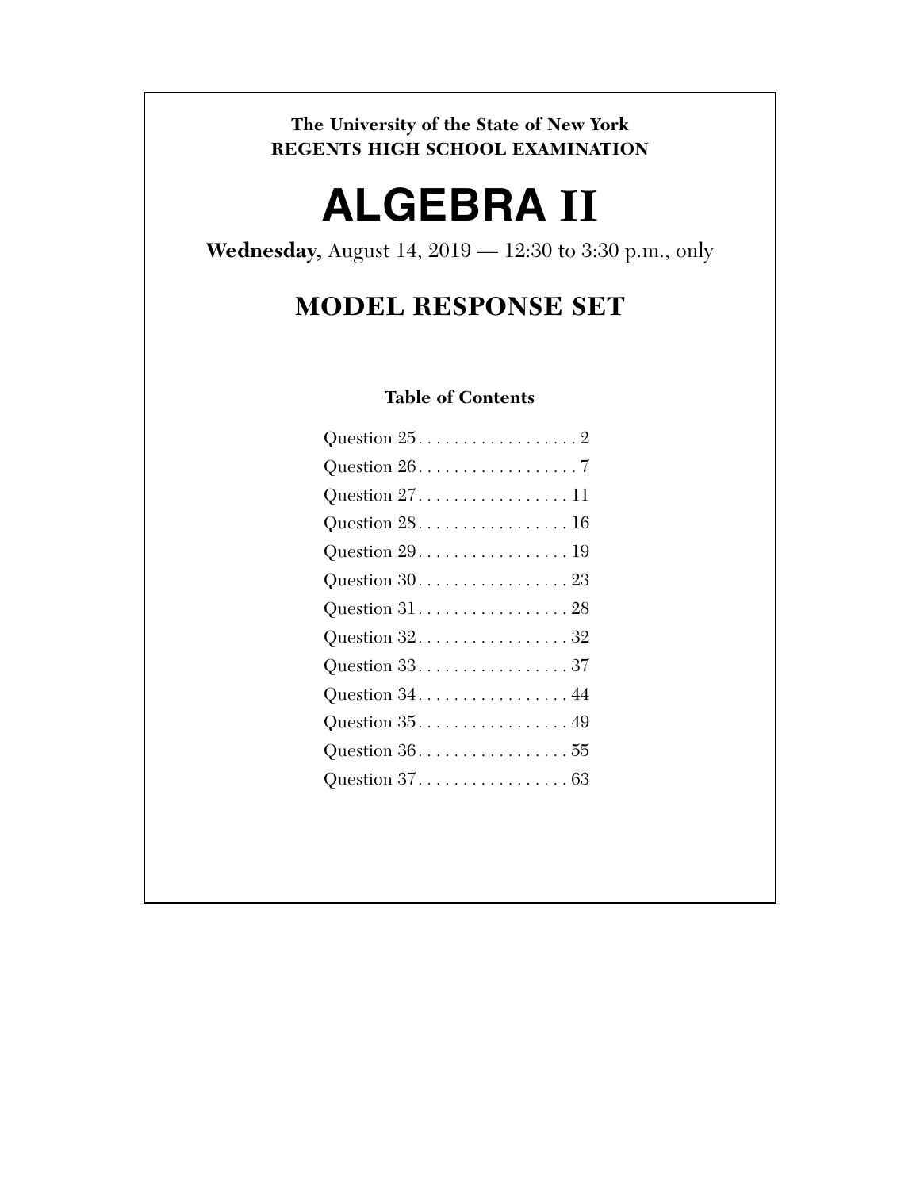**The University of the State of New York**
**REGENTS HIGH SCHOOL EXAMINATION**

# ALGEBRA II

**Wednesday,** August 14, 2019 — 12:30 to 3:30 p.m., only

## MODEL RESPONSE SET

### Table of Contents

Question 25. . . . . . . . . . . . . . . . . . 2
Question 26. . . . . . . . . . . . . . . . . . 7
Question 27. . . . . . . . . . . . . . . . . 11
Question 28. . . . . . . . . . . . . . . . . 16
Question 29. . . . . . . . . . . . . . . . . 19
Question 30. . . . . . . . . . . . . . . . . 23
Question 31. . . . . . . . . . . . . . . . . 28
Question 32. . . . . . . . . . . . . . . . . 32
Question 33. . . . . . . . . . . . . . . . . 37
Question 34. . . . . . . . . . . . . . . . . 44
Question 35. . . . . . . . . . . . . . . . . 49
Question 36. . . . . . . . . . . . . . . . . 55
Question 37. . . . . . . . . . . . . . . . . 63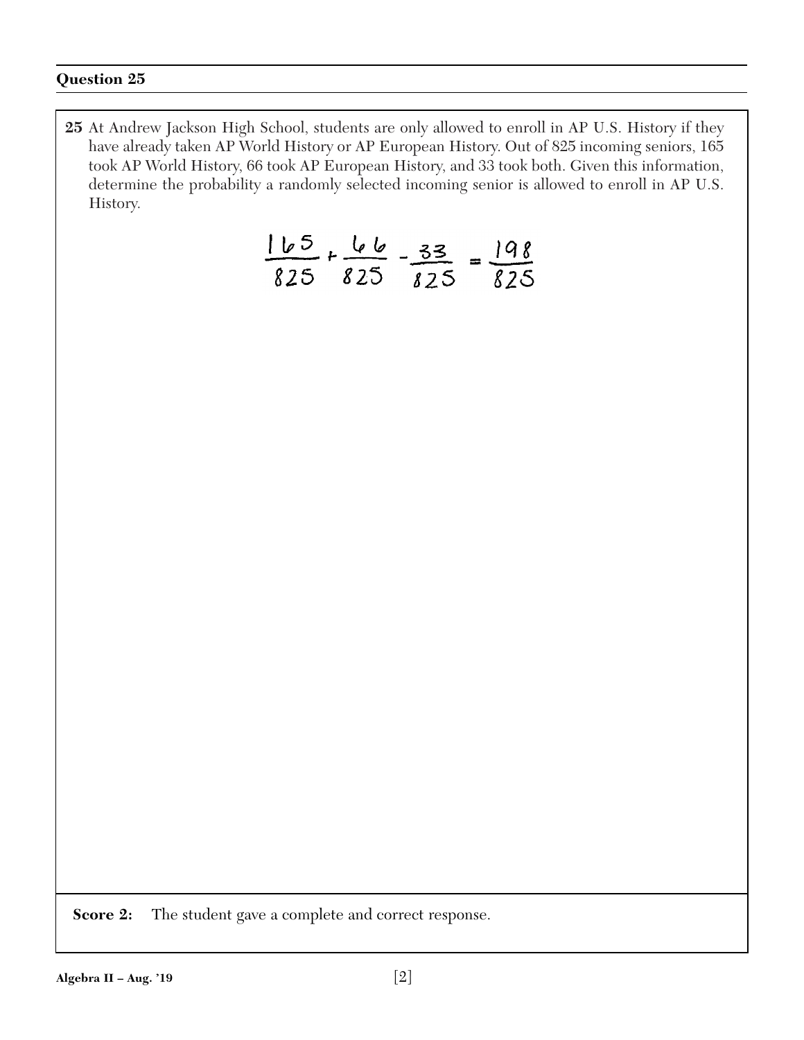## Question 25

**25** At Andrew Jackson High School, students are only allowed to enroll in AP U.S. History if they have already taken AP World History or AP European History. Out of 825 incoming seniors, 165 took AP World History, 66 took AP European History, and 33 took both. Given this information, determine the probability a randomly selected incoming senior is allowed to enroll in AP U.S. History.

$$\frac{165}{825} + \frac{66}{825} - \frac{33}{825} = \frac{198}{825}$$

**Score 2:** The student gave a complete and correct response.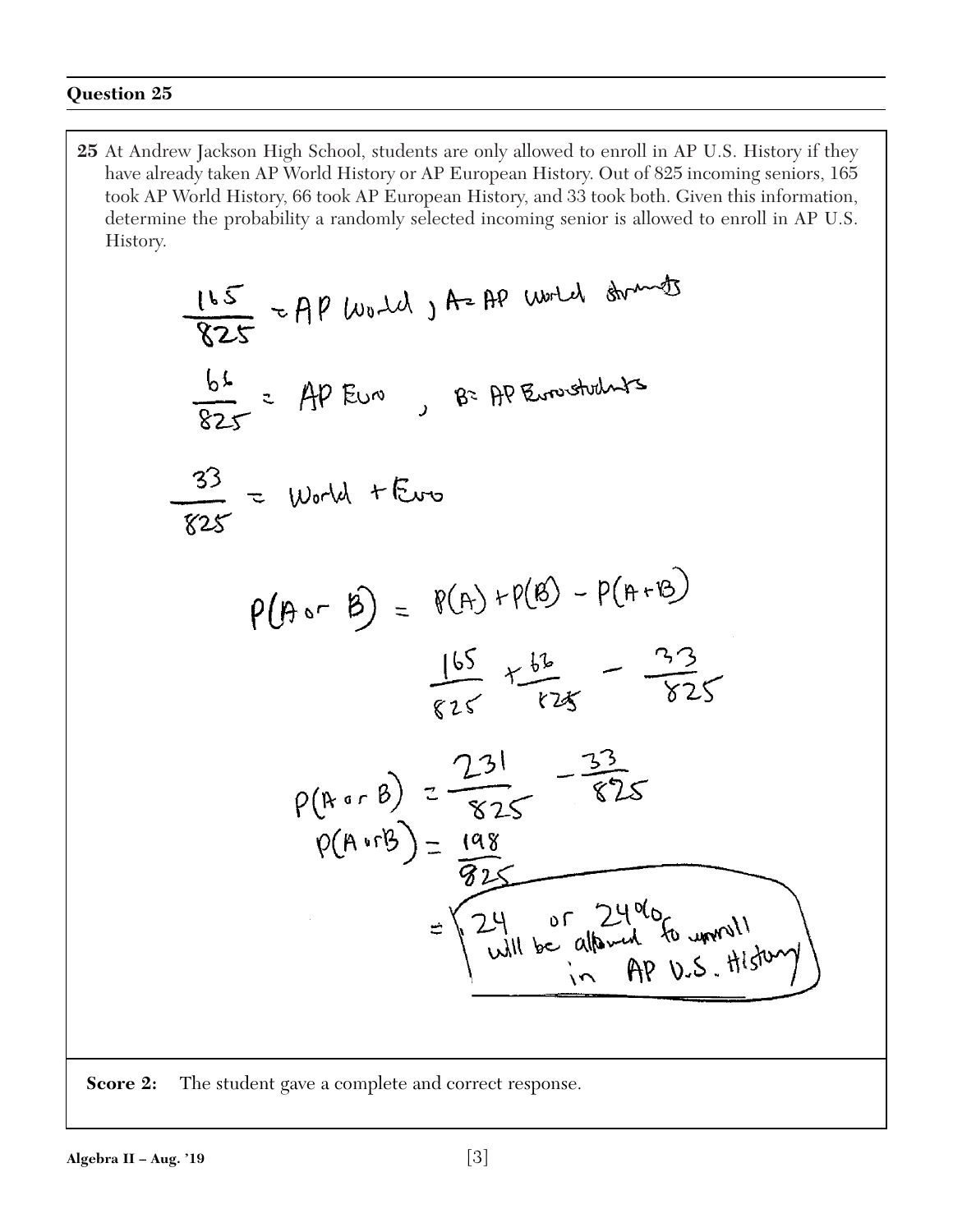## Question 25

**25** At Andrew Jackson High School, students are only allowed to enroll in AP U.S. History if they have already taken AP World History or AP European History. Out of 825 incoming seniors, 165 took AP World History, 66 took AP European History, and 33 took both. Given this information, determine the probability a randomly selected incoming senior is allowed to enroll in AP U.S. History.

$\frac{165}{825}$ = AP World , A= AP World students

$\frac{66}{825}$ = AP Euro , B= AP Euro students

$\frac{33}{825}$ = World + Euro

$P(A \text{ or } B) = P(A) + P(B) - P(A+B)$

$\frac{165}{825} + \frac{66}{825} - \frac{33}{825}$

$P(A \text{ or } B) = \frac{231}{825} - \frac{33}{825}$

$P(A \text{ or } B) = \frac{198}{825}$

= .24 or 24% will be allowed to enroll in AP U.S. History

**Score 2:** The student gave a complete and correct response.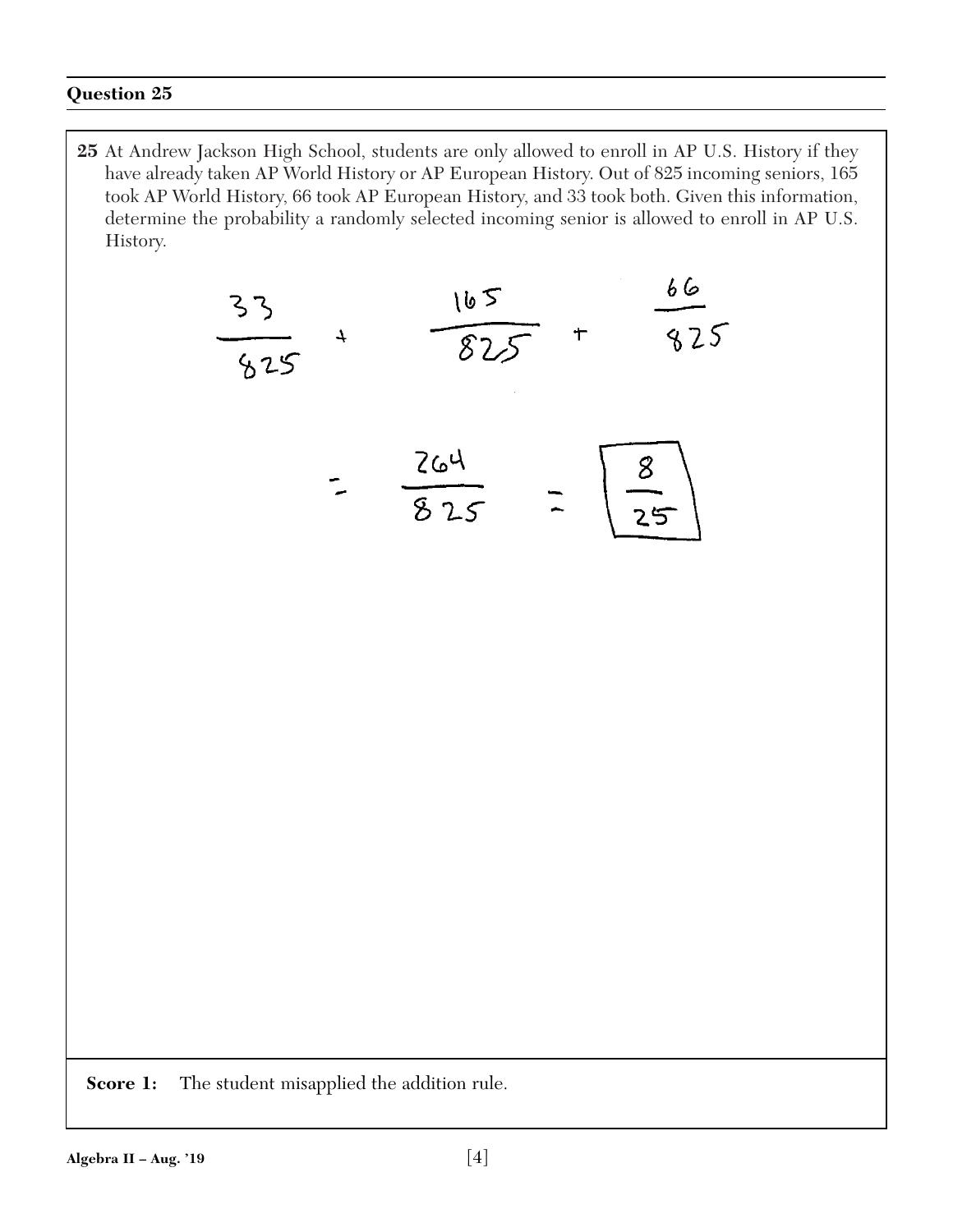## Question 25

**25** At Andrew Jackson High School, students are only allowed to enroll in AP U.S. History if they have already taken AP World History or AP European History. Out of 825 incoming seniors, 165 took AP World History, 66 took AP European History, and 33 took both. Given this information, determine the probability a randomly selected incoming senior is allowed to enroll in AP U.S. History.

$$\frac{33}{825} + \frac{165}{825} + \frac{66}{825}$$

$$= \frac{264}{825} = \boxed{\frac{8}{25}}$$

**Score 1:** The student misapplied the addition rule.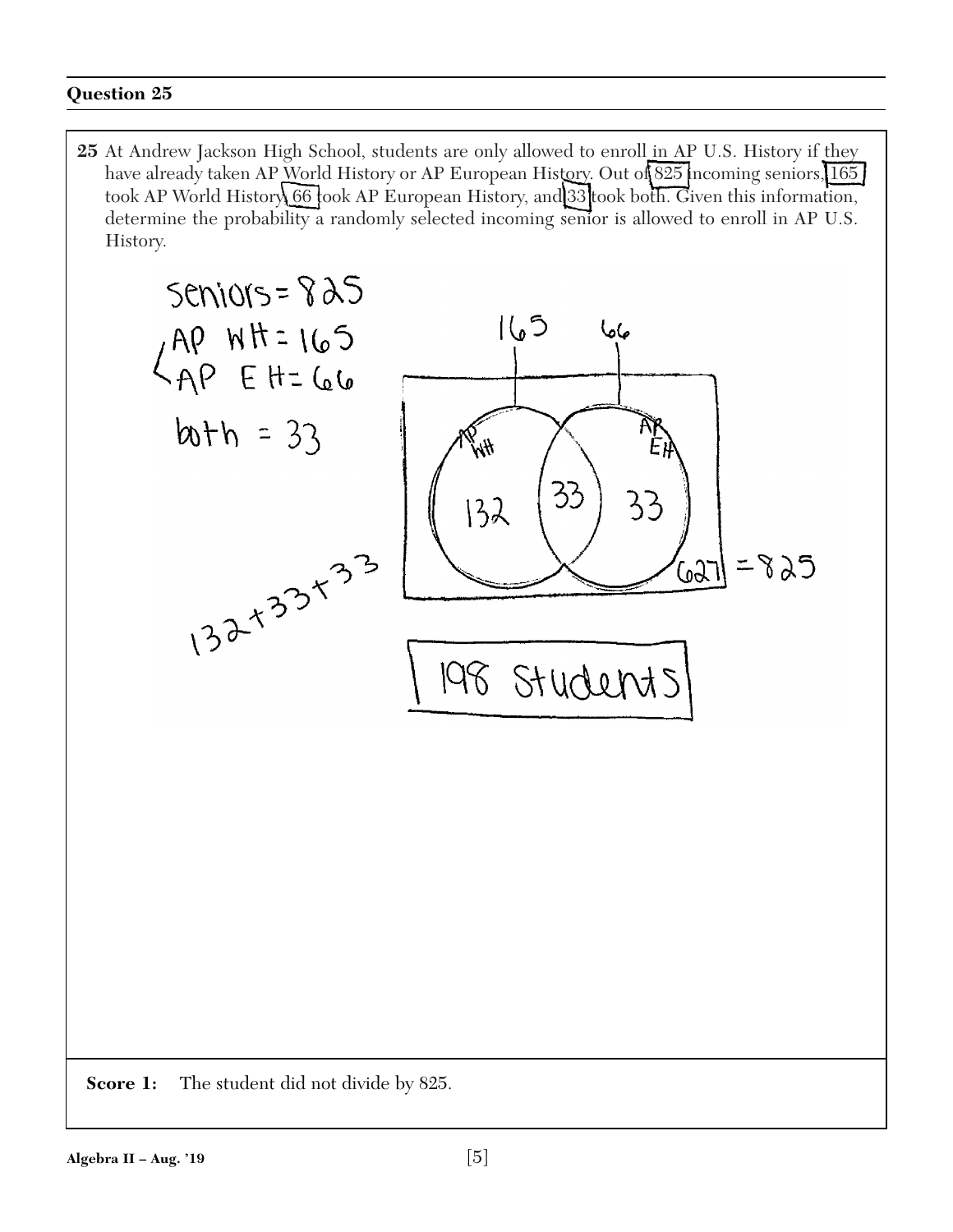### Question 25

**25** At Andrew Jackson High School, students are only allowed to enroll in AP U.S. History if they have already taken AP World History or AP European History. Out of 825 incoming seniors, 165 took AP World History, 66 took AP European History, and 33 took both. Given this information, determine the probability a randomly selected incoming senior is allowed to enroll in AP U.S. History.

seniors = 825
AP WH = 165
AP EH = 66
both = 33

165 — AP WH: 132 | 33 | 33 :AP EH — 66

627 = 825

132 + 33 + 33

198 Students

**Score 1:** The student did not divide by 825.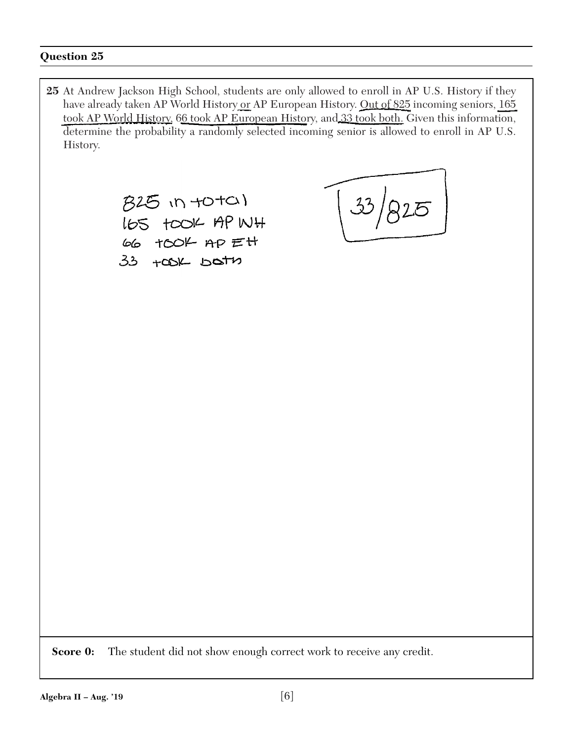## Question 25

**25** At Andrew Jackson High School, students are only allowed to enroll in AP U.S. History if they have already taken AP World History or AP European History. Out of 825 incoming seniors, 165 took AP World History, 66 took AP European History, and 33 took both. Given this information, determine the probability a randomly selected incoming senior is allowed to enroll in AP U.S. History.

825 in total
165 took AP WH
66 took AP EH
33 took both

$33/825$

**Score 0:** The student did not show enough correct work to receive any credit.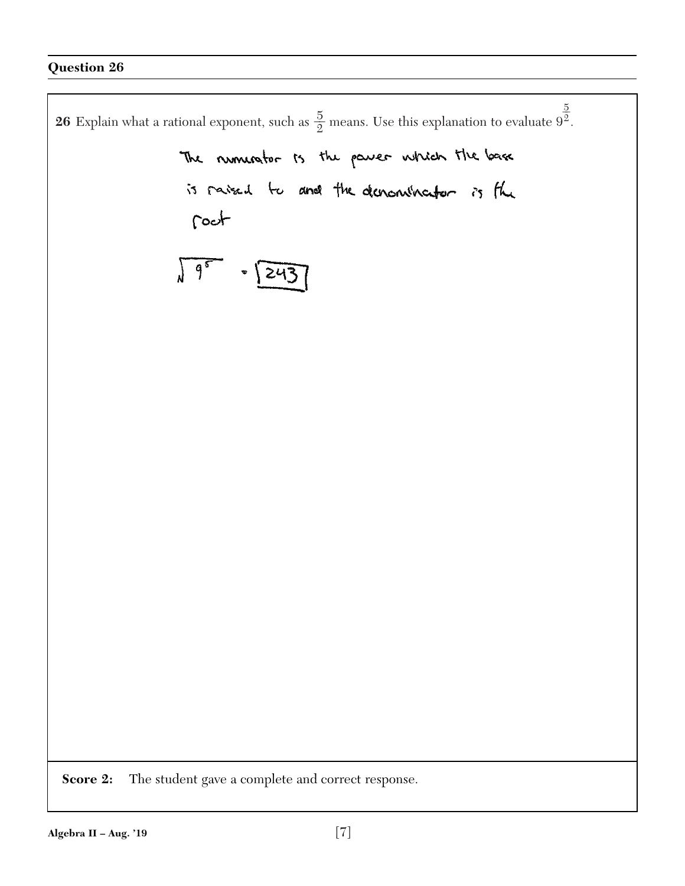## Question 26

**26** Explain what a rational exponent, such as $\frac{5}{2}$ means. Use this explanation to evaluate $9^{\frac{5}{2}}$.

The numerator is the power which the base is raised to and the denominator is the root

$\sqrt{9^5} = \boxed{243}$

**Score 2:** The student gave a complete and correct response.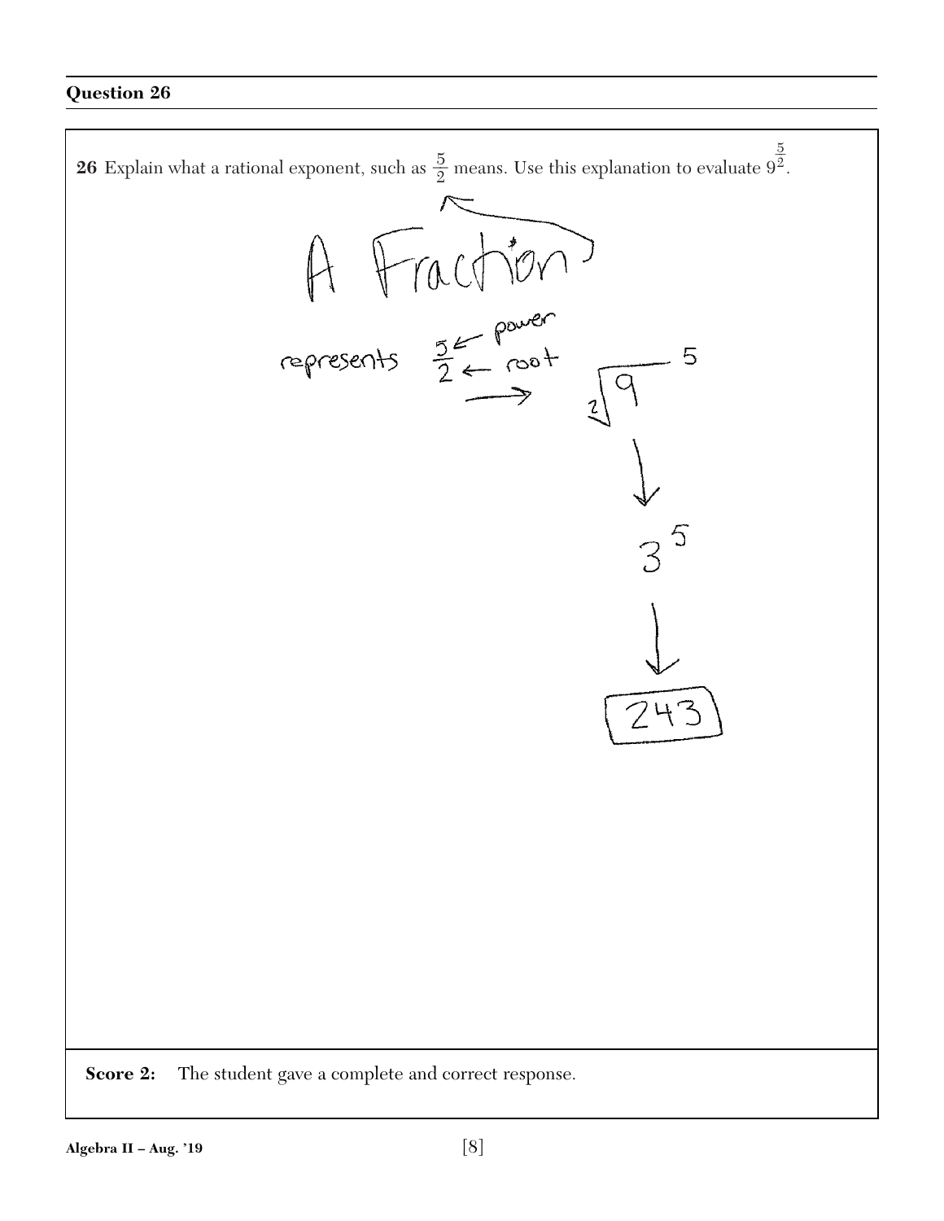## Question 26

**26** Explain what a rational exponent, such as $\frac{5}{2}$ means. Use this explanation to evaluate $9^{\frac{5}{2}}$.

A Fraction

represents $\frac{5}{2}$ ← power ← root

$$\left(\sqrt[2]{9}\right)^5$$

$$3^5$$

$$\boxed{243}$$

**Score 2:** The student gave a complete and correct response.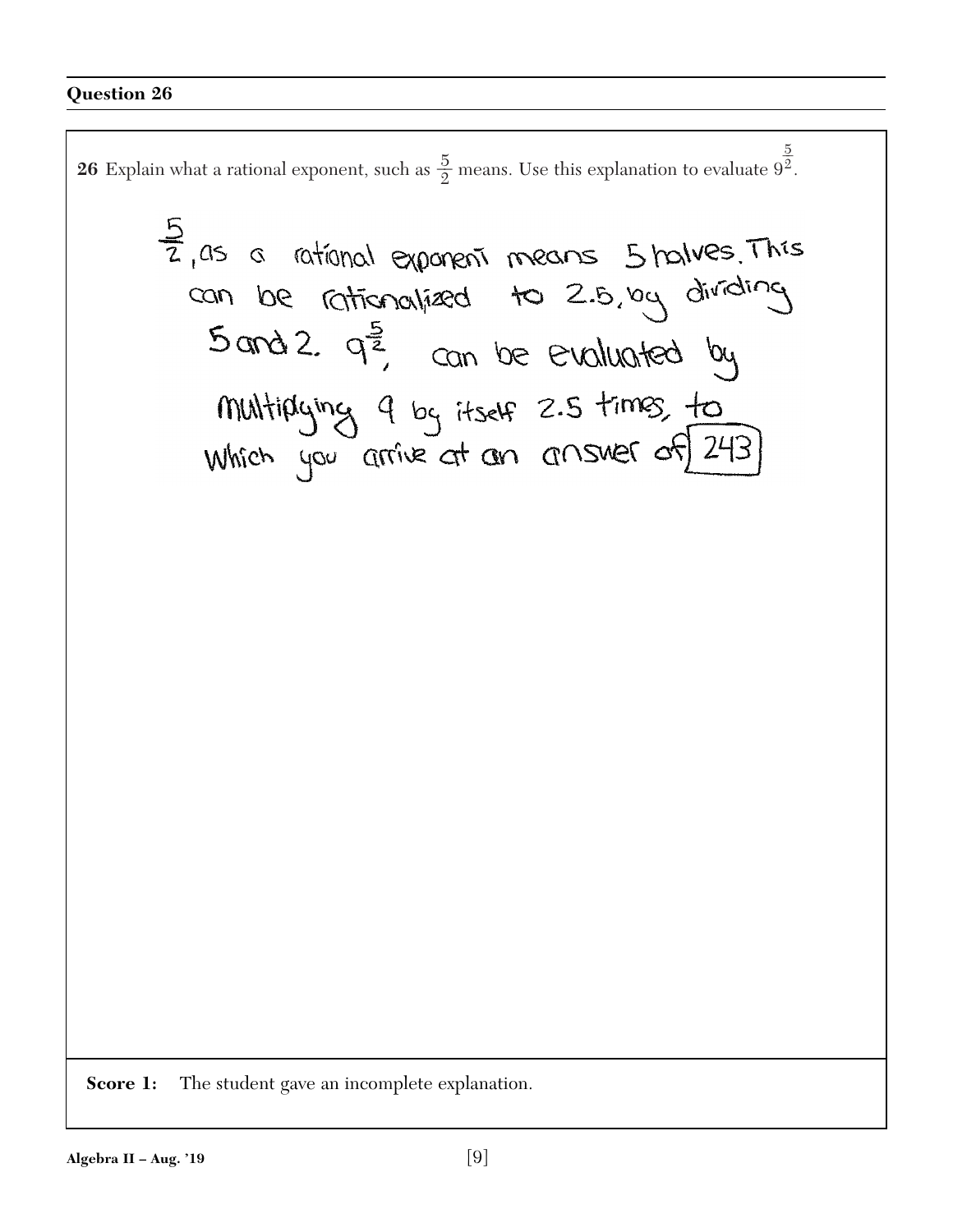## Question 26

**26** Explain what a rational exponent, such as $\frac{5}{2}$ means. Use this explanation to evaluate $9^{\frac{5}{2}}$.

$\frac{5}{2}$, as a rational exponent means 5 halves. This can be rationalized to 2.5, by dividing 5 and 2. $9^{\frac{5}{2}}$, can be evaluated by multiplying 9 by itself 2.5 times, to which you arrive at an answer of 243

**Score 1:** The student gave an incomplete explanation.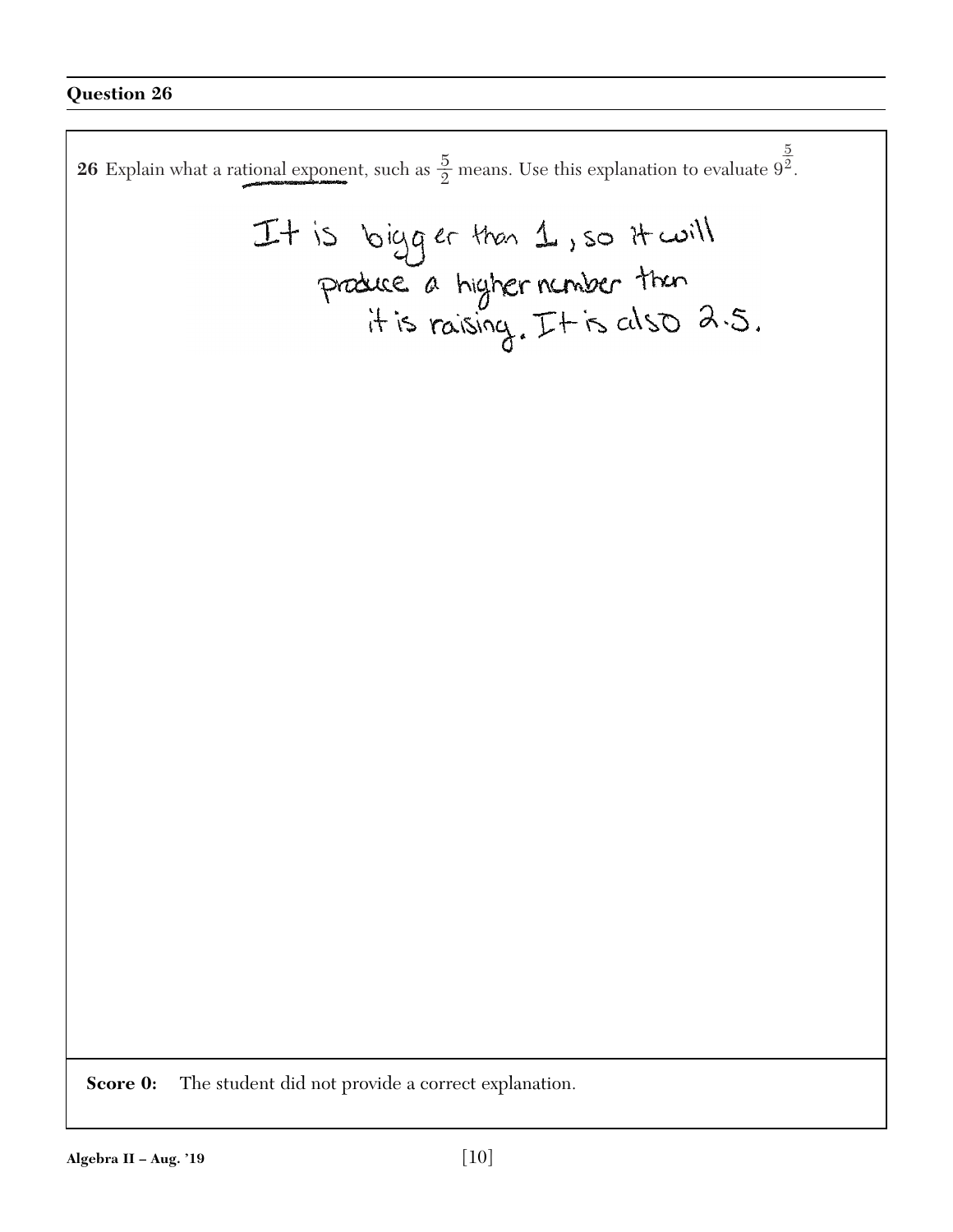## Question 26

**26** Explain what a rational exponent, such as $\frac{5}{2}$ means. Use this explanation to evaluate $9^{\frac{5}{2}}$.

It is bigger than 1, so it will produce a higher number than it is raising. It is also 2.5.

**Score 0:** The student did not provide a correct explanation.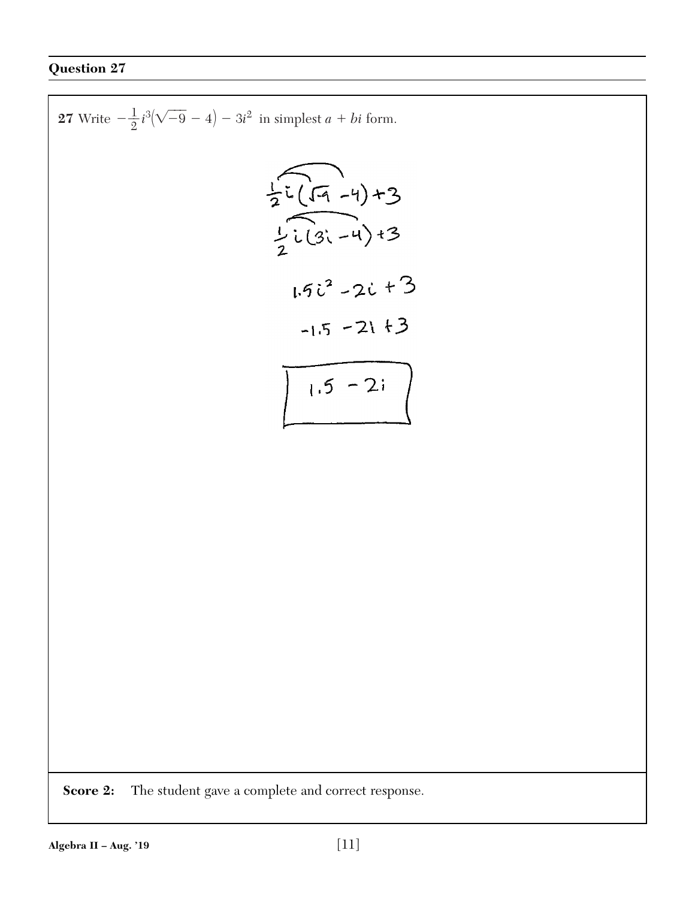## Question 27

**27** Write $-\frac{1}{2}i^3(\sqrt{-9} - 4) - 3i^2$ in simplest $a + bi$ form.

$$\frac{1}{2}i(\sqrt{-9} - 4) + 3$$

$$\frac{1}{2}i(3i - 4) + 3$$

$$1.5i^2 - 2i + 3$$

$$-1.5 - 2i + 3$$

$$\boxed{1.5 - 2i}$$

**Score 2:** The student gave a complete and correct response.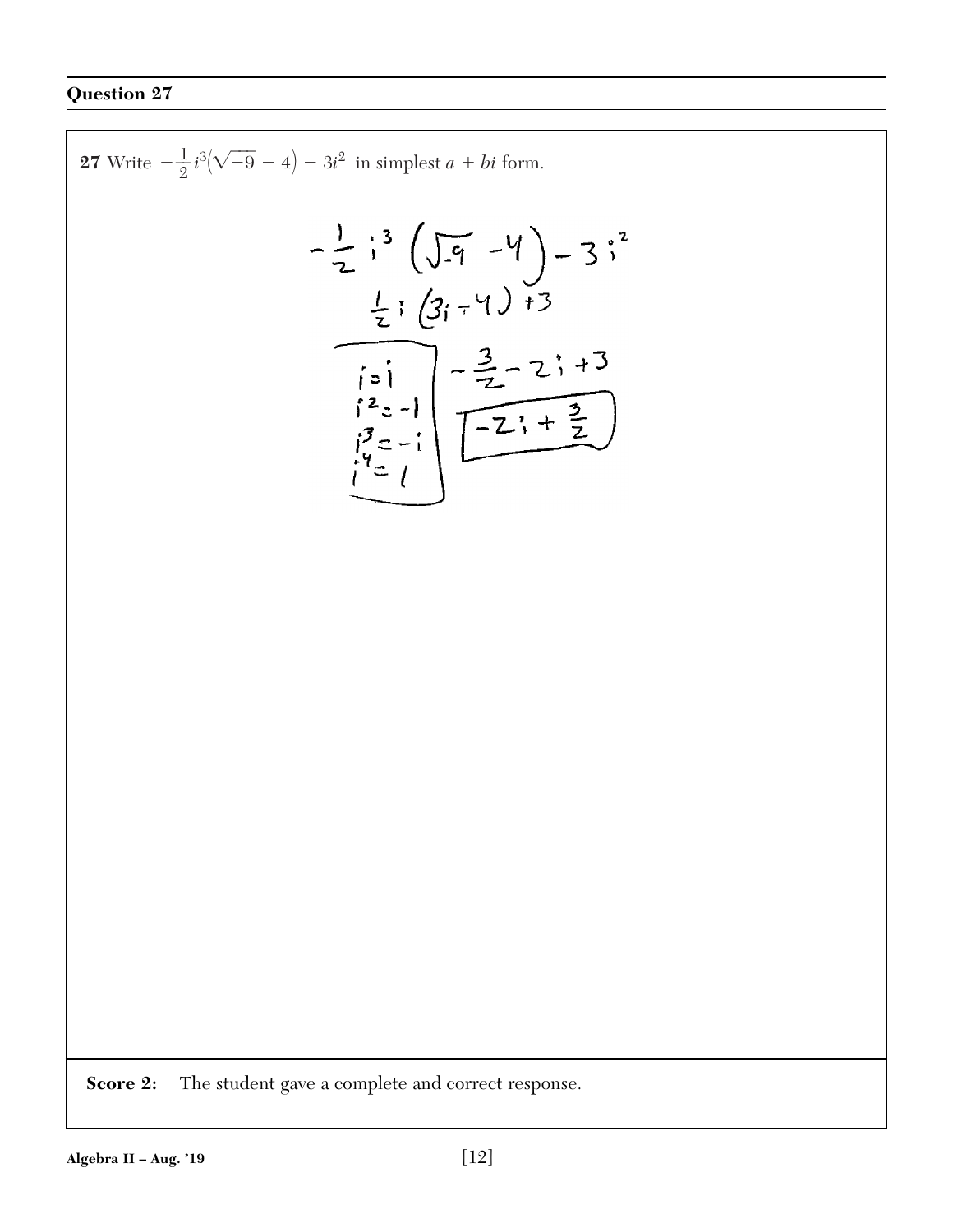## Question 27

**27** Write $-\frac{1}{2}i^3\left(\sqrt{-9} - 4\right) - 3i^2$ in simplest $a + bi$ form.

$$-\frac{1}{2}i^3\left(\sqrt{-9} - 4\right) - 3i^2$$

$$\frac{1}{2}i\left(3i - 4\right) + 3$$

$i = i$
$i^2 = -1$
$i^3 = -i$
$i^4 = 1$

$$-\frac{3}{2} - 2i + 3$$

$$\boxed{-2i + \frac{3}{2}}$$

**Score 2:** The student gave a complete and correct response.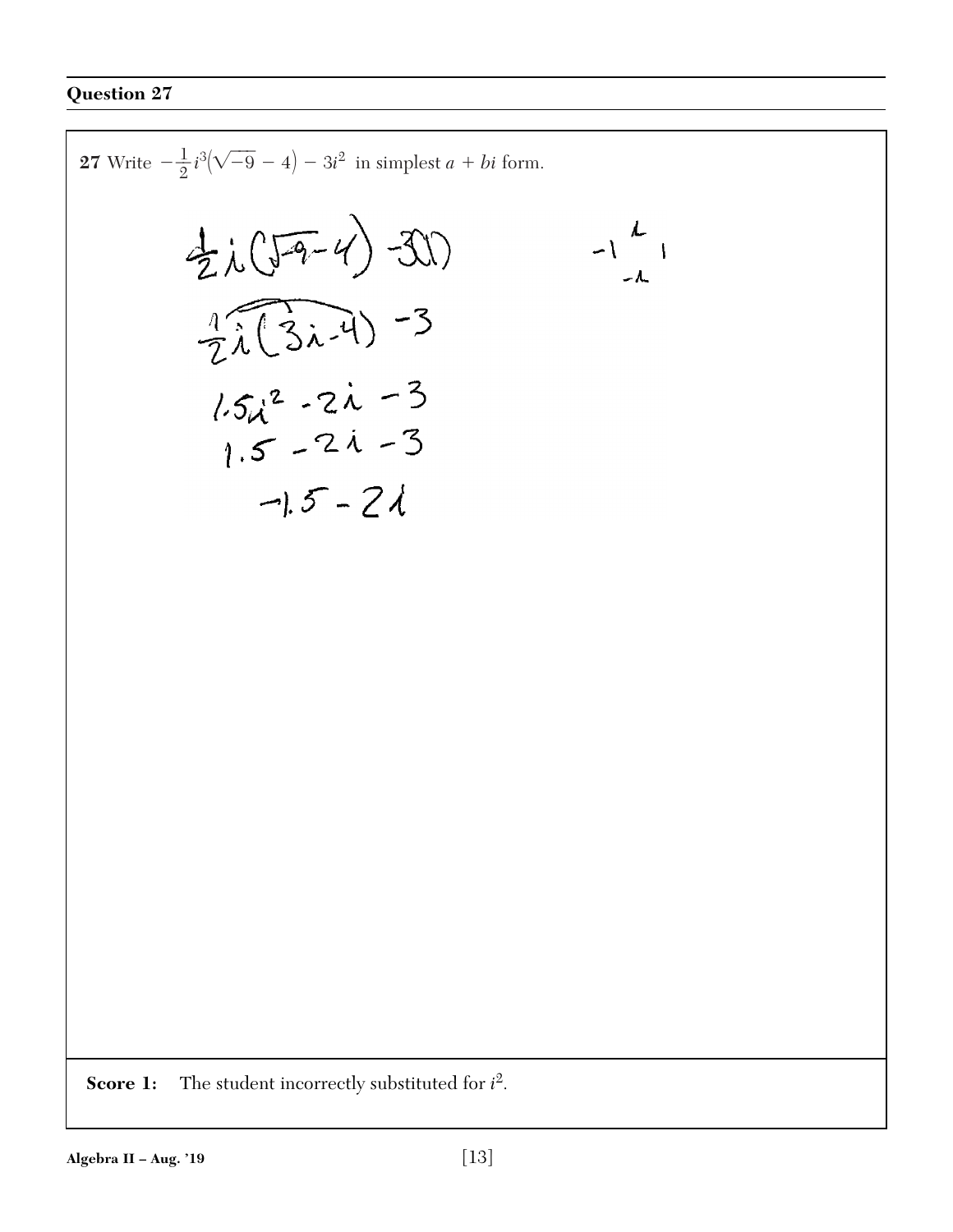## Question 27

**27** Write $-\frac{1}{2}i^3(\sqrt{-9} - 4) - 3i^2$ in simplest $a + bi$ form.

$\frac{1}{2}i(\sqrt{-9}-4) - 3(1)$

$\frac{1}{2}i(3i-4) - 3$

$1.5i^2 - 2i - 3$

$1.5 - 2i - 3$

$-1.5 - 2i$

$-1 \quad i \quad 1$
$\quad -i$

**Score 1:** The student incorrectly substituted for $i^2$.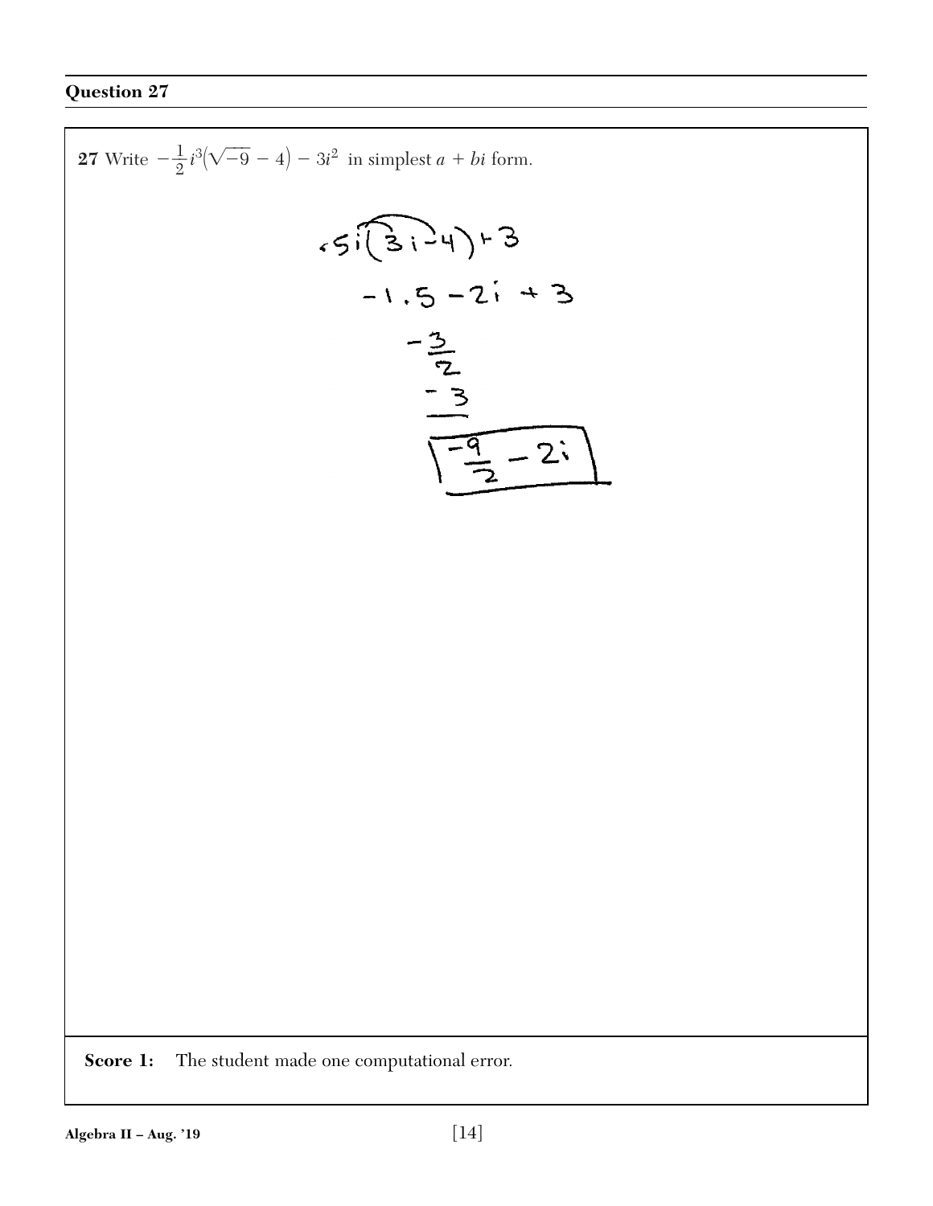## Question 27

**27** Write $-\frac{1}{2}i^3(\sqrt{-9} - 4) - 3i^2$ in simplest $a + bi$ form.

$$.5i(3i - 4) + 3$$

$$-1.5 - 2i + 3$$

$$-\frac{3}{2}$$

$$\underline{-3}$$

$$\boxed{\frac{-9}{2} - 2i}$$

**Score 1:** The student made one computational error.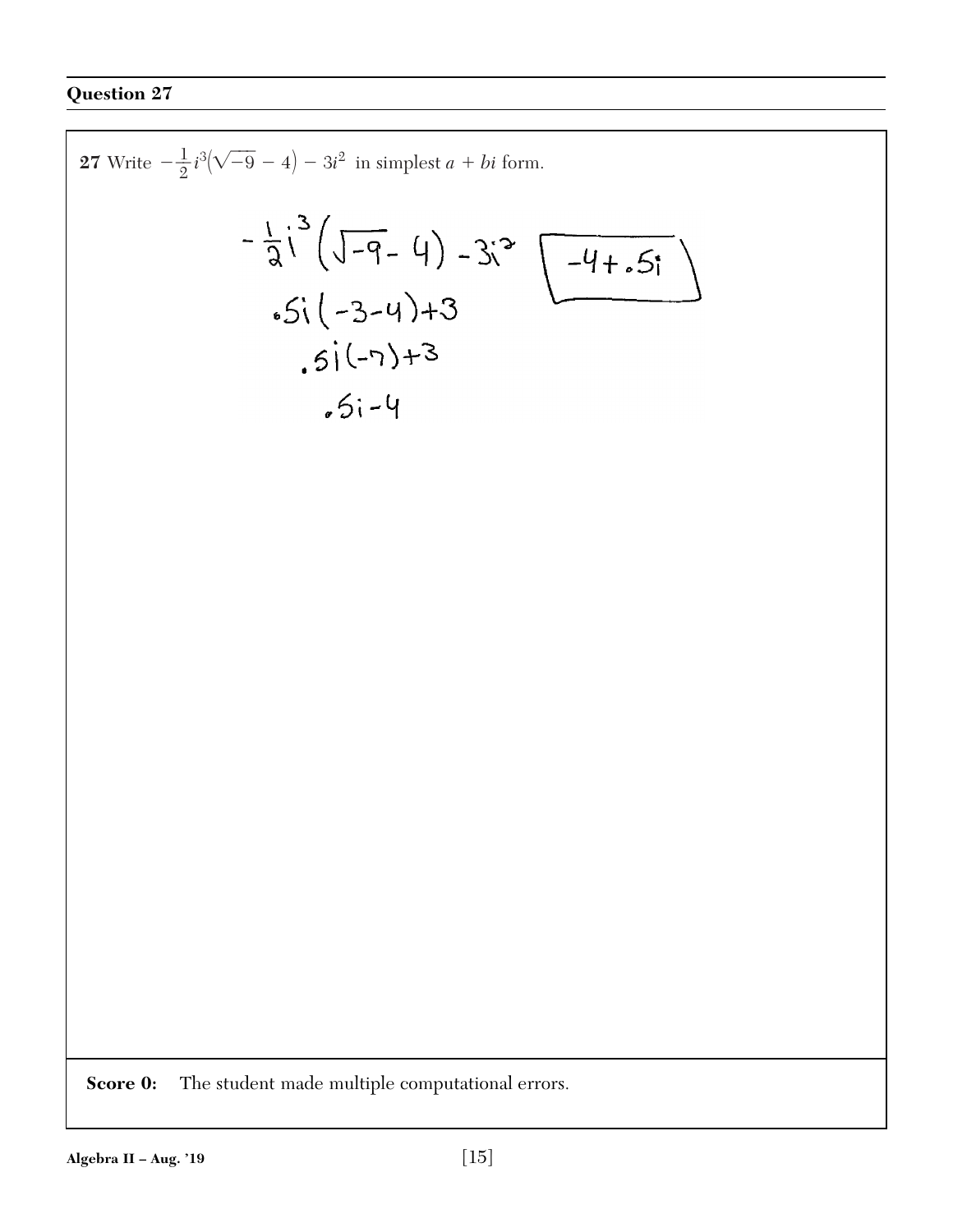## Question 27

**27** Write $-\frac{1}{2}i^3(\sqrt{-9} - 4) - 3i^2$ in simplest $a + bi$ form.

$$-\frac{1}{2}i^3\left(\sqrt{-9} - 4\right) - 3i^2$$

$$.5i(-3-4)+3$$

$$.5i(-7)+3$$

$$.5i-4$$

$$\boxed{-4+.5i}$$

**Score 0:** The student made multiple computational errors.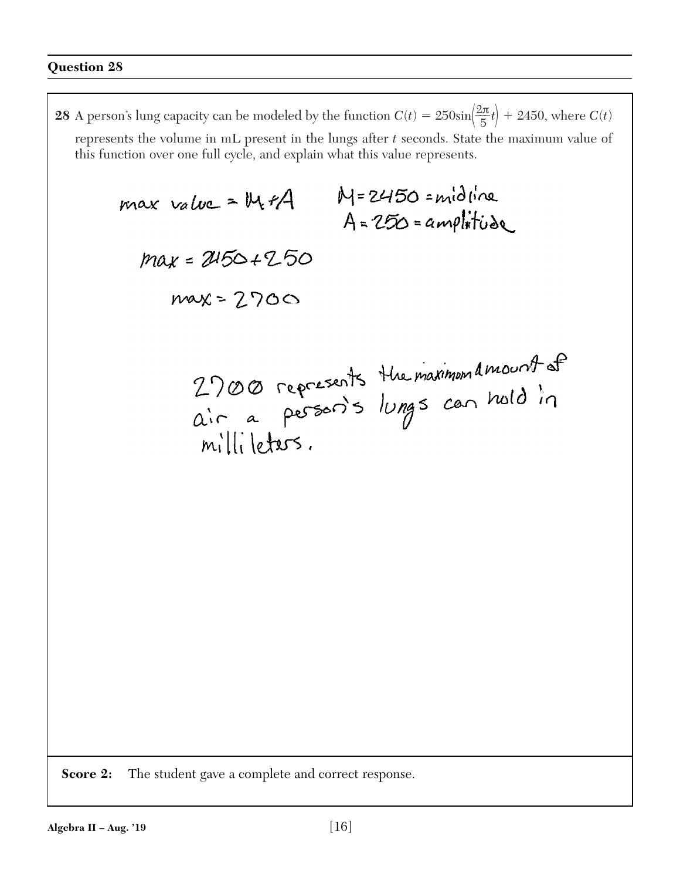### Question 28

**28** A person's lung capacity can be modeled by the function $C(t) = 250\sin\left(\frac{2\pi}{5}t\right) + 2450$, where $C(t)$ represents the volume in mL present in the lungs after $t$ seconds. State the maximum value of this function over one full cycle, and explain what this value represents.

max value = M+A

M = 2450 = midline
A = 250 = amplitude

max = 2450 + 250

max = 2700

2700 represents the maximum amount of air a person's lungs can hold in milliliters.

**Score 2:** The student gave a complete and correct response.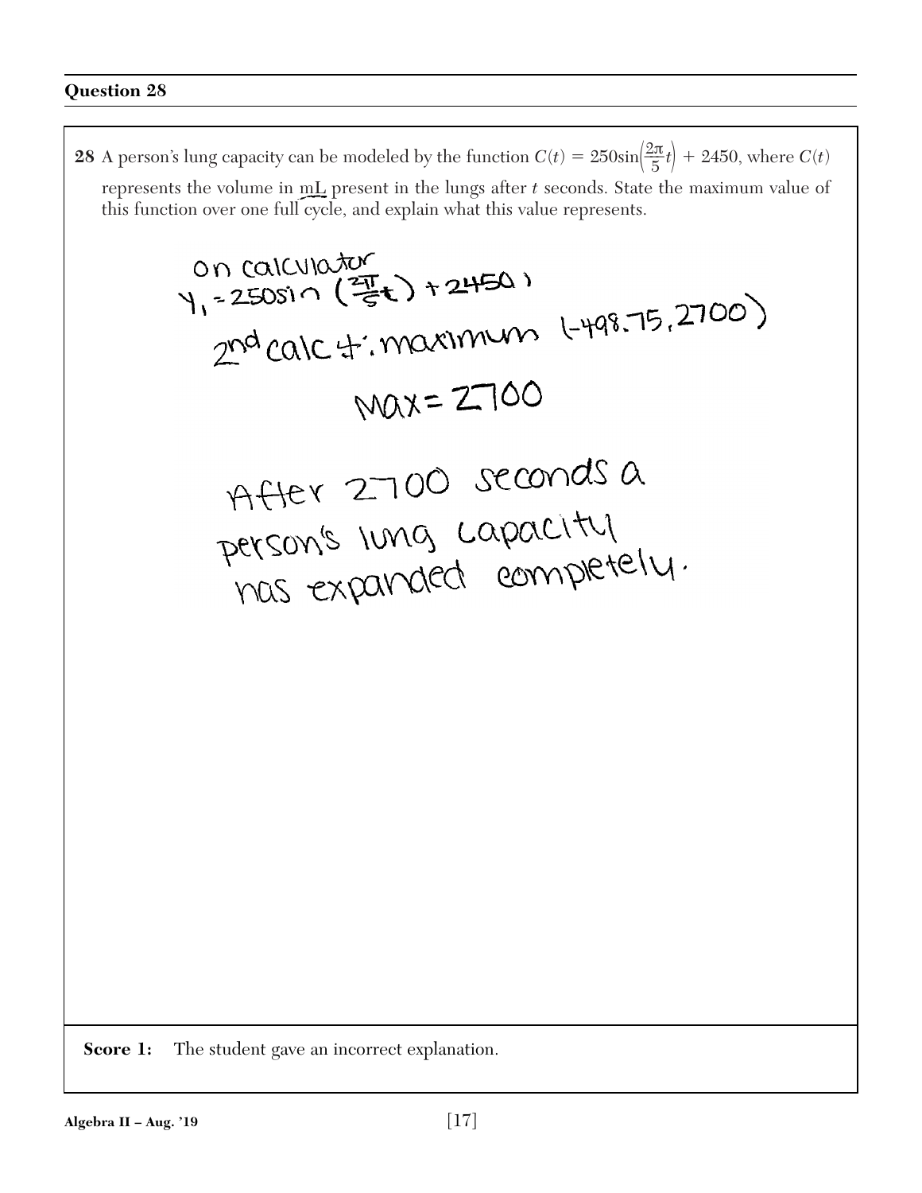## Question 28

**28** A person's lung capacity can be modeled by the function $C(t) = 250\sin\left(\frac{2\pi}{5}t\right) + 2450$, where $C(t)$ represents the volume in mL present in the lungs after $t$ seconds. State the maximum value of this function over one full cycle, and explain what this value represents.

on calculator
$Y_1 = 250\sin\left(\frac{2\pi}{5}t\right) + 2450$ )
2nd calc 4: maximum (-498.75, 2700)

Max = 2700

After 2700 seconds a person's lung capacity has expanded completely.

**Score 1:** The student gave an incorrect explanation.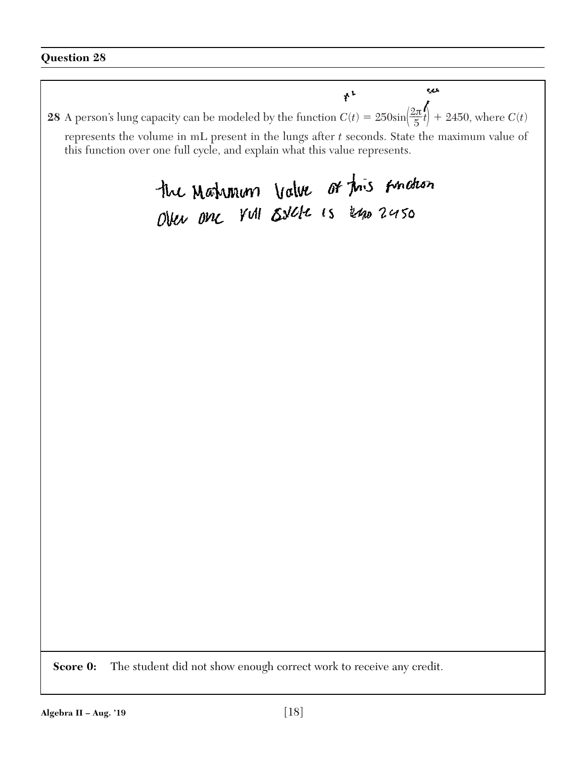## Question 28

**28** A person's lung capacity can be modeled by the function $C(t) = 250\sin\left(\frac{2\pi}{5}t\right) + 2450$, where $C(t)$ represents the volume in mL present in the lungs after $t$ seconds. State the maximum value of this function over one full cycle, and explain what this value represents.

the Maximum Value of this function over one full cycle is ~~too~~ 2450

**Score 0:** The student did not show enough correct work to receive any credit.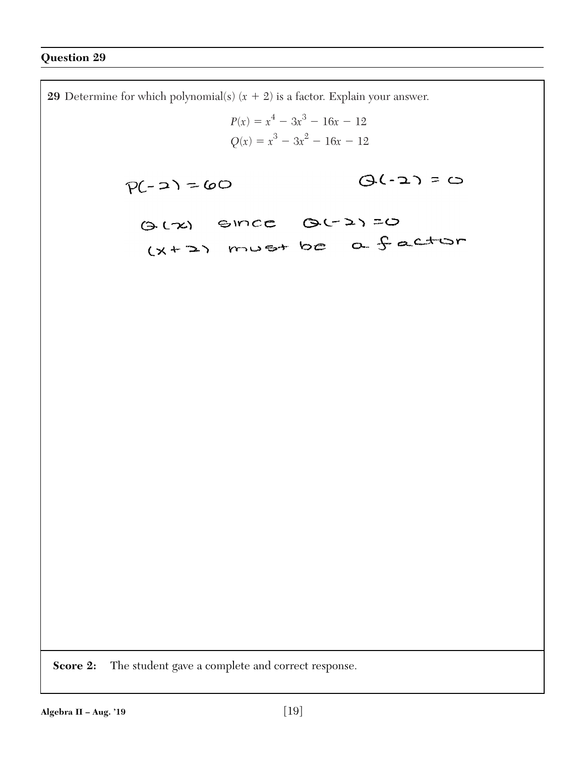## Question 29

**29** Determine for which polynomial(s) $(x + 2)$ is a factor. Explain your answer.

$$P(x) = x^4 - 3x^3 - 16x - 12$$
$$Q(x) = x^3 - 3x^2 - 16x - 12$$

$P(-2) = 60$ $Q(-2) = 0$

$Q(x)$ since $Q(-2) = 0$
$(x+2)$ must be a factor

**Score 2:** The student gave a complete and correct response.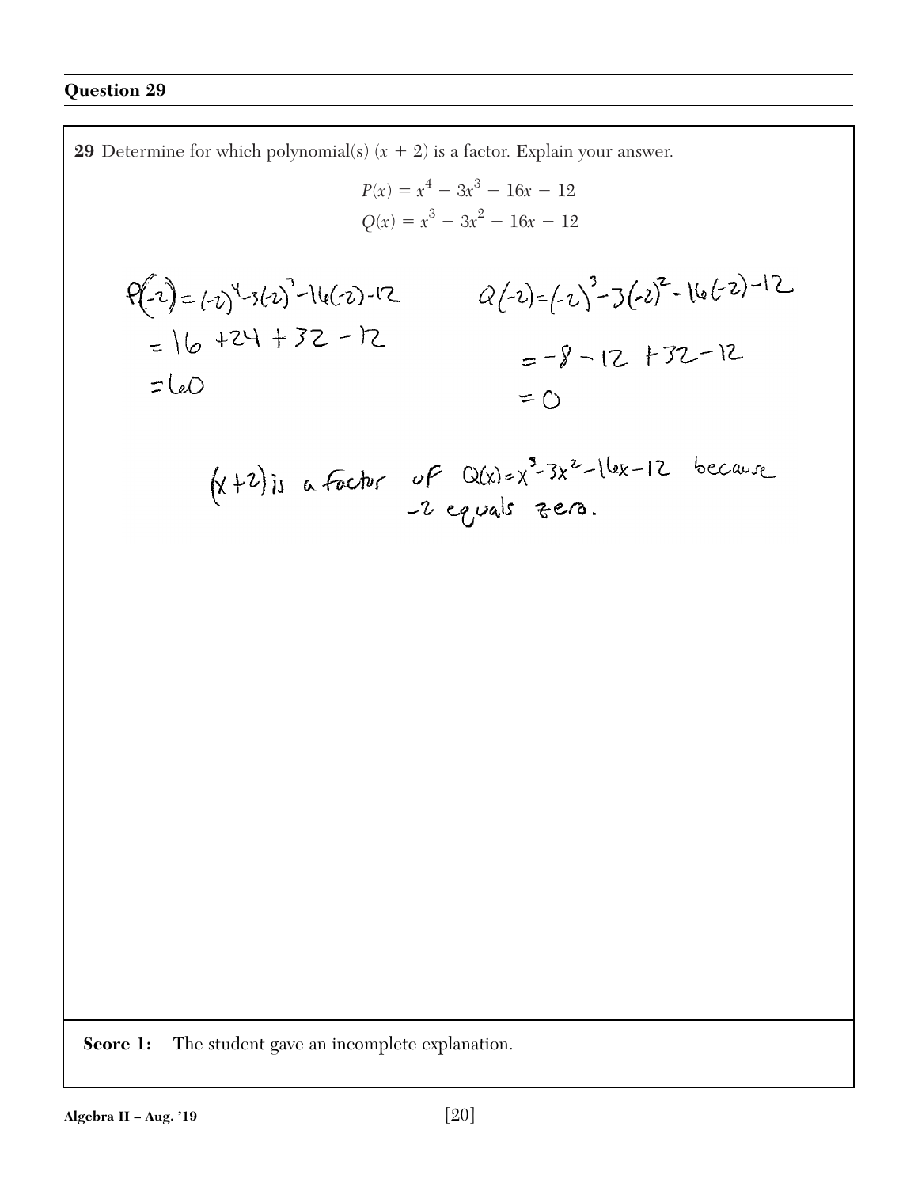## Question 29

**29** Determine for which polynomial(s) $(x + 2)$ is a factor. Explain your answer.

$$P(x) = x^4 - 3x^3 - 16x - 12$$
$$Q(x) = x^3 - 3x^2 - 16x - 12$$

$$P(-2) = (-2)^4 - 3(-2)^3 - 16(-2) - 12$$
$$= 16 + 24 + 32 - 12$$
$$= 60$$

$$Q(-2) = (-2)^3 - 3(-2)^2 - 16(-2) - 12$$
$$= -8 - 12 + 32 - 12$$
$$= 0$$

$(x+2)$ is a factor of $Q(x) = x^3 - 3x^2 - 16x - 12$ because $-2$ equals zero.

**Score 1:** The student gave an incomplete explanation.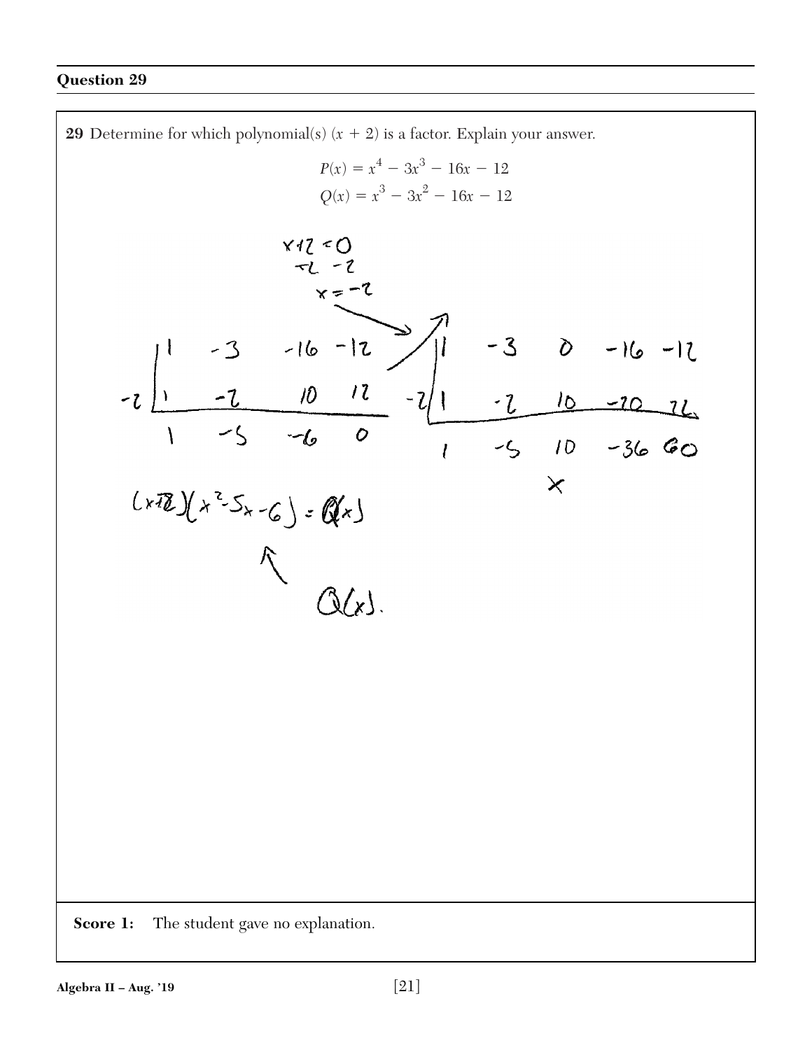## Question 29

**29** Determine for which polynomial(s) $(x + 2)$ is a factor. Explain your answer.

$$P(x) = x^4 - 3x^3 - 16x - 12$$
$$Q(x) = x^3 - 3x^2 - 16x - 12$$

$x + 2 = 0$

$-2 \quad -2$

$x = -2$

```
   | 1   -3   -16   -12         | 1   -3    0   -16   -12
-2 | 1   -2    10    12      -2 | 1   -2   10   -20    26
   ---------------------        ---------------------------
     1   -5    -6     0           1   -5   10   -36    60
                                              ×
```

$(x+2)(x^2-5x-6) = Q(x)$

$Q(x)$.

**Score 1:** The student gave no explanation.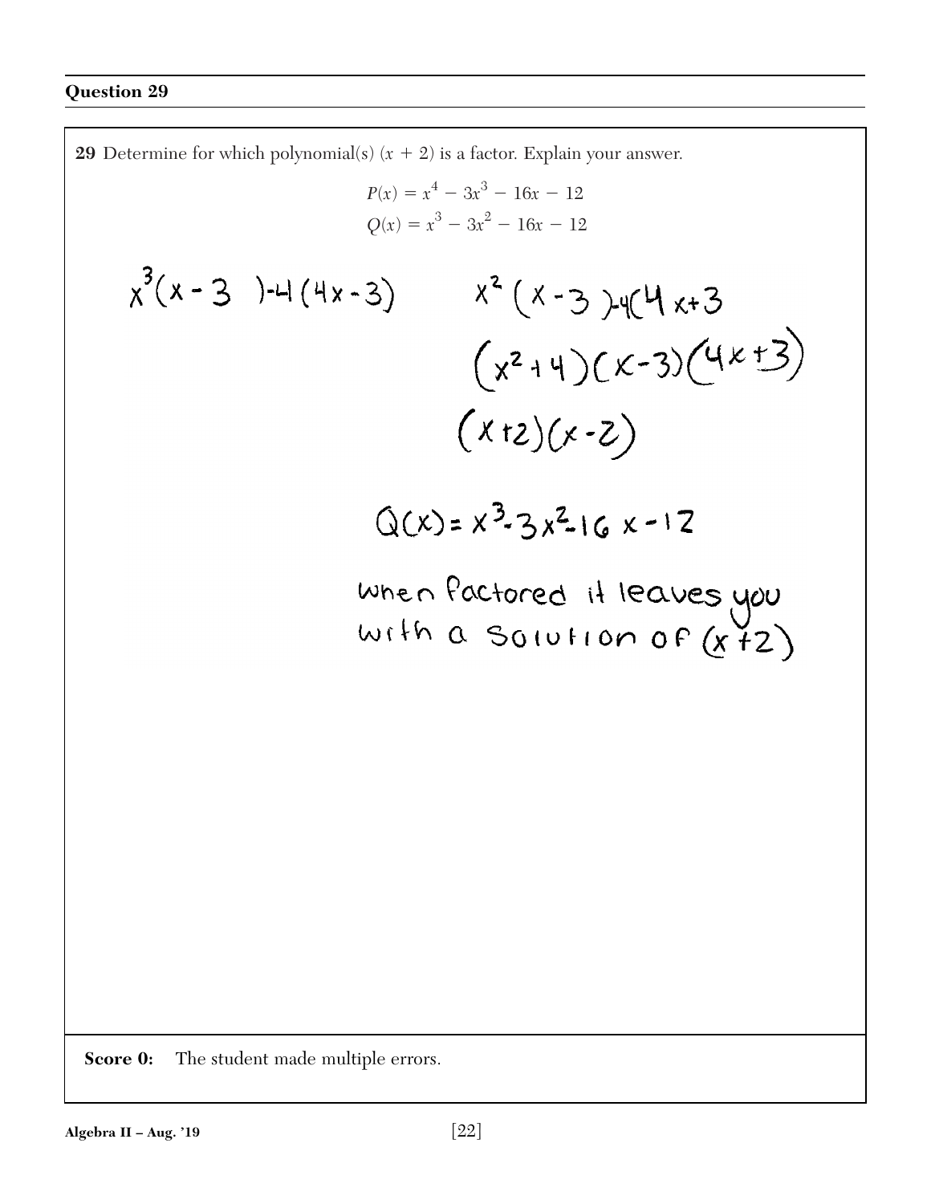## Question 29

**29** Determine for which polynomial(s) $(x + 2)$ is a factor. Explain your answer.

$$P(x) = x^4 - 3x^3 - 16x - 12$$
$$Q(x) = x^3 - 3x^2 - 16x - 12$$

$x^3(x - 3) - 4(4x - 3)$

$x^2(x - 3) - 4(4x + 3$

$(x^2 + 4)(x - 3)(4x + 3)$

$(x + 2)(x - 2)$

$Q(x) = x^3 - 3x^2 - 16x - 12$

when factored it leaves you with a solution of $(x + 2)$

**Score 0:** The student made multiple errors.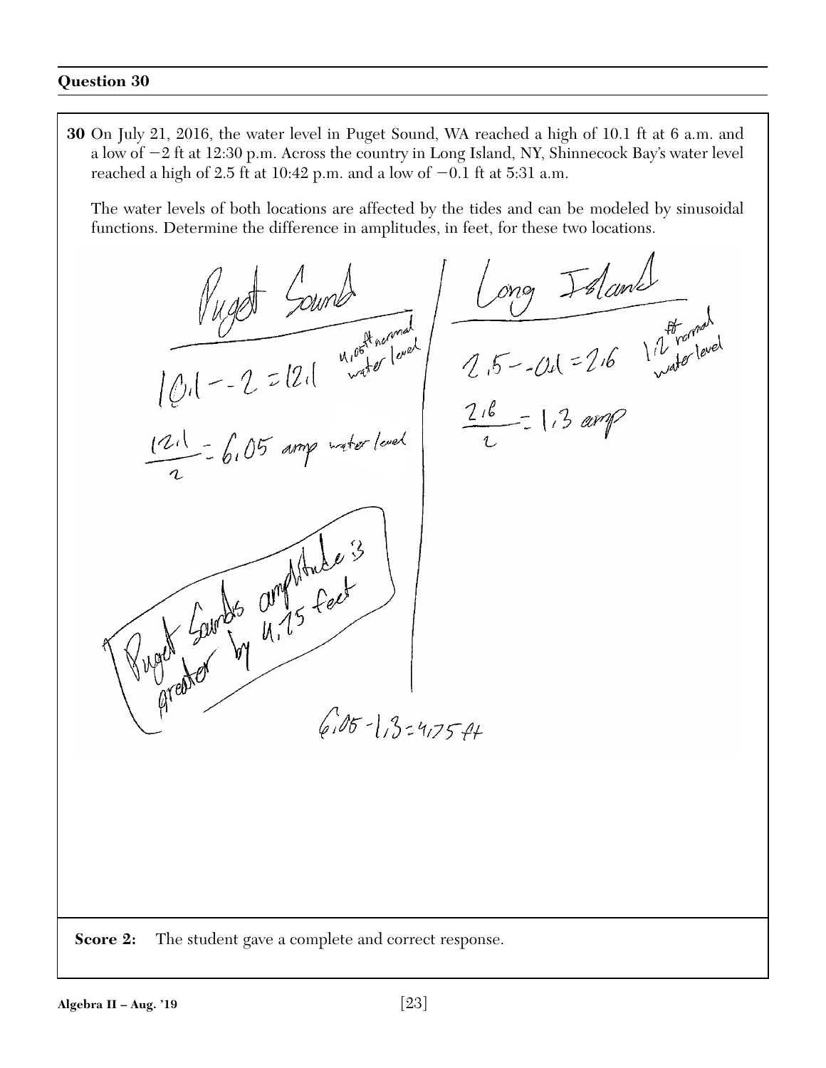## Question 30

**30** On July 21, 2016, the water level in Puget Sound, WA reached a high of 10.1 ft at 6 a.m. and a low of $-2$ ft at 12:30 p.m. Across the country in Long Island, NY, Shinnecock Bay's water level reached a high of 2.5 ft at 10:42 p.m. and a low of $-0.1$ ft at 5:31 a.m.

The water levels of both locations are affected by the tides and can be modeled by sinusoidal functions. Determine the difference in amplitudes, in feet, for these two locations.

Puget Sound

$10.1 - -2 = 12.1$ 4.05 ft normal water level

$\frac{12.1}{2} = 6.05$ amp water level

Long Island

$2.5 - -0.1 = 2.6$ 1.2 ft normal water level

$\frac{2.6}{2} = 1.3$ amp

Puget Sounds amplitude is greater by 4.75 feet

$6.05 - 1.3 = 4.75$ ft

**Score 2:** The student gave a complete and correct response.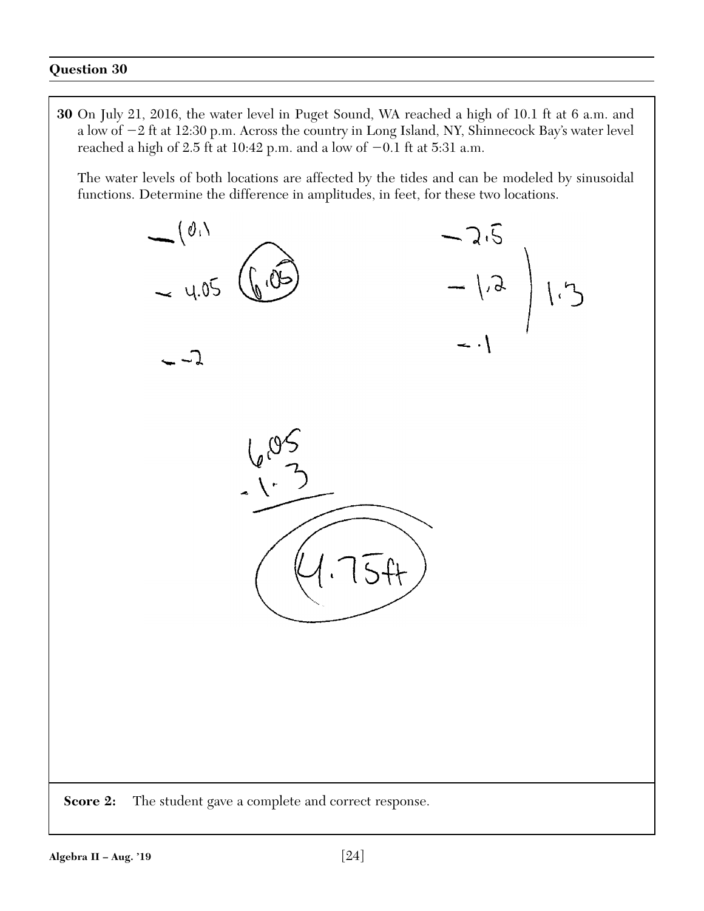### Question 30

**30** On July 21, 2016, the water level in Puget Sound, WA reached a high of 10.1 ft at 6 a.m. and a low of −2 ft at 12:30 p.m. Across the country in Long Island, NY, Shinnecock Bay's water level reached a high of 2.5 ft at 10:42 p.m. and a low of −0.1 ft at 5:31 a.m.

The water levels of both locations are affected by the tides and can be modeled by sinusoidal functions. Determine the difference in amplitudes, in feet, for these two locations.

— 10.1

— 4.05 (6.05)

— −2

— 2.5

— 1.2 ) 1.3

— .1

$$\begin{array}{r} 6.05 \\ -1.3 \\ \hline \end{array}$$

4.75ft

**Score 2:** The student gave a complete and correct response.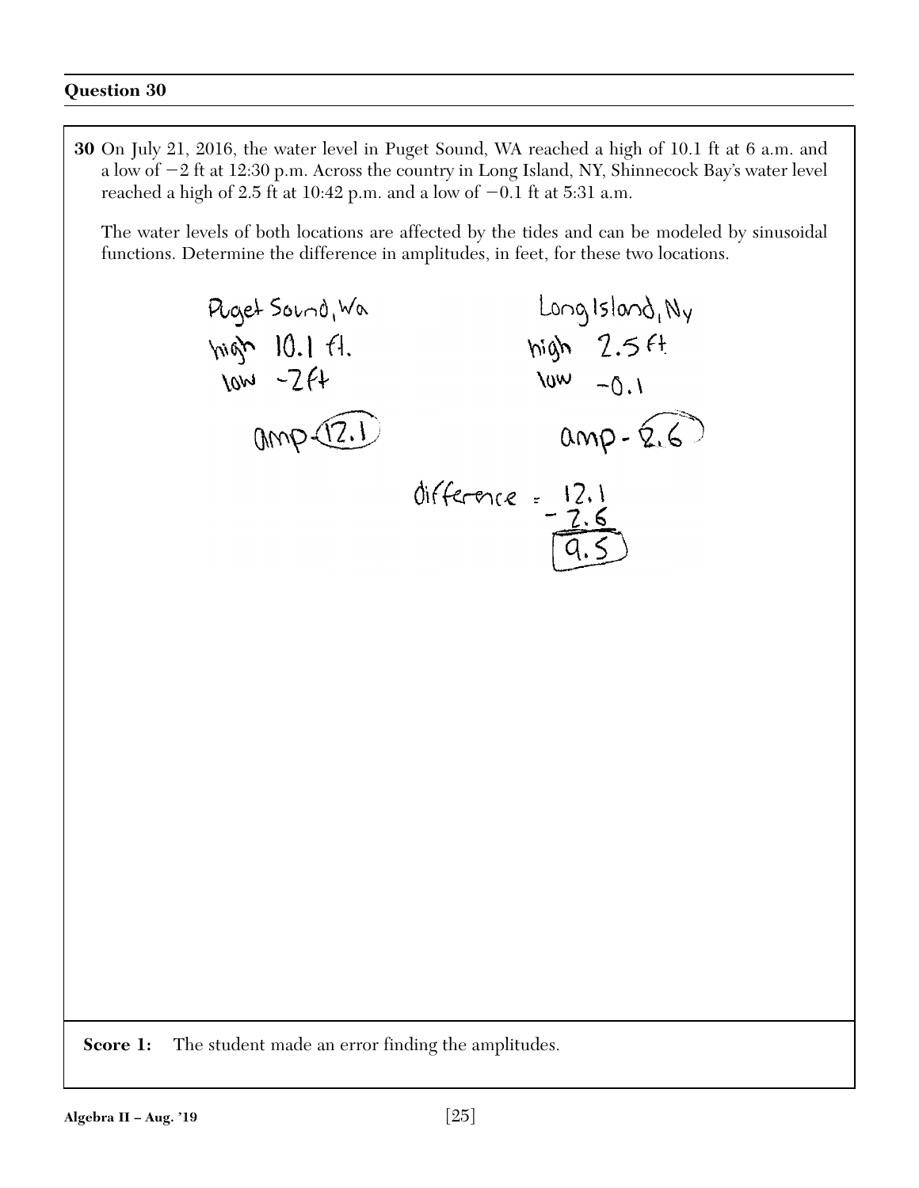## Question 30

**30** On July 21, 2016, the water level in Puget Sound, WA reached a high of 10.1 ft at 6 a.m. and a low of −2 ft at 12:30 p.m. Across the country in Long Island, NY, Shinnecock Bay's water level reached a high of 2.5 ft at 10:42 p.m. and a low of −0.1 ft at 5:31 a.m.

The water levels of both locations are affected by the tides and can be modeled by sinusoidal functions. Determine the difference in amplitudes, in feet, for these two locations.

Puget Sound, Wa
high 10.1 ft.
low −2 ft
amp - 12.1

Long Island, Ny
high 2.5 ft
low −0.1
amp - 2.6

difference = 12.1 − 2.6 = 9.5

**Score 1:** The student made an error finding the amplitudes.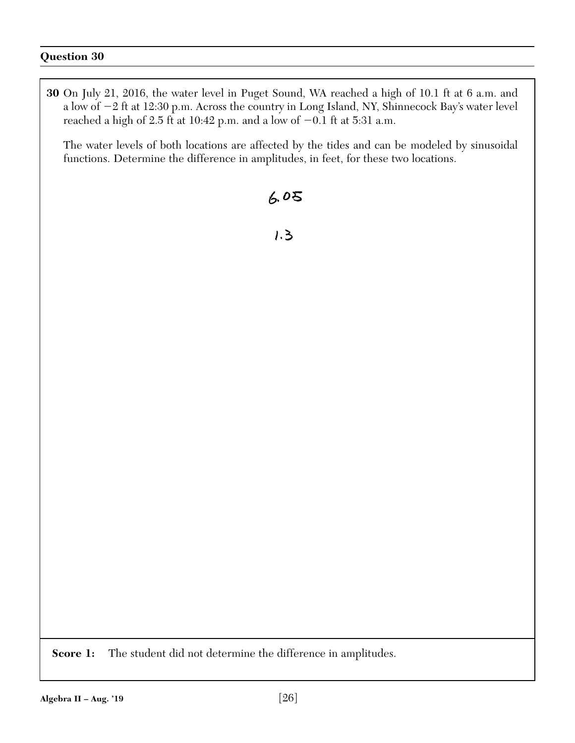## Question 30

**30** On July 21, 2016, the water level in Puget Sound, WA reached a high of 10.1 ft at 6 a.m. and a low of $-2$ ft at 12:30 p.m. Across the country in Long Island, NY, Shinnecock Bay's water level reached a high of 2.5 ft at 10:42 p.m. and a low of $-0.1$ ft at 5:31 a.m.

The water levels of both locations are affected by the tides and can be modeled by sinusoidal functions. Determine the difference in amplitudes, in feet, for these two locations.

6.05

1.3

**Score 1:** The student did not determine the difference in amplitudes.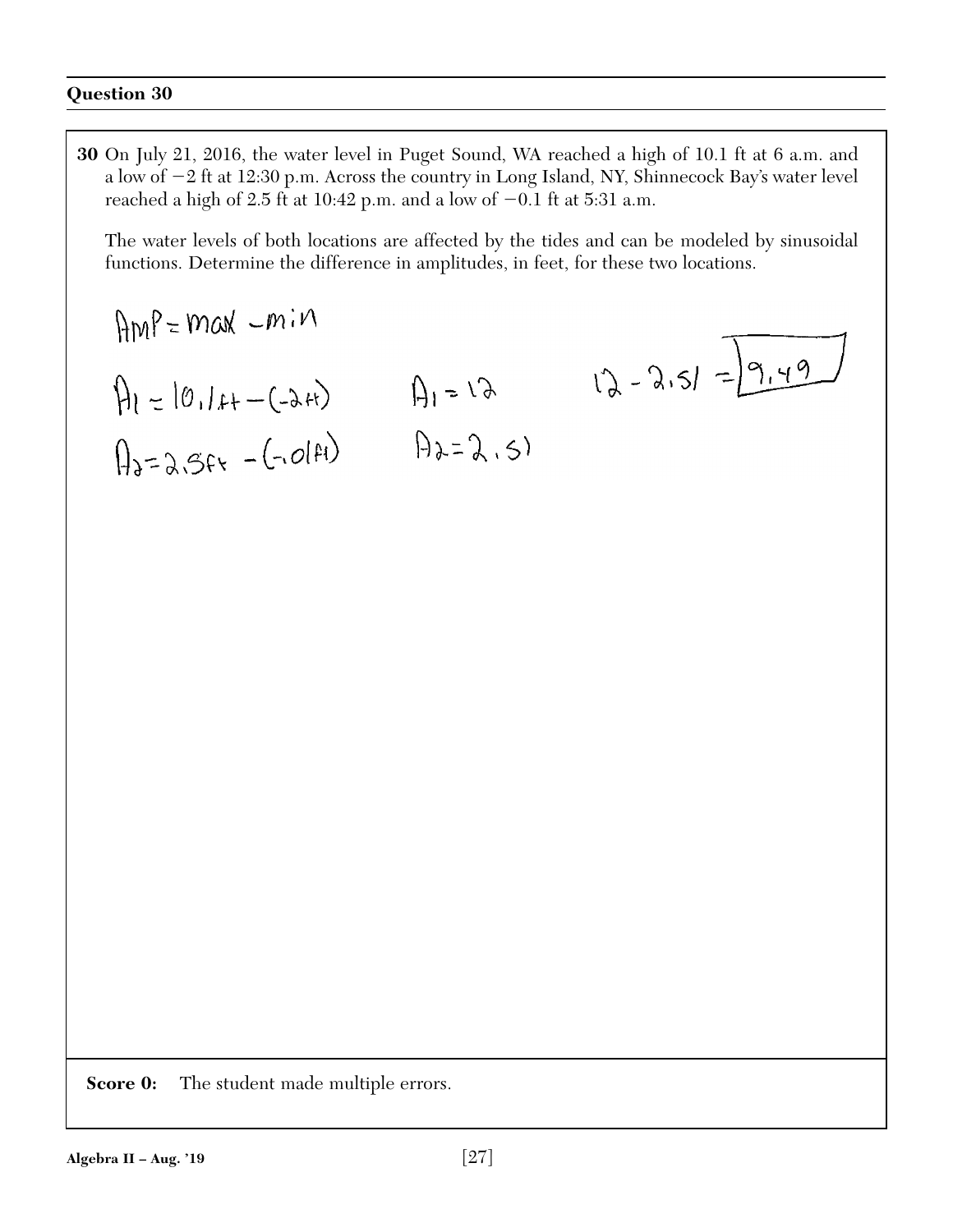## Question 30

**30** On July 21, 2016, the water level in Puget Sound, WA reached a high of 10.1 ft at 6 a.m. and a low of −2 ft at 12:30 p.m. Across the country in Long Island, NY, Shinnecock Bay's water level reached a high of 2.5 ft at 10:42 p.m. and a low of −0.1 ft at 5:31 a.m.

The water levels of both locations are affected by the tides and can be modeled by sinusoidal functions. Determine the difference in amplitudes, in feet, for these two locations.

$\text{AmP} = \text{max} - \text{min}$

$A_1 = 10.1\text{ft} - (-2\text{ft}) \qquad A_1 = 12$

$A_2 = 2.5\text{ft} - (-.01\text{ft}) \qquad A_2 = 2.51$

$12 - 2.51 = \boxed{9.49}$

**Score 0:** The student made multiple errors.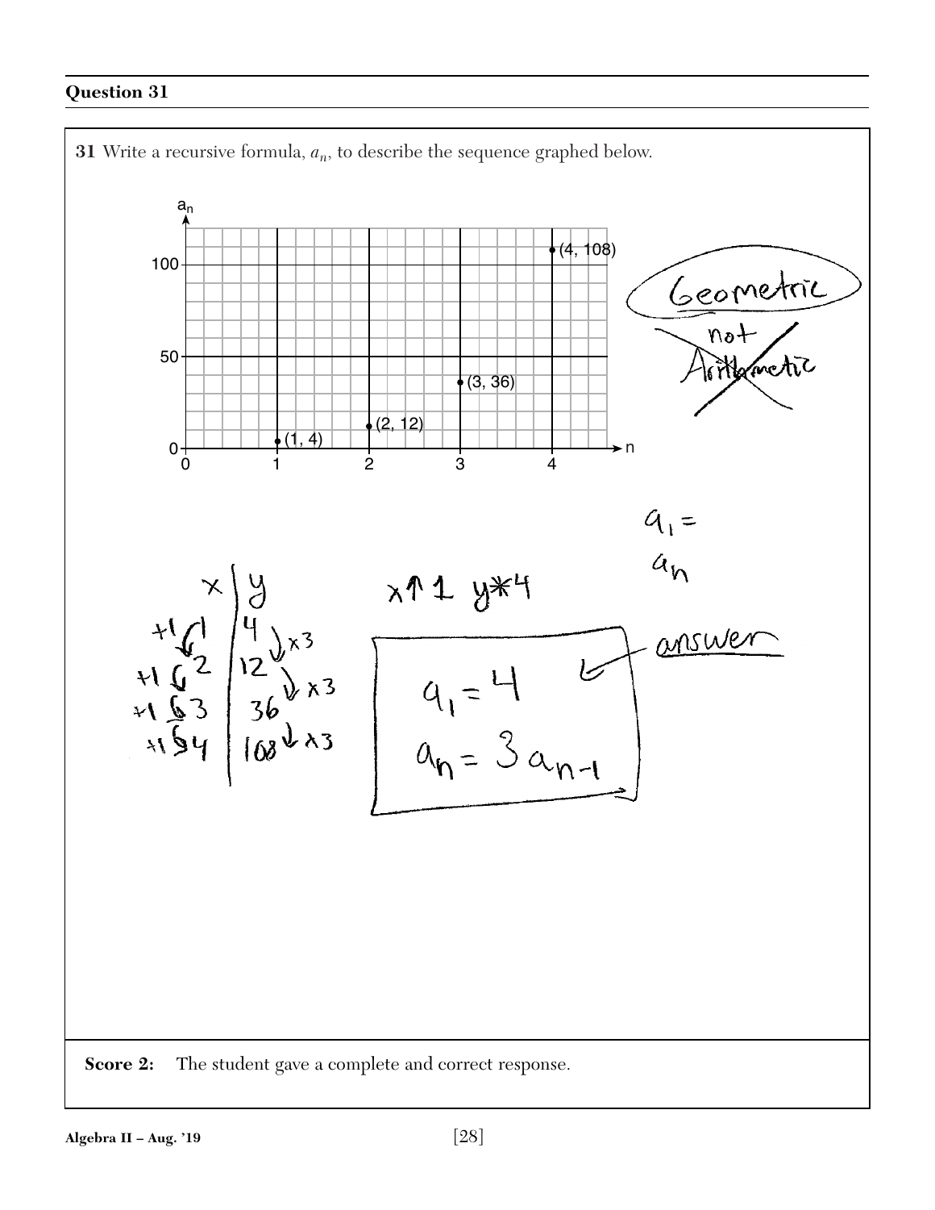## Question 31

**31** Write a recursive formula, $a_n$, to describe the sequence graphed below.

Geometric

not ~~Arithmetic~~

$a_1 =$

$a_n$

| x | y |
|---|---|
| 1 | 4 |
| 2 | 12 |
| 3 | 36 |
| 4 | 108 |

+1, +1, +1; ×3, ×3, ×3

x↑1 y*4

answer

$$a_1 = 4$$
$$a_n = 3a_{n-1}$$

**Score 2:** The student gave a complete and correct response.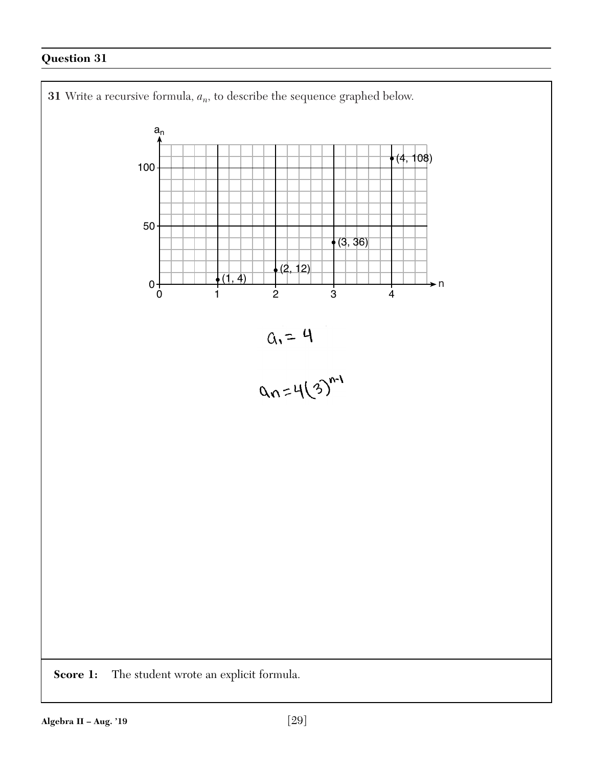## Question 31

**31** Write a recursive formula, $a_n$, to describe the sequence graphed below.

Graph points: (1, 4), (2, 12), (3, 36), (4, 108)

$a_1 = 4$

$a_n = 4(3)^{n-1}$

**Score 1:** The student wrote an explicit formula.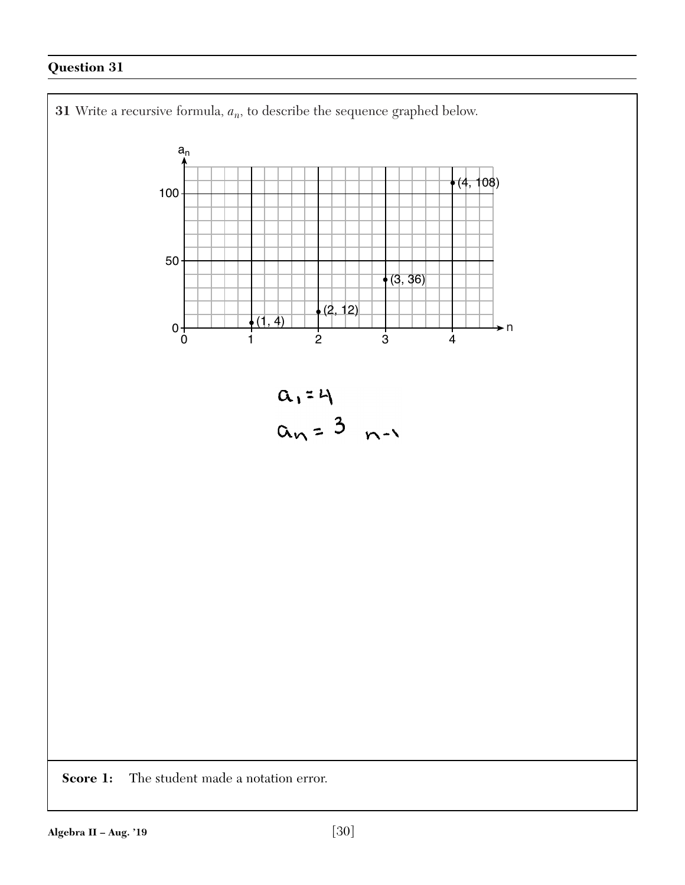## Question 31

**31** Write a recursive formula, $a_n$, to describe the sequence graphed below.

(Graph: $a_n$ vs. $n$, with points $(1, 4)$, $(2, 12)$, $(3, 36)$, $(4, 108)$; vertical axis labeled 0, 50, 100; horizontal axis labeled 0, 1, 2, 3, 4)

$a_1 = 4$

$a_n = 3 \quad n-1$

**Score 1:** The student made a notation error.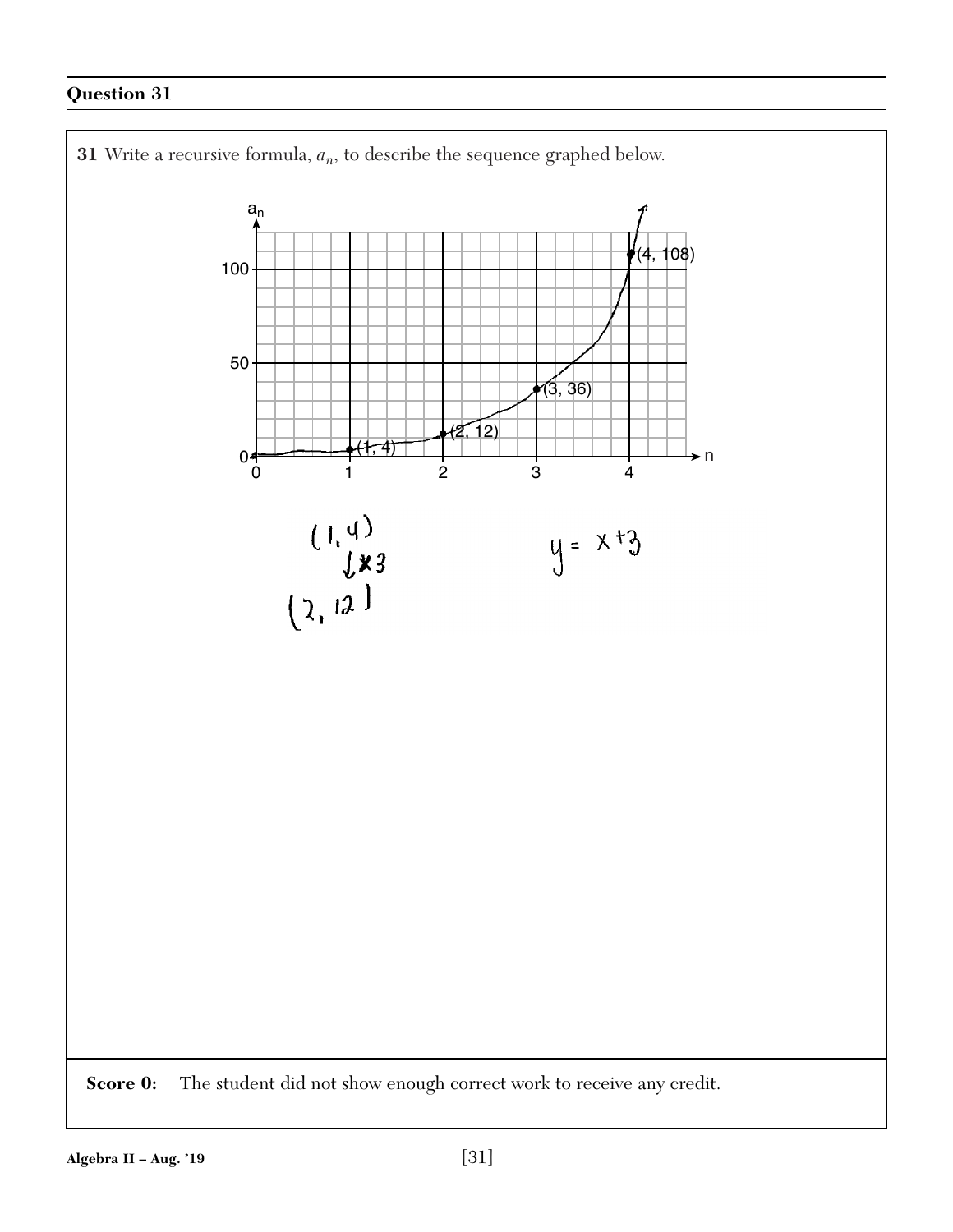## Question 31

**31** Write a recursive formula, $a_n$, to describe the sequence graphed below.

(1, 4)
↓×3
(2, 12)

$y = x + 3$

**Score 0:** The student did not show enough correct work to receive any credit.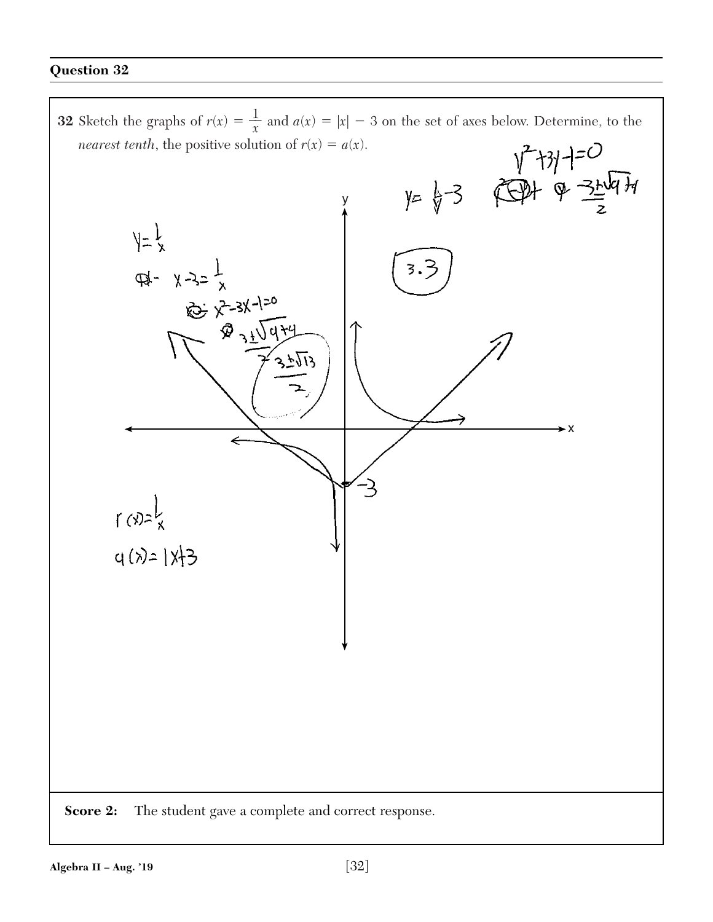## Question 32

**32** Sketch the graphs of $r(x) = \frac{1}{x}$ and $a(x) = |x| - 3$ on the set of axes below. Determine, to the *nearest tenth*, the positive solution of $r(x) = a(x)$.

$y^2 + 3y - 1 = 0$

$y = \frac{1}{y} - 3$

$\frac{-3 \pm \sqrt{9+4}}{2}$

$y = \frac{1}{x}$

$x - 3 = \frac{1}{x}$

$x^2 - 3x - 1 = 0$

$\frac{3 \pm \sqrt{9+4}}{2}$

$\frac{3 \pm \sqrt{13}}{2}$

3.3

$-3$

$r(x) = \frac{1}{x}$

$a(x) = |x| - 3$

**Score 2:** The student gave a complete and correct response.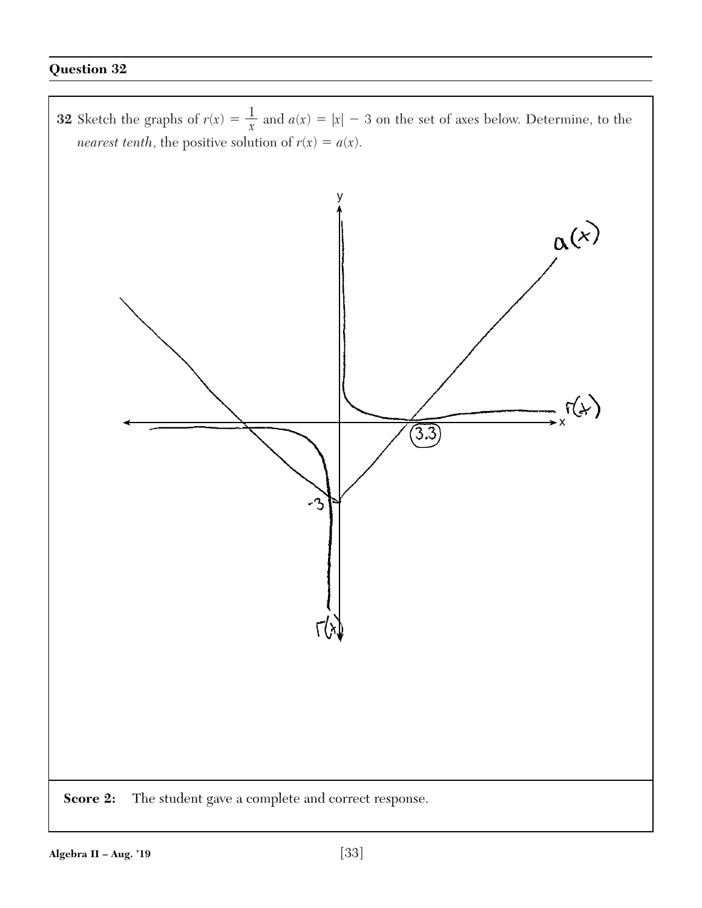## Question 32

**32** Sketch the graphs of $r(x) = \frac{1}{x}$ and $a(x) = |x| - 3$ on the set of axes below. Determine, to the *nearest tenth*, the positive solution of $r(x) = a(x)$.

a(x)

r(x)

3.3

-3

r(x)

**Score 2:** The student gave a complete and correct response.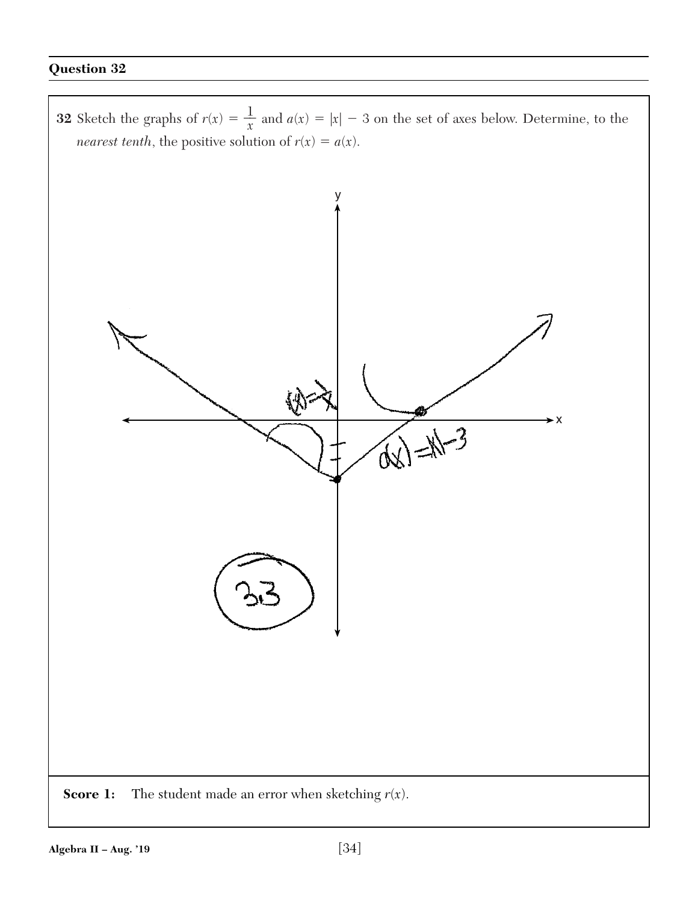## Question 32

**32** Sketch the graphs of $r(x) = \frac{1}{x}$ and $a(x) = |x| - 3$ on the set of axes below. Determine, to the *nearest tenth*, the positive solution of $r(x) = a(x)$.

3.3

**Score 1:** The student made an error when sketching $r(x)$.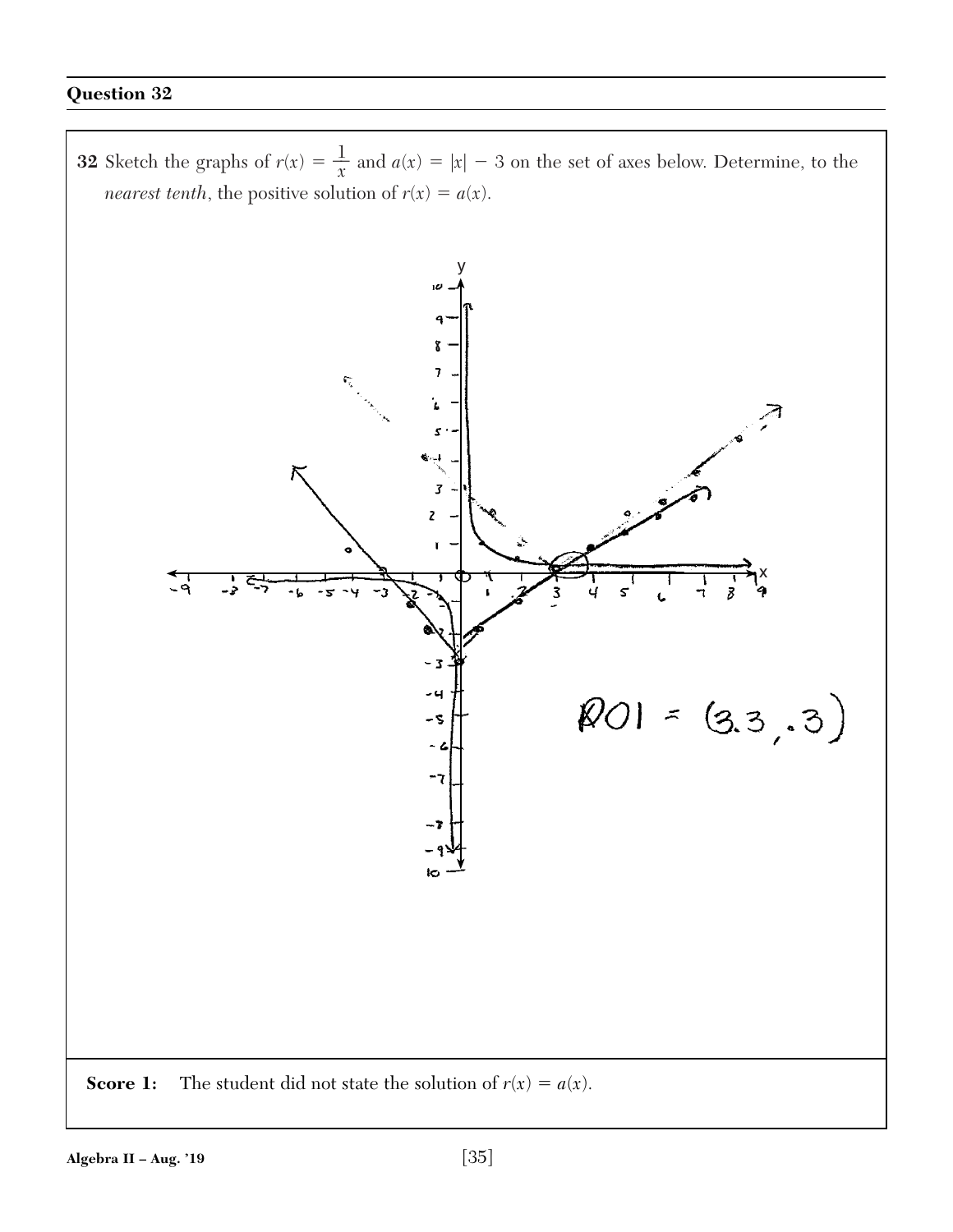## Question 32

**32** Sketch the graphs of $r(x) = \frac{1}{x}$ and $a(x) = |x| - 3$ on the set of axes below. Determine, to the *nearest tenth*, the positive solution of $r(x) = a(x)$.

POI = (3.3, .3)

**Score 1:** The student did not state the solution of $r(x) = a(x)$.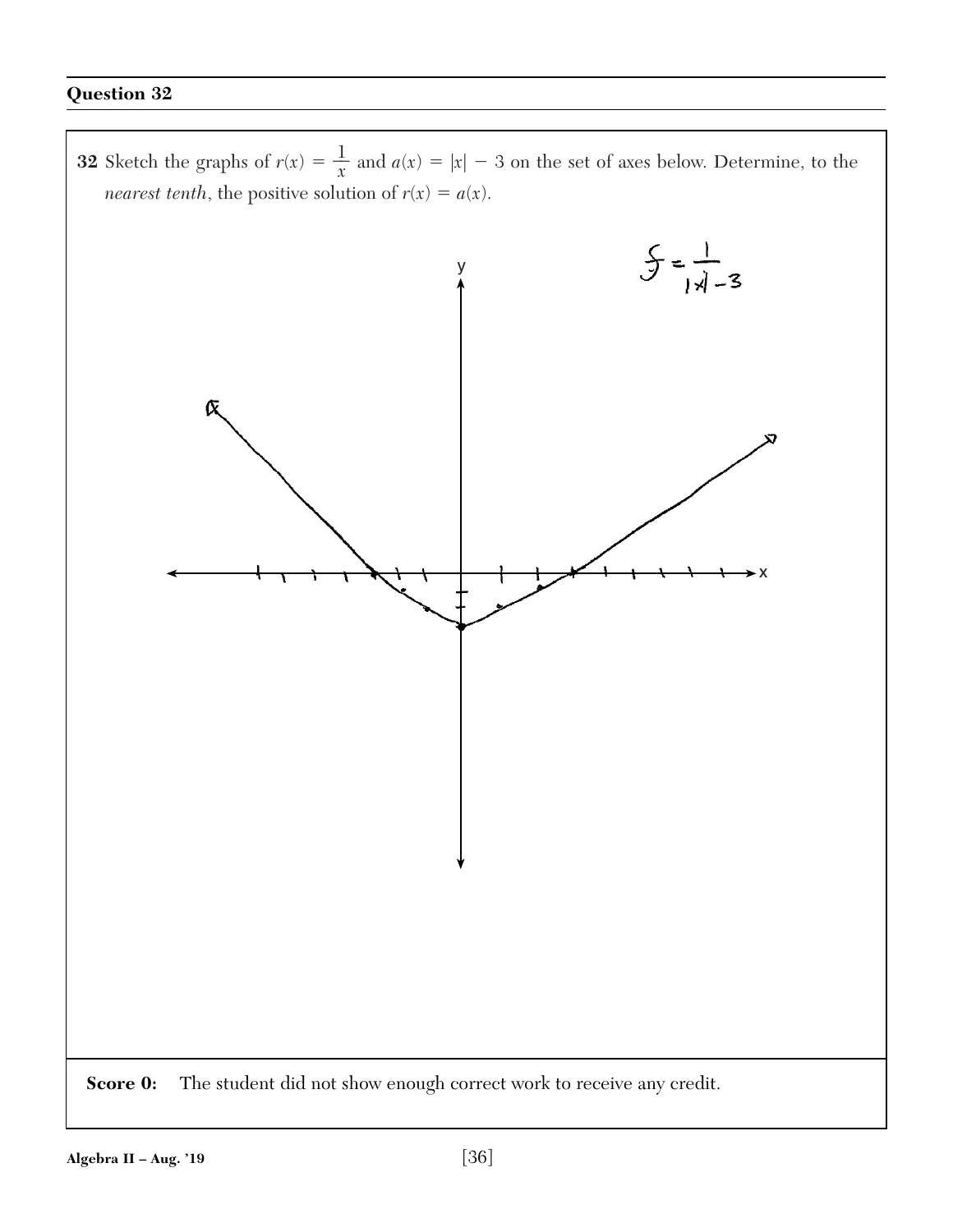## Question 32

**32** Sketch the graphs of $r(x) = \frac{1}{x}$ and $a(x) = |x| - 3$ on the set of axes below. Determine, to the *nearest tenth*, the positive solution of $r(x) = a(x)$.

$$y = \frac{1}{|x| - 3}$$

**Score 0:** The student did not show enough correct work to receive any credit.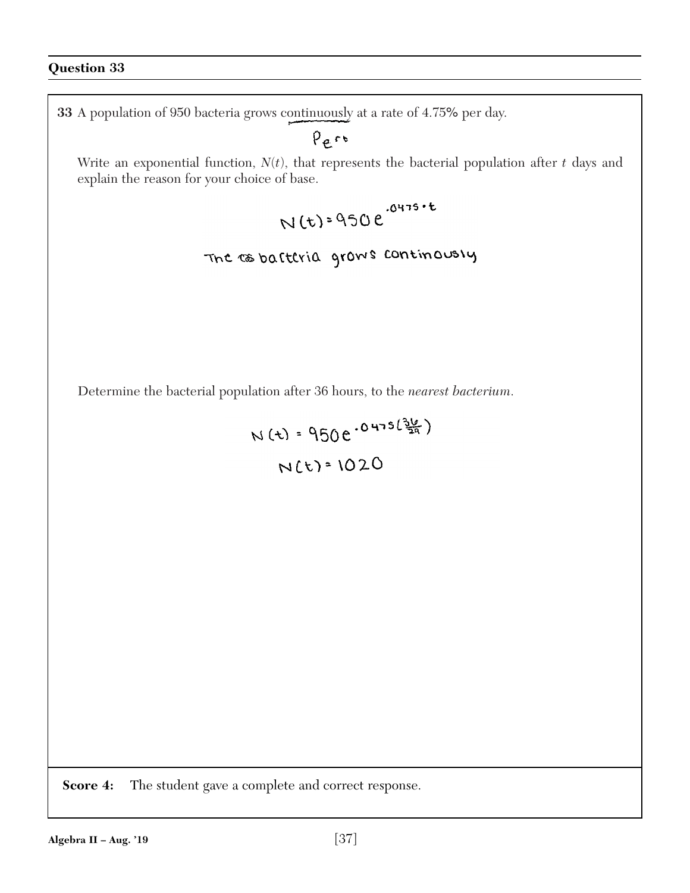## Question 33

**33** A population of 950 bacteria grows continuously at a rate of 4.75% per day.

$Pe^{rt}$

Write an exponential function, $N(t)$, that represents the bacterial population after $t$ days and explain the reason for your choice of base.

$$N(t) = 950e^{.0475 \cdot t}$$

The bacteria grows continously

Determine the bacterial population after 36 hours, to the *nearest bacterium*.

$$N(t) = 950e^{.0475\left(\frac{36}{24}\right)}$$

$$N(t) = 1020$$

**Score 4:** The student gave a complete and correct response.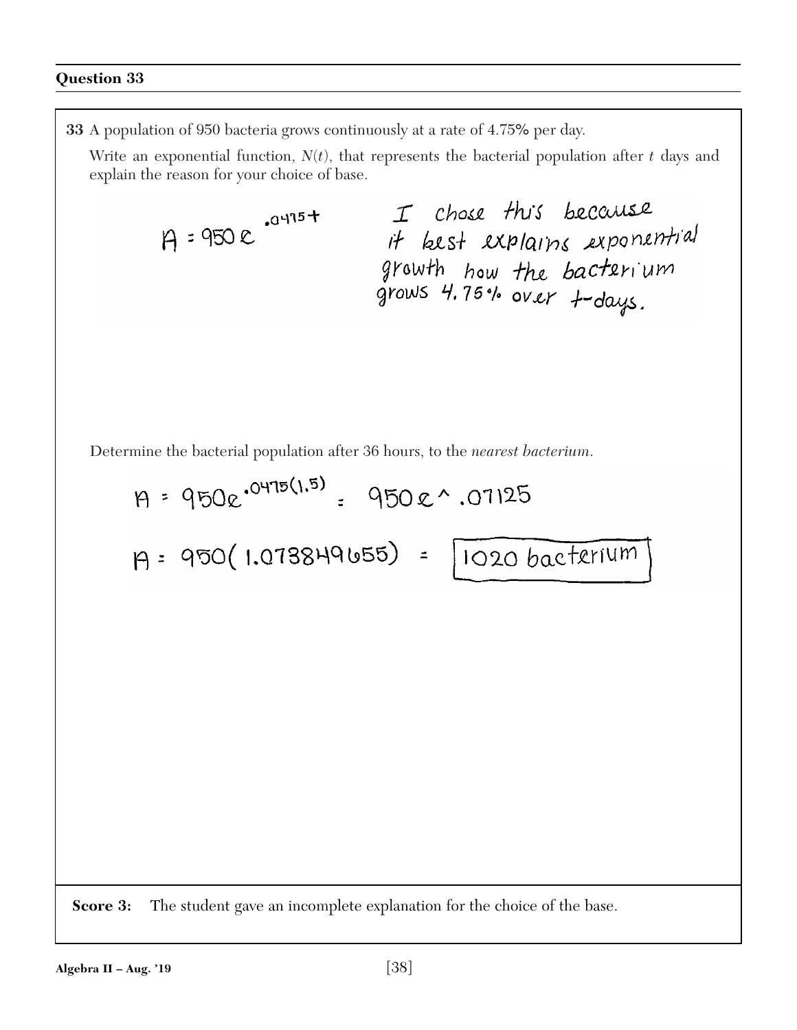**Question 33**

**33** A population of 950 bacteria grows continuously at a rate of 4.75% per day.

Write an exponential function, $N(t)$, that represents the bacterial population after $t$ days and explain the reason for your choice of base.

$$A = 950e^{.0475t}$$

I chose this because it best explains exponential growth how the bacterium grows 4.75% over t-days.

Determine the bacterial population after 36 hours, to the *nearest bacterium*.

$$A = 950e^{.0475(1.5)} = 950e \wedge .07125$$

$$A = 950(1.073849655) = \boxed{1020 \text{ bacterium}}$$

**Score 3:** The student gave an incomplete explanation for the choice of the base.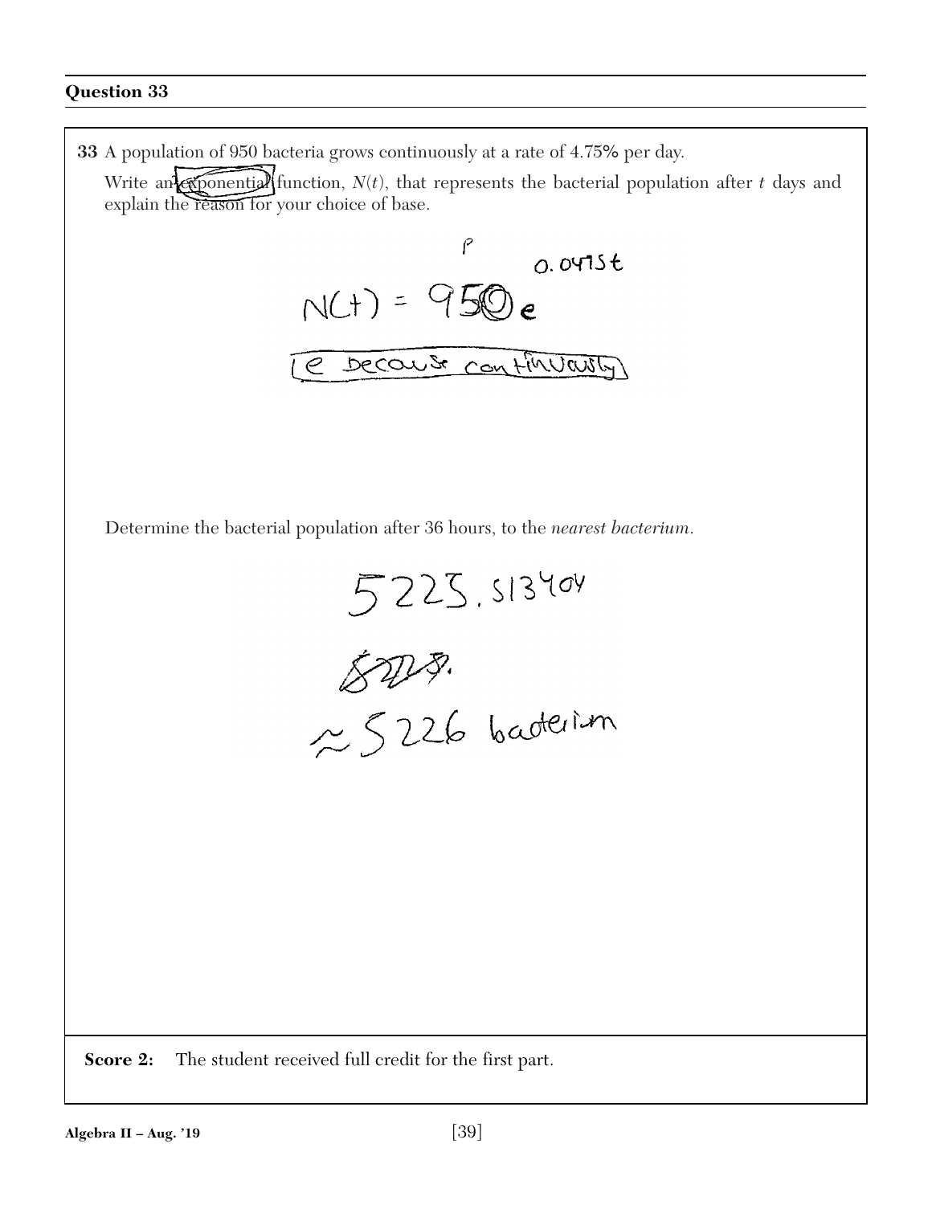## Question 33

**33** A population of 950 bacteria grows continuously at a rate of 4.75% per day.

Write an exponential function, $N(t)$, that represents the bacterial population after $t$ days and explain the reason for your choice of base.

$$N(t) = 950e^{0.0475t}$$

e because continuously

Determine the bacterial population after 36 hours, to the *nearest bacterium*.

5225.513404

~~5225.~~

≈ 5226 baderium

**Score 2:** The student received full credit for the first part.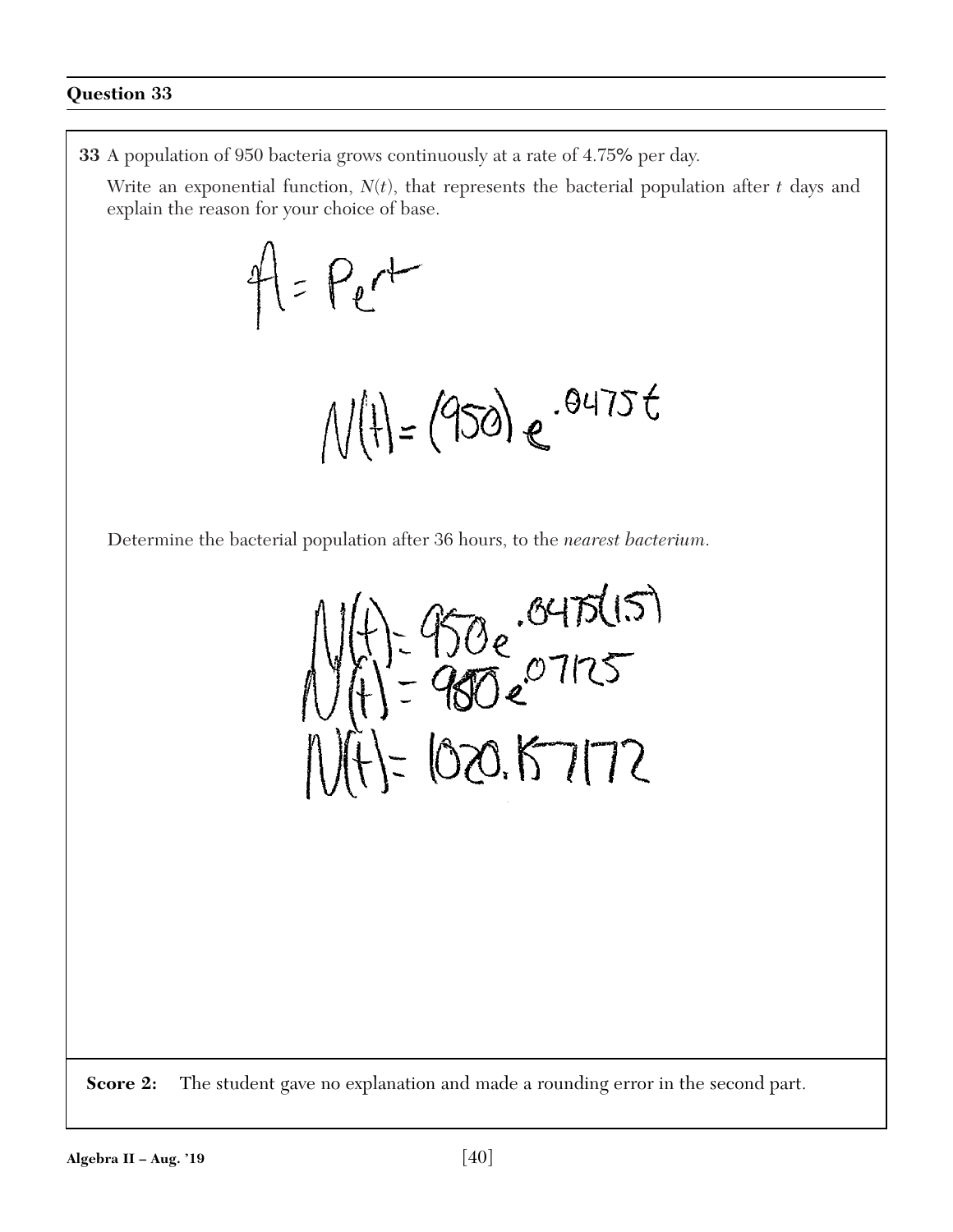## Question 33

**33** A population of 950 bacteria grows continuously at a rate of 4.75% per day.

Write an exponential function, $N(t)$, that represents the bacterial population after $t$ days and explain the reason for your choice of base.

$$A = Pe^{rt}$$

$$N(t) = (950)e^{.0475t}$$

Determine the bacterial population after 36 hours, to the *nearest bacterium*.

$$N(t) = 950e^{.0475(1.5)}$$

$$N(t) = 950e^{.07125}$$

$$N(t) = 1020.157172$$

**Score 2:** The student gave no explanation and made a rounding error in the second part.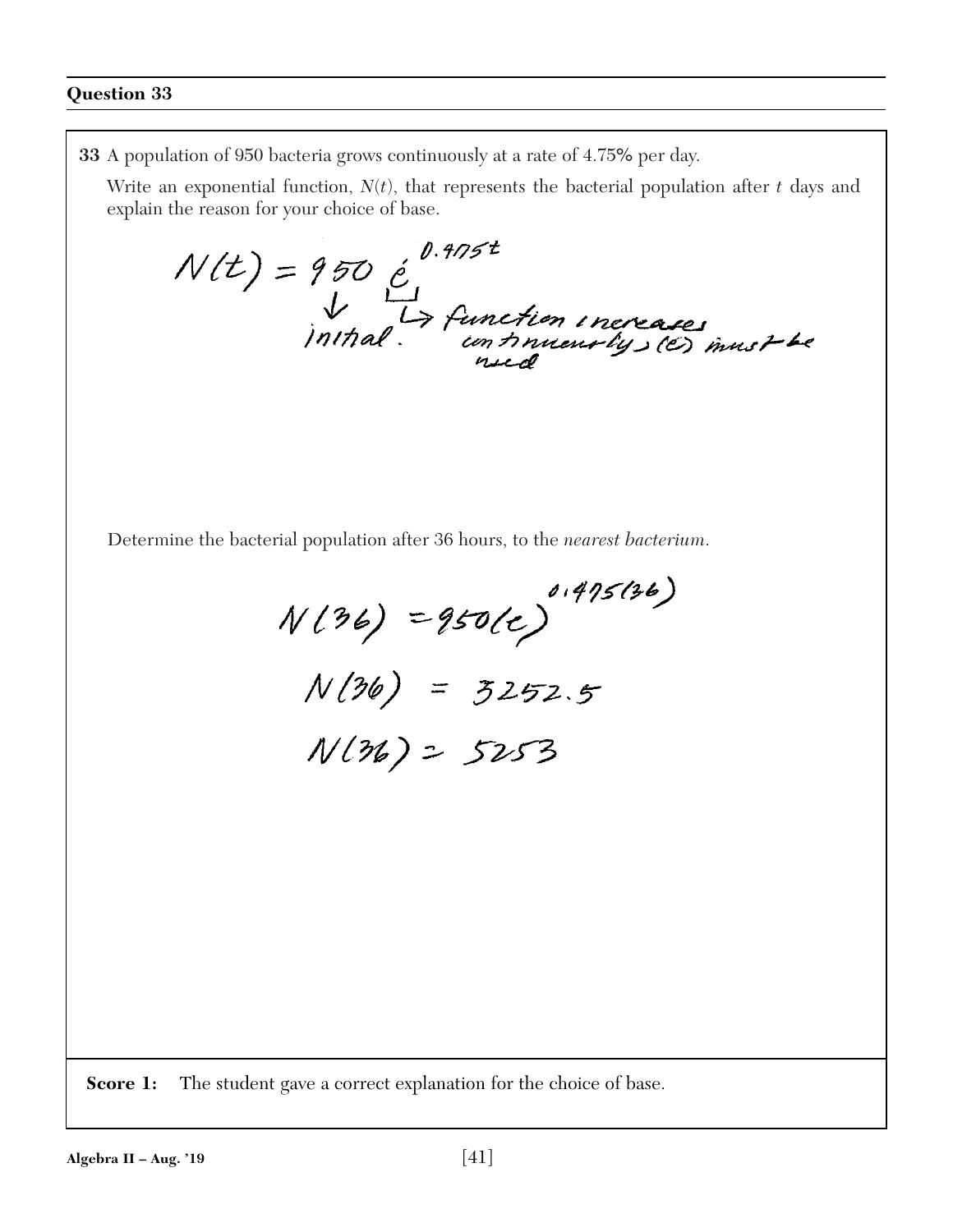### Question 33

**33** A population of 950 bacteria grows continuously at a rate of 4.75% per day.

Write an exponential function, $N(t)$, that represents the bacterial population after $t$ days and explain the reason for your choice of base.

$$N(t) = 950\, e^{0.4775t}$$

↓ initial. ↳ function increases continuously, (e) must be used

Determine the bacterial population after 36 hours, to the *nearest bacterium*.

$$N(36) = 950(e)^{0.475(36)}$$

$$N(36) = 5252.5$$

$$N(36) = 5253$$

**Score 1:** The student gave a correct explanation for the choice of base.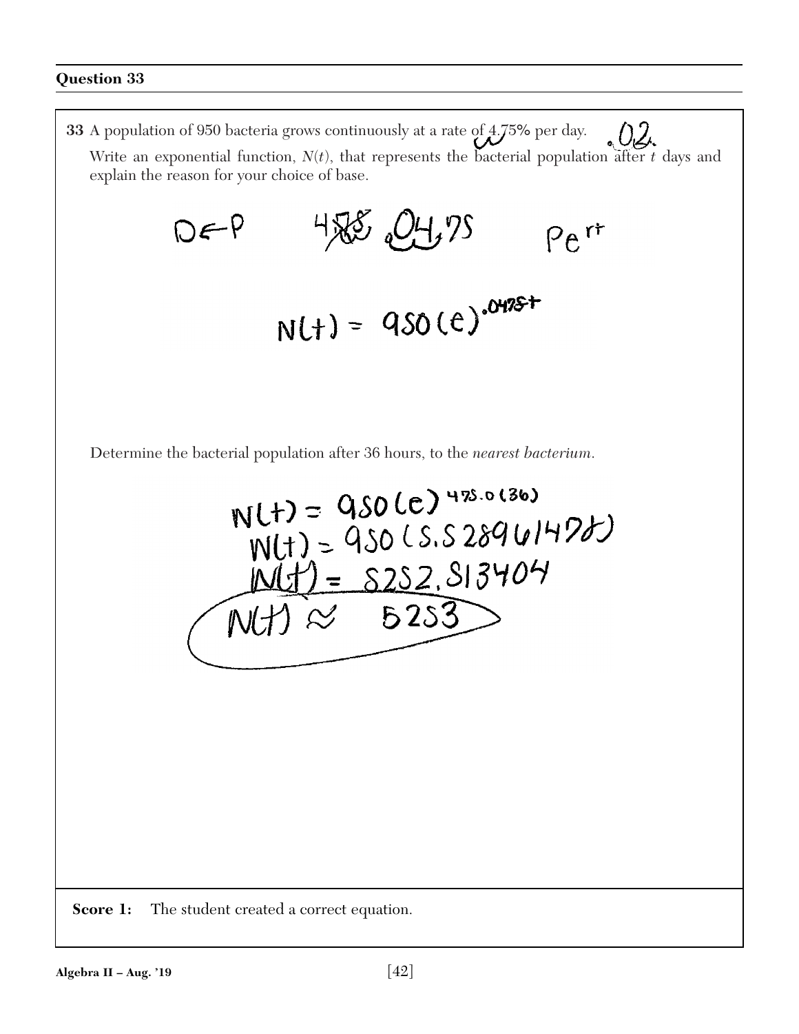## Question 33

**33** A population of 950 bacteria grows continuously at a rate of 4.75% per day.

Write an exponential function, $N(t)$, that represents the bacterial population after $t$ days and explain the reason for your choice of base.

.02

D←P   4.75 .04.75   $Pe^{rt}$

$$N(t) = 950(e)^{.0475t}$$

Determine the bacterial population after 36 hours, to the *nearest bacterium*.

$$N(t) = 950(e)^{475.0(36)}$$

$$N(t) = 950(5.52896147)$$

$$N(t) = 5252.513404$$

$$N(t) \approx 5253$$

**Score 1:** The student created a correct equation.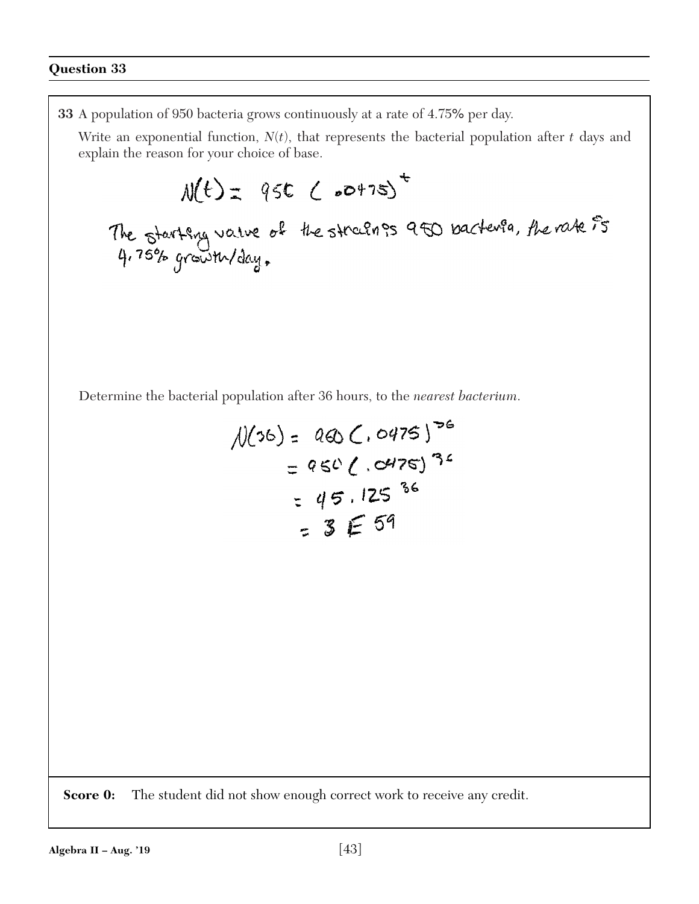## Question 33

**33** A population of 950 bacteria grows continuously at a rate of 4.75% per day.

Write an exponential function, $N(t)$, that represents the bacterial population after $t$ days and explain the reason for your choice of base.

$$N(t) = 950\,(.0475)^t$$

The starting value of the strain is 950 bacteria, the rate is 4.75% growth/day.

Determine the bacterial population after 36 hours, to the *nearest bacterium*.

$$N(36) = 950\,(.0475)^{36}$$
$$= 950\,(.0475)^{36}$$
$$= 45.125^{36}$$
$$= 3\,E\,59$$

**Score 0:** The student did not show enough correct work to receive any credit.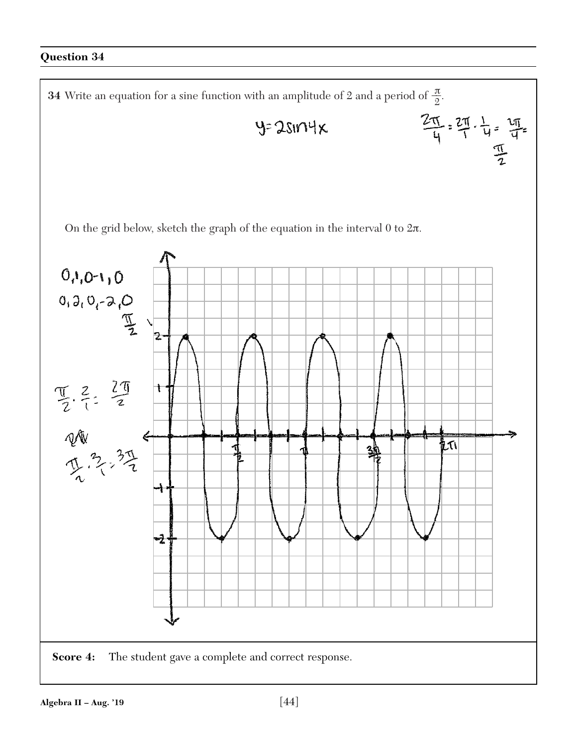**Question 34**

**34** Write an equation for a sine function with an amplitude of 2 and a period of $\frac{\pi}{2}$.

$y = 2\sin 4x$

$\frac{2\pi}{4} = \frac{2\pi}{1} \cdot \frac{1}{4} = \frac{2\pi}{4} = \frac{\pi}{2}$

On the grid below, sketch the graph of the equation in the interval 0 to $2\pi$.

0, 1, 0, -1, 0

0, 2, 0, -2, 0

$\frac{\pi}{2}$

$\frac{\pi}{2} \cdot \frac{2}{1} = \frac{2\pi}{2}$

$\frac{\pi}{2} \cdot \frac{3}{1} = \frac{3\pi}{2}$

**Score 4:** The student gave a complete and correct response.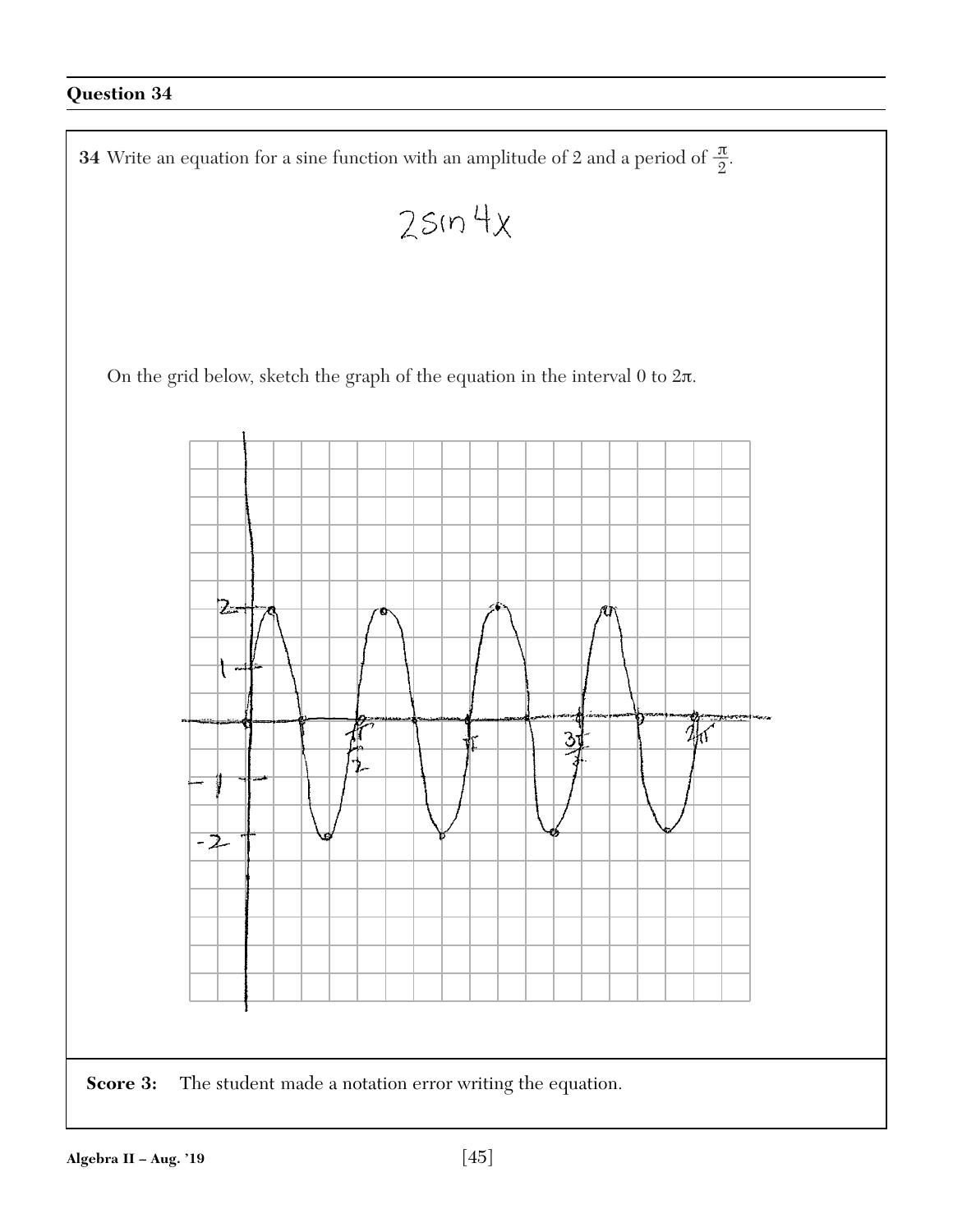## Question 34

**34** Write an equation for a sine function with an amplitude of 2 and a period of $\frac{\pi}{2}$.

$2\sin 4x$

On the grid below, sketch the graph of the equation in the interval 0 to $2\pi$.

**Score 3:** The student made a notation error writing the equation.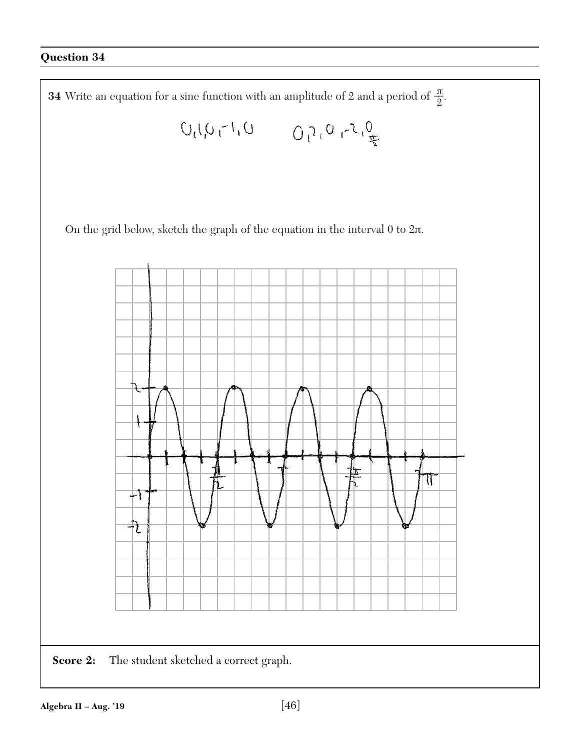## Question 34

**34** Write an equation for a sine function with an amplitude of 2 and a period of $\frac{\pi}{2}$.

0, 1, 0, −1, 0     0, 2, 0, −2, 0 $\frac{\pi}{2}$

On the grid below, sketch the graph of the equation in the interval 0 to $2\pi$.

**Score 2:** The student sketched a correct graph.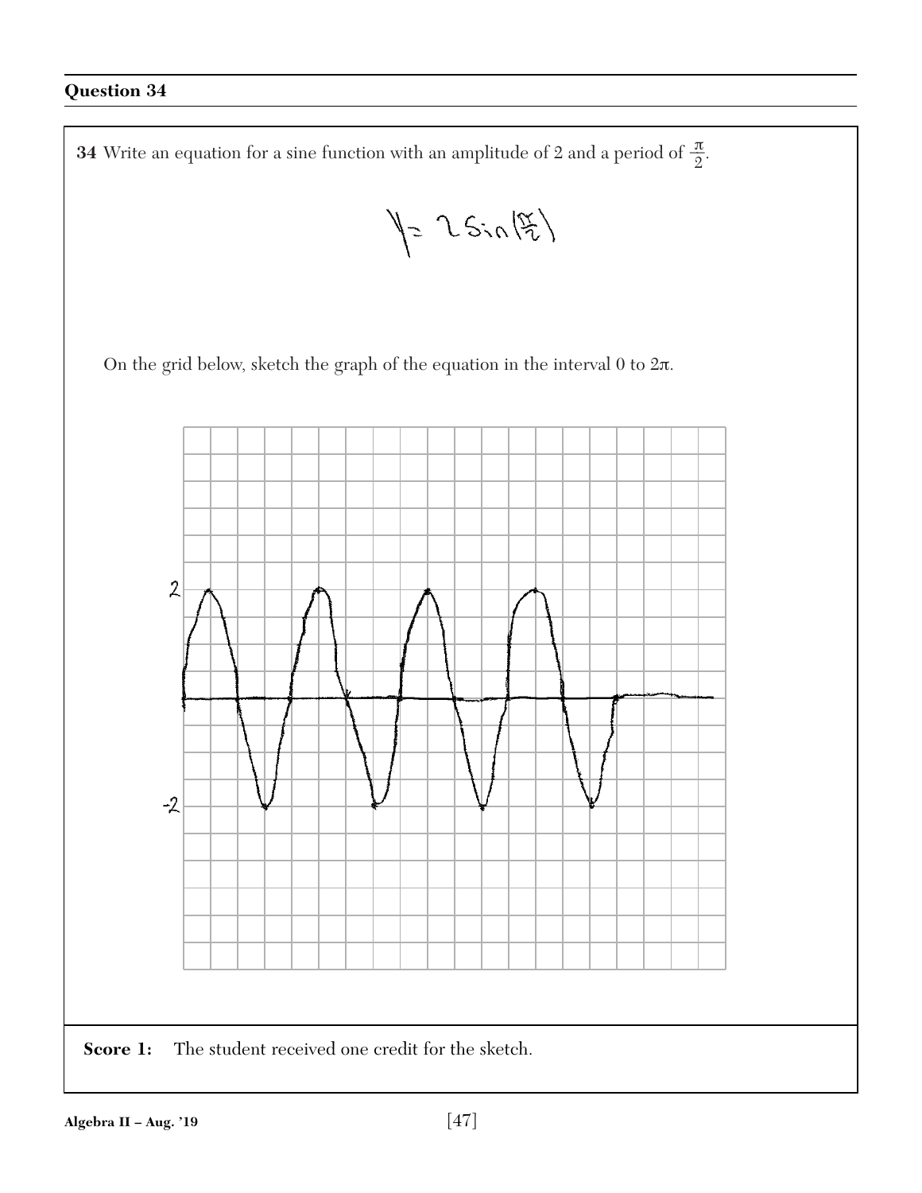## Question 34

**34** Write an equation for a sine function with an amplitude of 2 and a period of $\frac{\pi}{2}$.

$$y = 2\sin\left(\frac{\pi}{2}\right)$$

On the grid below, sketch the graph of the equation in the interval 0 to $2\pi$.

2

-2

**Score 1:** The student received one credit for the sketch.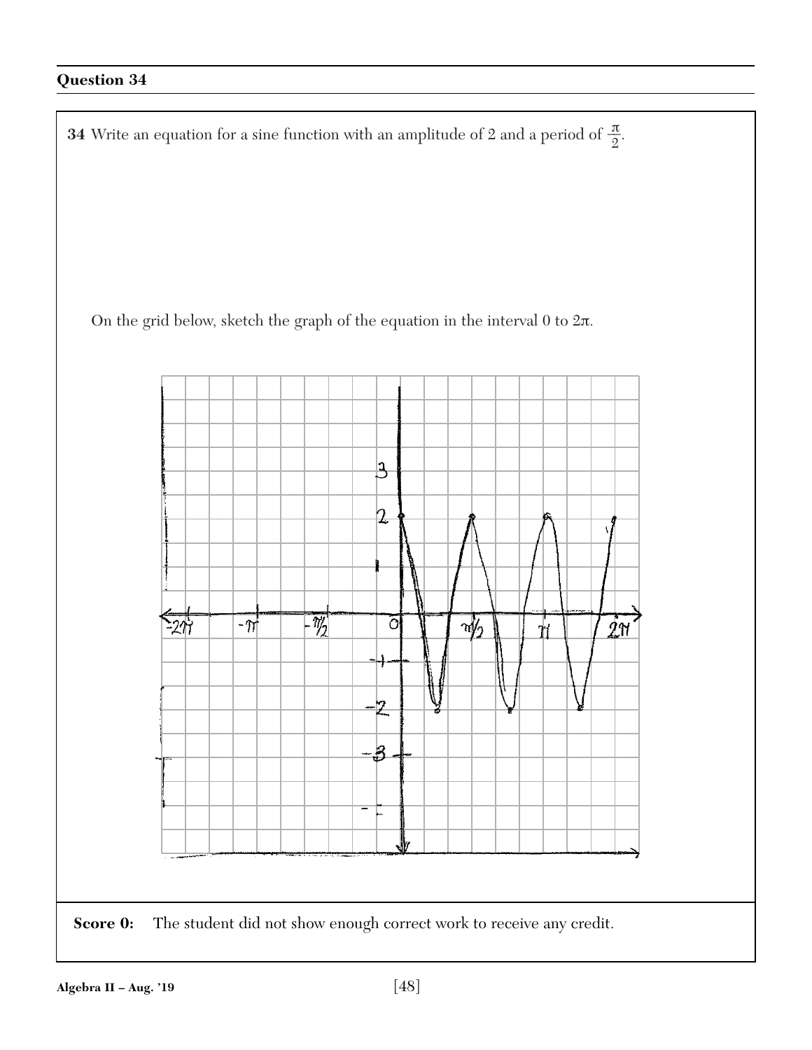## Question 34

**34** Write an equation for a sine function with an amplitude of 2 and a period of $\frac{\pi}{2}$.

On the grid below, sketch the graph of the equation in the interval 0 to $2\pi$.

**Score 0:** The student did not show enough correct work to receive any credit.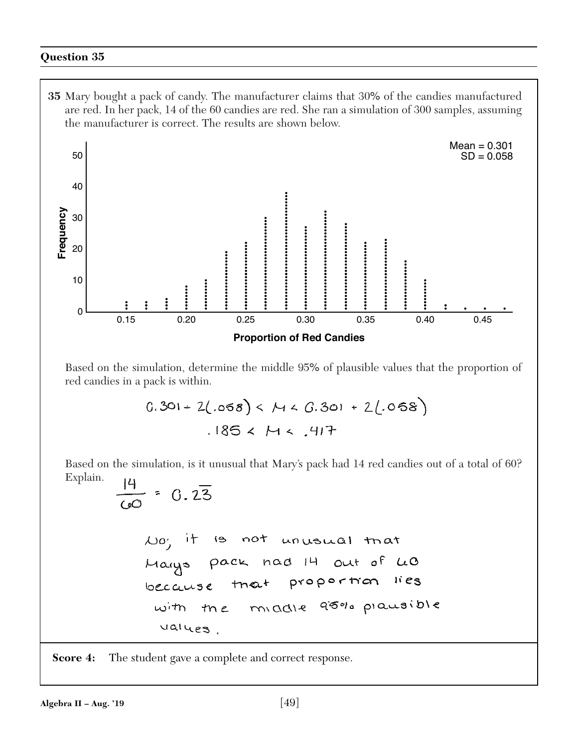## Question 35

**35** Mary bought a pack of candy. The manufacturer claims that 30% of the candies manufactured are red. In her pack, 14 of the 60 candies are red. She ran a simulation of 300 samples, assuming the manufacturer is correct. The results are shown below.

Mean = 0.301
SD = 0.058

Frequency

Proportion of Red Candies

Based on the simulation, determine the middle 95% of plausible values that the proportion of red candies in a pack is within.

$$0.301 - 2(.058) < \mu < 0.301 + 2(.058)$$

$$.185 < \mu < .417$$

Based on the simulation, is it unusual that Mary's pack had 14 red candies out of a total of 60? Explain.

$$\frac{14}{60} = 0.2\overline{3}$$

No, it is not unusual that Marys pack had 14 out of 60 because that proportion lies with the middle 95% plausible values.

**Score 4:** The student gave a complete and correct response.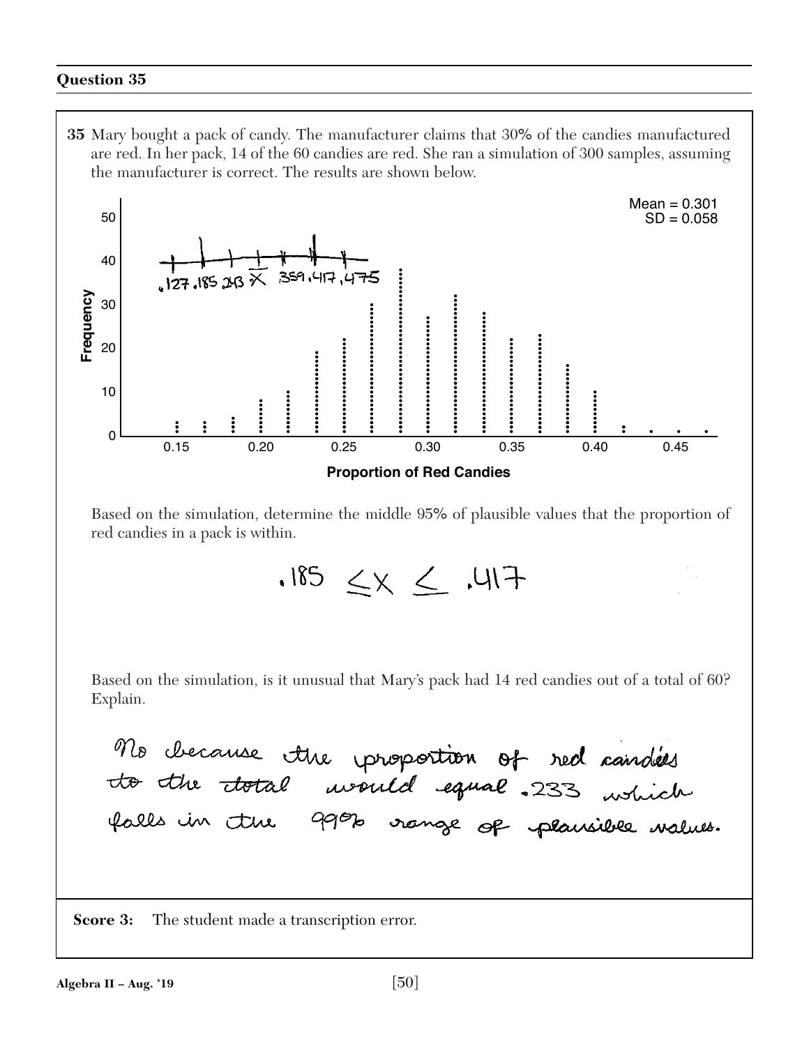## Question 35

**35** Mary bought a pack of candy. The manufacturer claims that 30% of the candies manufactured are red. In her pack, 14 of the 60 candies are red. She ran a simulation of 300 samples, assuming the manufacturer is correct. The results are shown below.

Mean = 0.301
SD = 0.058

Frequency

Proportion of Red Candies

.127 .185 .243 $\bar{x}$ .359 .417 .475

Based on the simulation, determine the middle 95% of plausible values that the proportion of red candies in a pack is within.

$.185 \leq x \leq .417$

Based on the simulation, is it unusual that Mary's pack had 14 red candies out of a total of 60? Explain.

No because the proportion of red candies to the ~~total~~ would equal .233 which falls in the 99% range of plausible values.

**Score 3:** The student made a transcription error.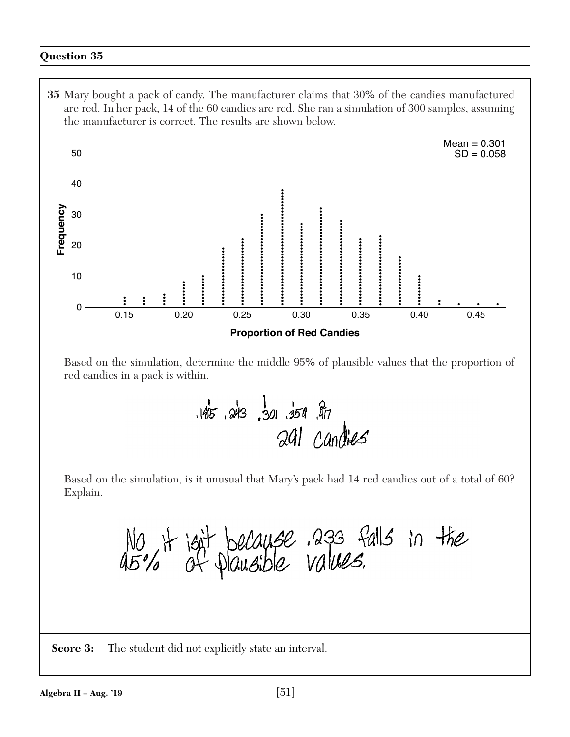## Question 35

**35** Mary bought a pack of candy. The manufacturer claims that 30% of the candies manufactured are red. In her pack, 14 of the 60 candies are red. She ran a simulation of 300 samples, assuming the manufacturer is correct. The results are shown below.

Mean = 0.301
SD = 0.058

Frequency

Proportion of Red Candies

Based on the simulation, determine the middle 95% of plausible values that the proportion of red candies in a pack is within.

.185 .243 .301 .359 .417

291 candies

Based on the simulation, is it unusual that Mary's pack had 14 red candies out of a total of 60? Explain.

No, it isn't because .233 falls in the 95% of plausible values.

**Score 3:** The student did not explicitly state an interval.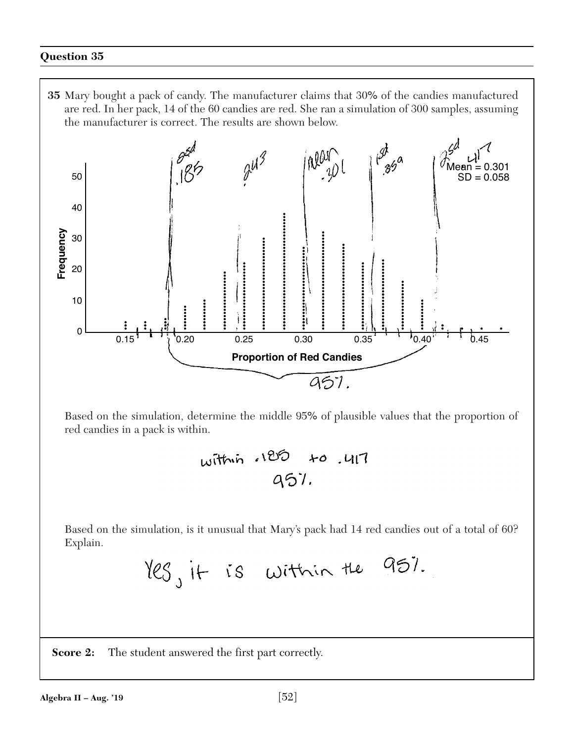## Question 35

**35** Mary bought a pack of candy. The manufacturer claims that 30% of the candies manufactured are red. In her pack, 14 of the 60 candies are red. She ran a simulation of 300 samples, assuming the manufacturer is correct. The results are shown below.

Mean = 0.301
SD = 0.058

Frequency

Proportion of Red Candies

2sd .185 &nbsp;&nbsp; .243 &nbsp;&nbsp; mean .301 &nbsp;&nbsp; 1sd .359 &nbsp;&nbsp; 2sd .417

95%

Based on the simulation, determine the middle 95% of plausible values that the proportion of red candies in a pack is within.

within .185 to .417
95%

Based on the simulation, is it unusual that Mary's pack had 14 red candies out of a total of 60? Explain.

Yes, it is within the 95%

**Score 2:** The student answered the first part correctly.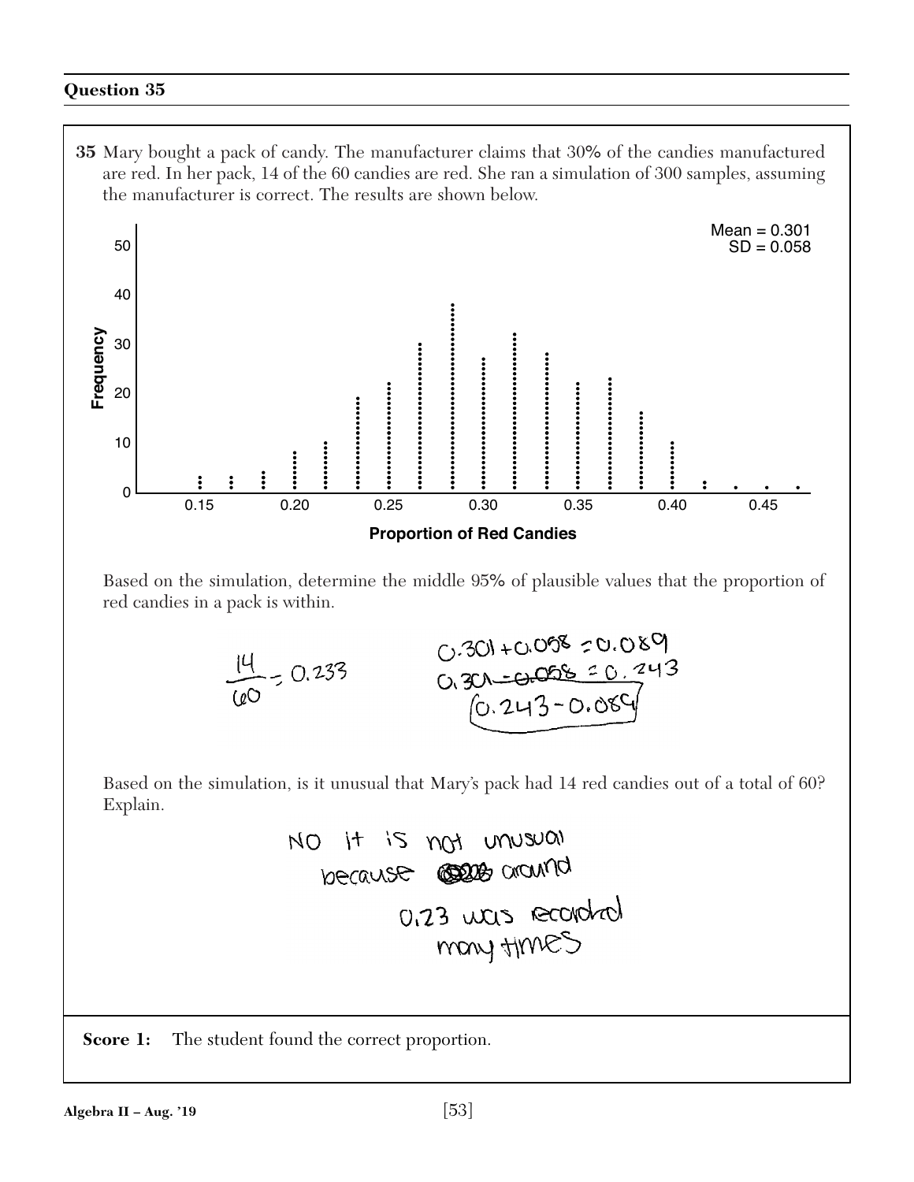## Question 35

**35** Mary bought a pack of candy. The manufacturer claims that 30% of the candies manufactured are red. In her pack, 14 of the 60 candies are red. She ran a simulation of 300 samples, assuming the manufacturer is correct. The results are shown below.

Mean = 0.301
SD = 0.058

Frequency

Proportion of Red Candies

Based on the simulation, determine the middle 95% of plausible values that the proportion of red candies in a pack is within.

$\frac{14}{60} = 0.233$

$0.301 + 0.058 = 0.089$
$0.301 - 0.058 = 0.243$
$(0.243 - 0.089)$

Based on the simulation, is it unusual that Mary's pack had 14 red candies out of a total of 60? Explain.

NO it is not unusual because around 0.23 was recorded many times

**Score 1:** The student found the correct proportion.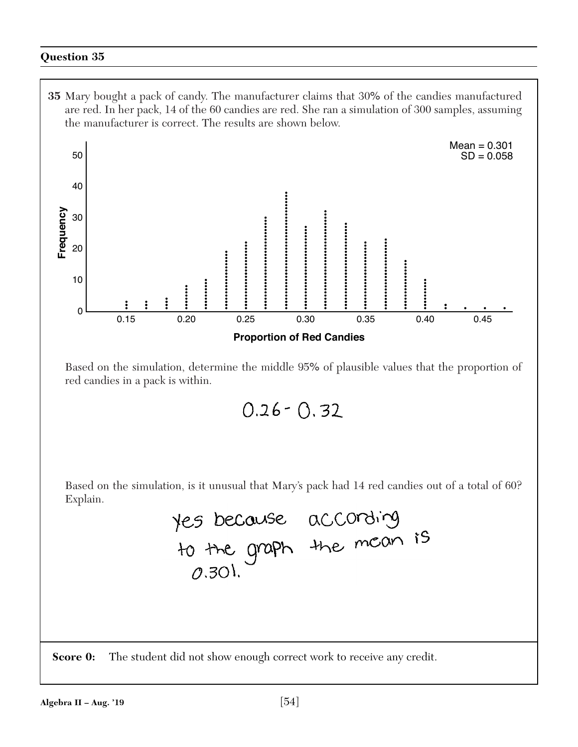## Question 35

**35** Mary bought a pack of candy. The manufacturer claims that 30% of the candies manufactured are red. In her pack, 14 of the 60 candies are red. She ran a simulation of 300 samples, assuming the manufacturer is correct. The results are shown below.

Mean = 0.301
SD = 0.058

Frequency

Proportion of Red Candies

Based on the simulation, determine the middle 95% of plausible values that the proportion of red candies in a pack is within.

0.26 - 0.32

Based on the simulation, is it unusual that Mary's pack had 14 red candies out of a total of 60? Explain.

yes because according to the graph the mean is 0.301.

**Score 0:** The student did not show enough correct work to receive any credit.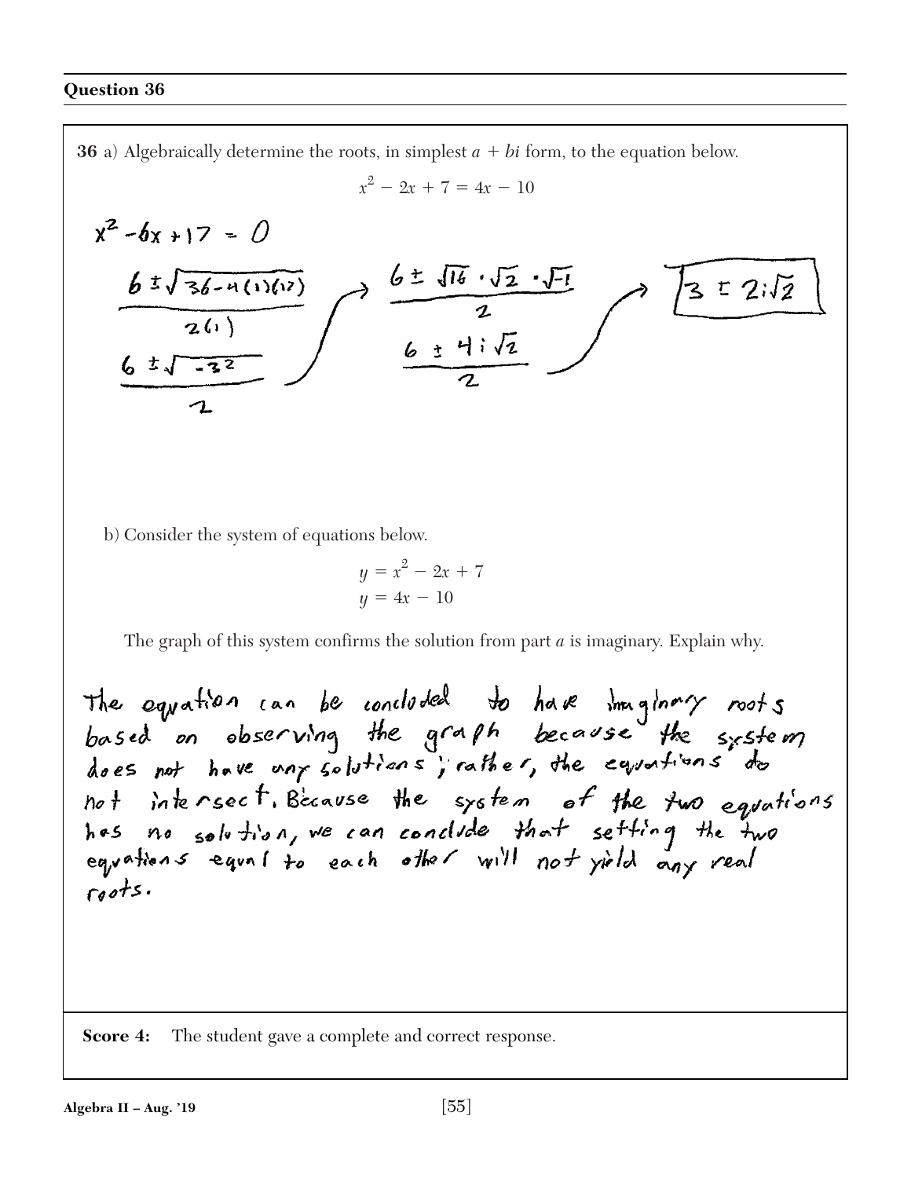## Question 36

**36** a) Algebraically determine the roots, in simplest $a + bi$ form, to the equation below.

$$x^2 - 2x + 7 = 4x - 10$$

$$x^2 - 6x + 17 = 0$$

$$\frac{6 \pm \sqrt{36 - 4(1)(17)}}{2(1)} \rightarrow \frac{6 \pm \sqrt{16} \cdot \sqrt{2} \cdot \sqrt{-1}}{2} \rightarrow \boxed{3 \pm 2i\sqrt{2}}$$

$$\frac{6 \pm \sqrt{-32}}{2} \qquad \frac{6 \pm 4i\sqrt{2}}{2}$$

b) Consider the system of equations below.

$$y = x^2 - 2x + 7$$
$$y = 4x - 10$$

The graph of this system confirms the solution from part *a* is imaginary. Explain why.

The equation can be concluded to have imaginary roots based on observing the graph because the system does not have any solutions; rather, the equations do not intersect. Because the system of the two equations has no solution, we can conclude that setting the two equations equal to each other will not yield any real roots.

**Score 4:** The student gave a complete and correct response.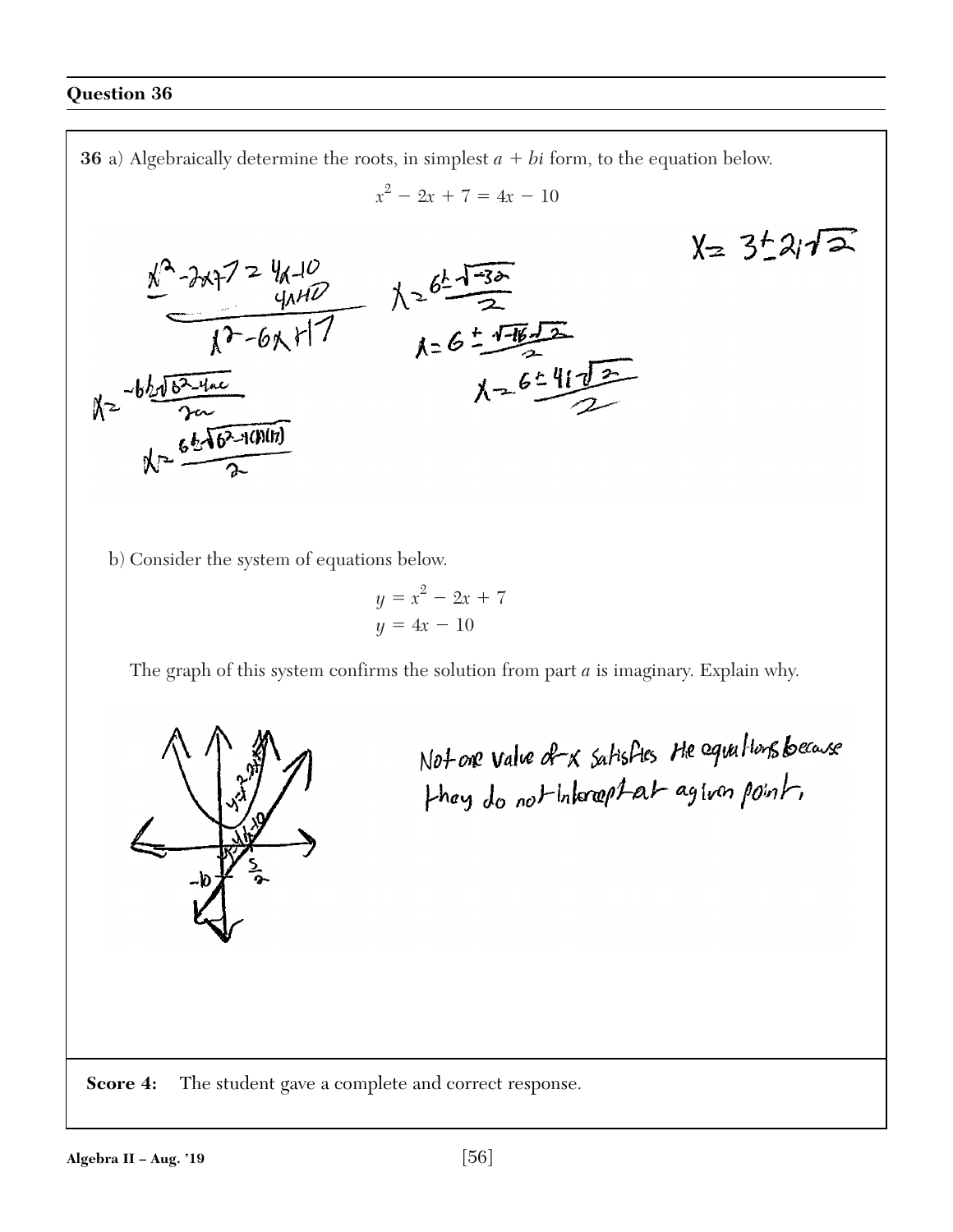**Question 36**

**36** a) Algebraically determine the roots, in simplest $a + bi$ form, to the equation below.

$$x^2 - 2x + 7 = 4x - 10$$

$$x^2 - 2x + 7 = 4x - 10$$
$$-4x + 10 \quad -4x + 10$$
$$x^2 - 6x + 17$$

$$x = \frac{-b \pm \sqrt{b^2 - 4ac}}{2a}$$

$$x = \frac{6 \pm \sqrt{6^2 - 4(1)(17)}}{2}$$

$$x = \frac{6 \pm \sqrt{-32}}{2}$$

$$x = \frac{6 \pm \sqrt{-16}\sqrt{2}}{2}$$

$$x = \frac{6 \pm 4i\sqrt{2}}{2}$$

$$x = 3 \pm 2i\sqrt{2}$$

b) Consider the system of equations below.

$$y = x^2 - 2x + 7$$
$$y = 4x - 10$$

The graph of this system confirms the solution from part *a* is imaginary. Explain why.

Not one value of x satisfies the equations because they do not intercept at a given point.

**Score 4:** The student gave a complete and correct response.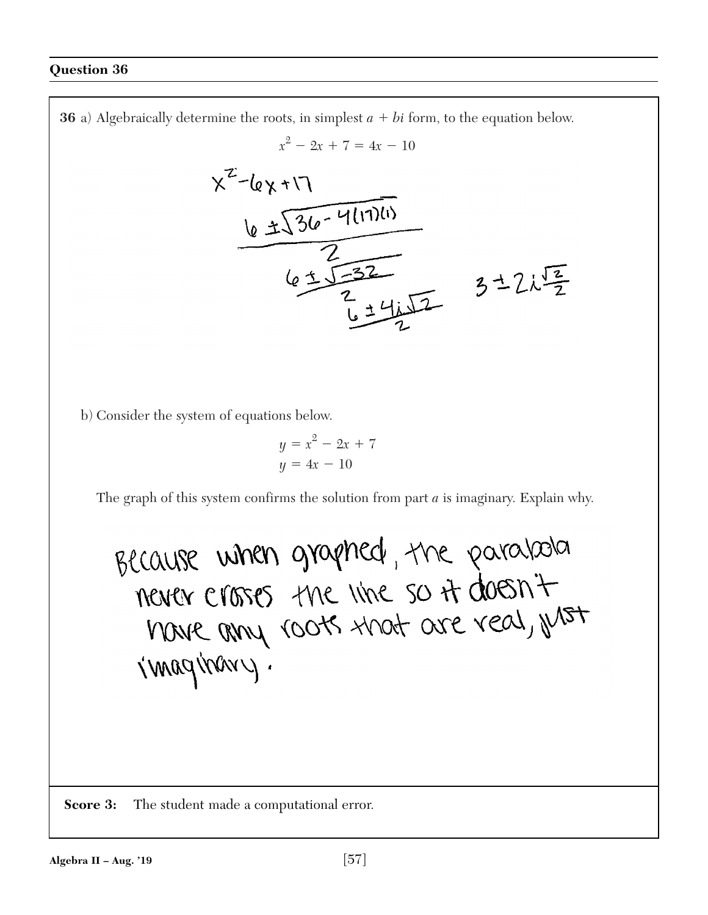## Question 36

**36** a) Algebraically determine the roots, in simplest $a + bi$ form, to the equation below.

$$x^2 - 2x + 7 = 4x - 10$$

$x^2 - 6x + 17$

$$\frac{6 \pm \sqrt{36 - 4(17)(1)}}{2}$$

$$\frac{6 \pm \sqrt{-32}}{2}$$

$$\frac{6 \pm 4i\sqrt{2}}{2}$$

$$3 \pm 2i\frac{\sqrt{2}}{2}$$

b) Consider the system of equations below.

$$y = x^2 - 2x + 7$$
$$y = 4x - 10$$

The graph of this system confirms the solution from part *a* is imaginary. Explain why.

Because when graphed, the parabola never crosses the line so it doesn't have any roots that are real, just imaginary.

**Score 3:** The student made a computational error.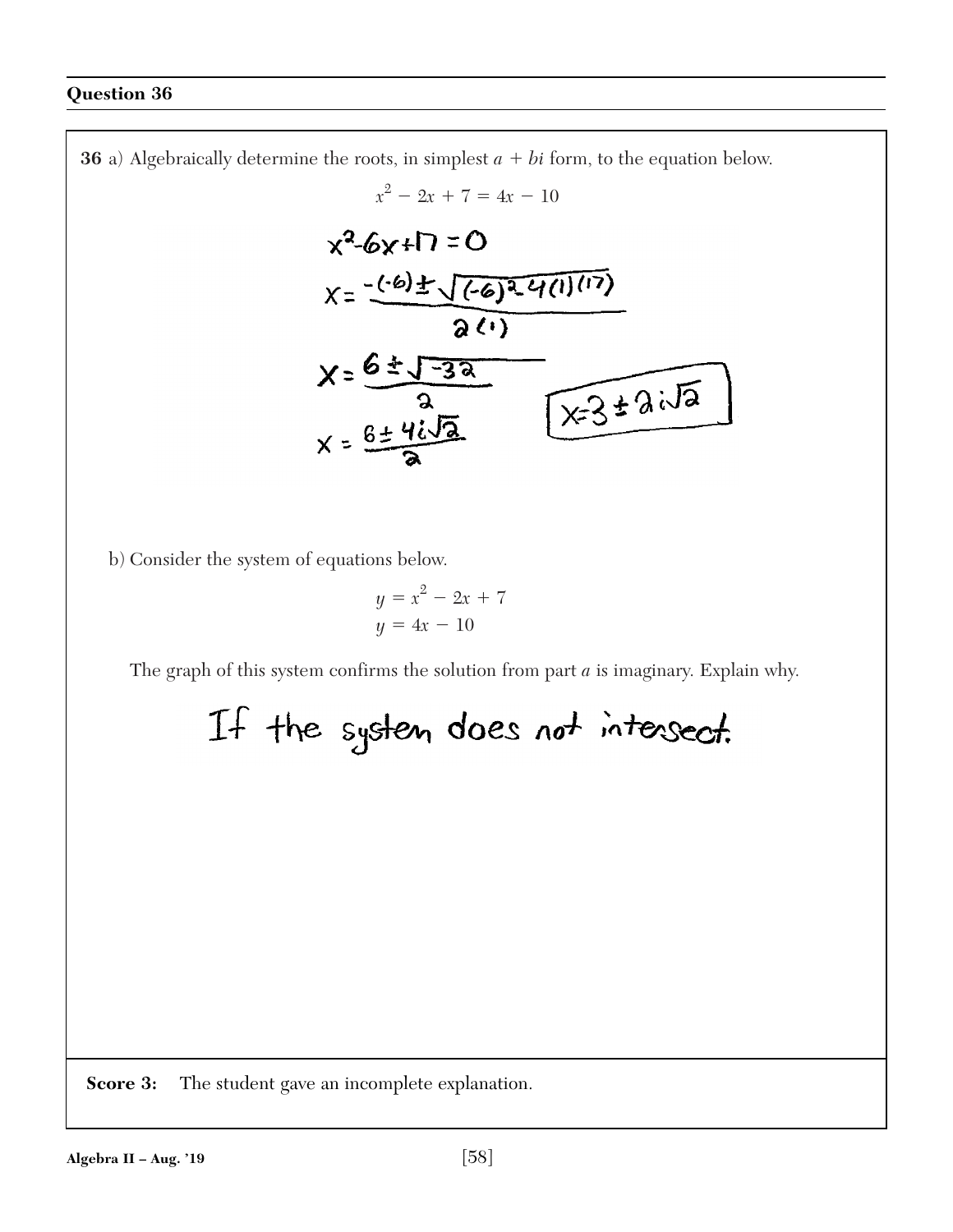## Question 36

**36** a) Algebraically determine the roots, in simplest $a + bi$ form, to the equation below.

$$x^2 - 2x + 7 = 4x - 10$$

$$x^2 - 6x + 17 = 0$$

$$x = \frac{-(-6) \pm \sqrt{(-6)^2 - 4(1)(17)}}{2(1)}$$

$$x = \frac{6 \pm \sqrt{-32}}{2}$$

$$x = \frac{6 \pm 4i\sqrt{2}}{2}$$

$$\boxed{x = 3 \pm 2i\sqrt{2}}$$

b) Consider the system of equations below.

$$y = x^2 - 2x + 7$$
$$y = 4x - 10$$

The graph of this system confirms the solution from part *a* is imaginary. Explain why.

If the systen does not intersect.

**Score 3:** The student gave an incomplete explanation.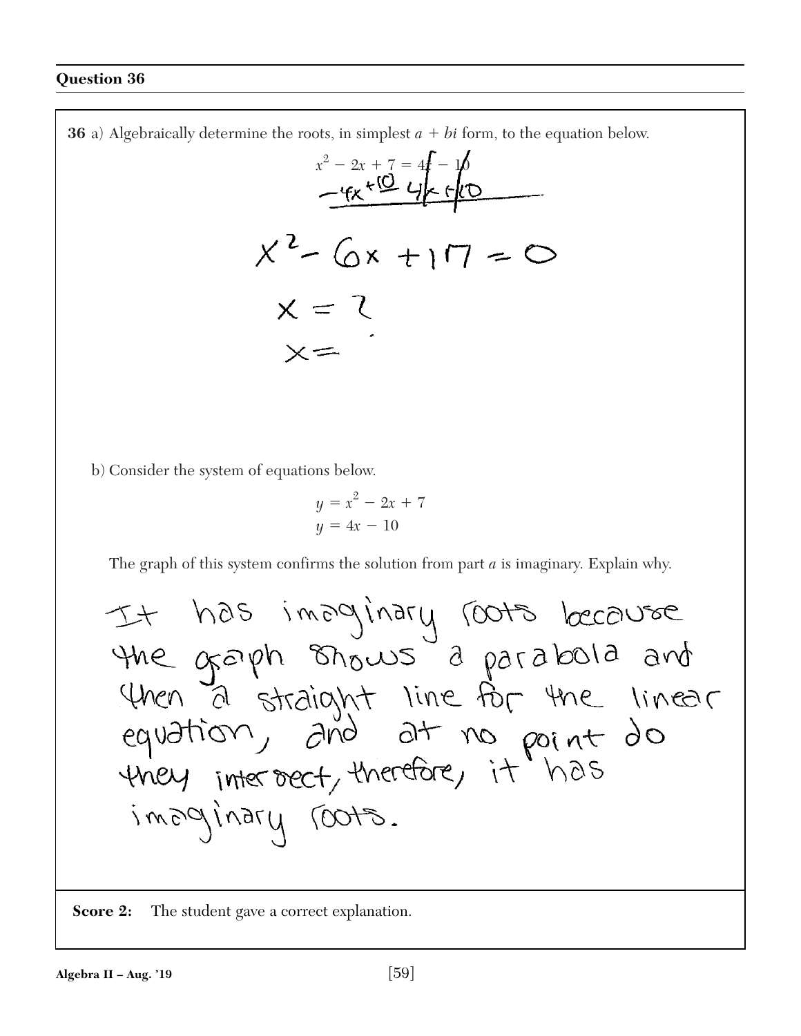## Question 36

**36** a) Algebraically determine the roots, in simplest $a + bi$ form, to the equation below.

$$x^2 - 2x + 7 = 4x - 10$$

$$-4x + 10 \quad 4x + 10$$

$$x^2 - 6x + 17 = 0$$

$$x = ?$$

$$x =$$

b) Consider the system of equations below.

$$y = x^2 - 2x + 7$$
$$y = 4x - 10$$

The graph of this system confirms the solution from part *a* is imaginary. Explain why.

It has imaginary roots because the graph shows a parabola and then a straight line for the linear equation, and at no point do they intersect, therefore, it has imaginary roots.

**Score 2:** The student gave a correct explanation.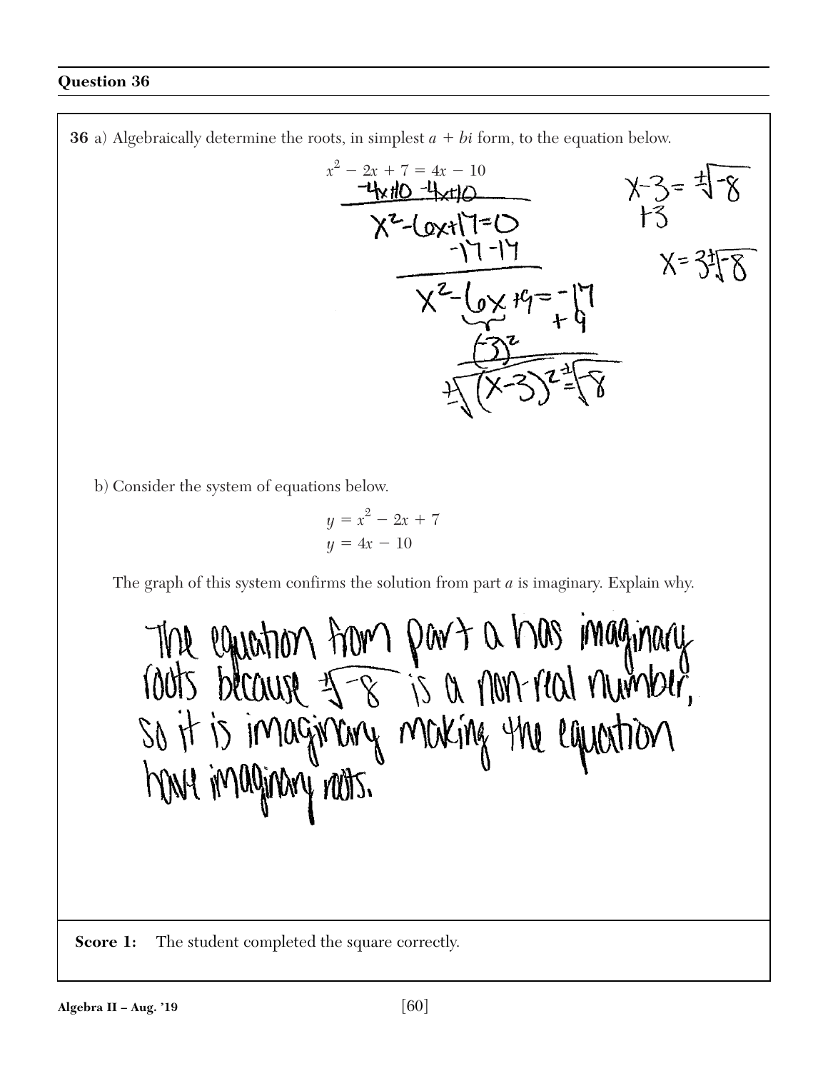## Question 36

**36** a) Algebraically determine the roots, in simplest $a + bi$ form, to the equation below.

$$x^2 - 2x + 7 = 4x - 10$$

$-4x+10 \quad -4x+10$

$x^2 - 6x + 17 = 0$

$-17 \quad -17$

$x^2 - 6x + 9 = -17 + 9$

$(-3)^2$

$\pm\sqrt{(x-3)^2} = \pm\sqrt{-8}$

$x - 3 = \pm\sqrt{-8}$

$+3$

$x = 3 \pm \sqrt{-8}$

b) Consider the system of equations below.

$$y = x^2 - 2x + 7$$
$$y = 4x - 10$$

The graph of this system confirms the solution from part *a* is imaginary. Explain why.

The equation from part a has imaginary roots because $\pm\sqrt{-8}$ is a non-real number, so it is imaginary making the equation have imaginary roots.

**Score 1:** The student completed the square correctly.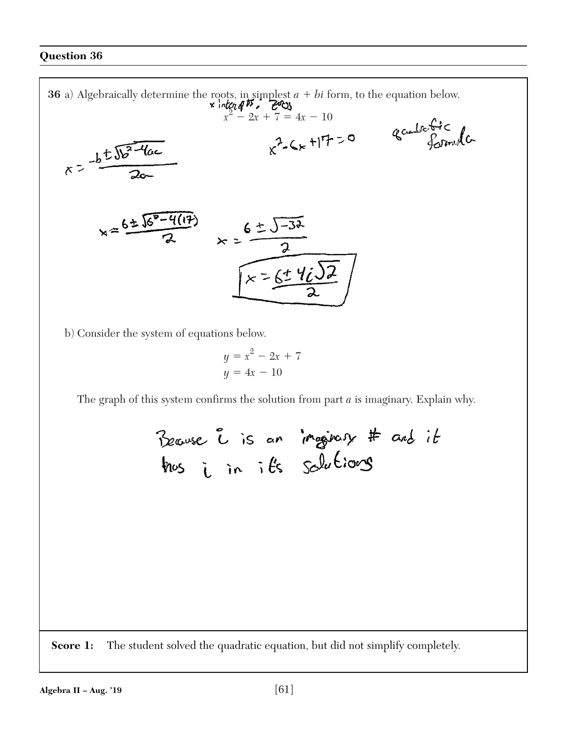## Question 36

**36** a) Algebraically determine the roots, in simplest $a + bi$ form, to the equation below.

x intercepts, zeros

$$x^2 - 2x + 7 = 4x - 10$$

$x^2 - 6x + 17 = 0$

quadratic formula

$x = \frac{-b \pm \sqrt{b^2 - 4ac}}{2a}$

$x = \frac{6 \pm \sqrt{6^2 - 4(17)}}{2}$ $\quad x = \frac{6 \pm \sqrt{-32}}{2}$

$x = \frac{6 \pm 4i\sqrt{2}}{2}$

b) Consider the system of equations below.

$$y = x^2 - 2x + 7$$
$$y = 4x - 10$$

The graph of this system confirms the solution from part *a* is imaginary. Explain why.

Because i is an imaginary # and it has i in it's solutions

**Score 1:** The student solved the quadratic equation, but did not simplify completely.

Algebra II – Aug. '19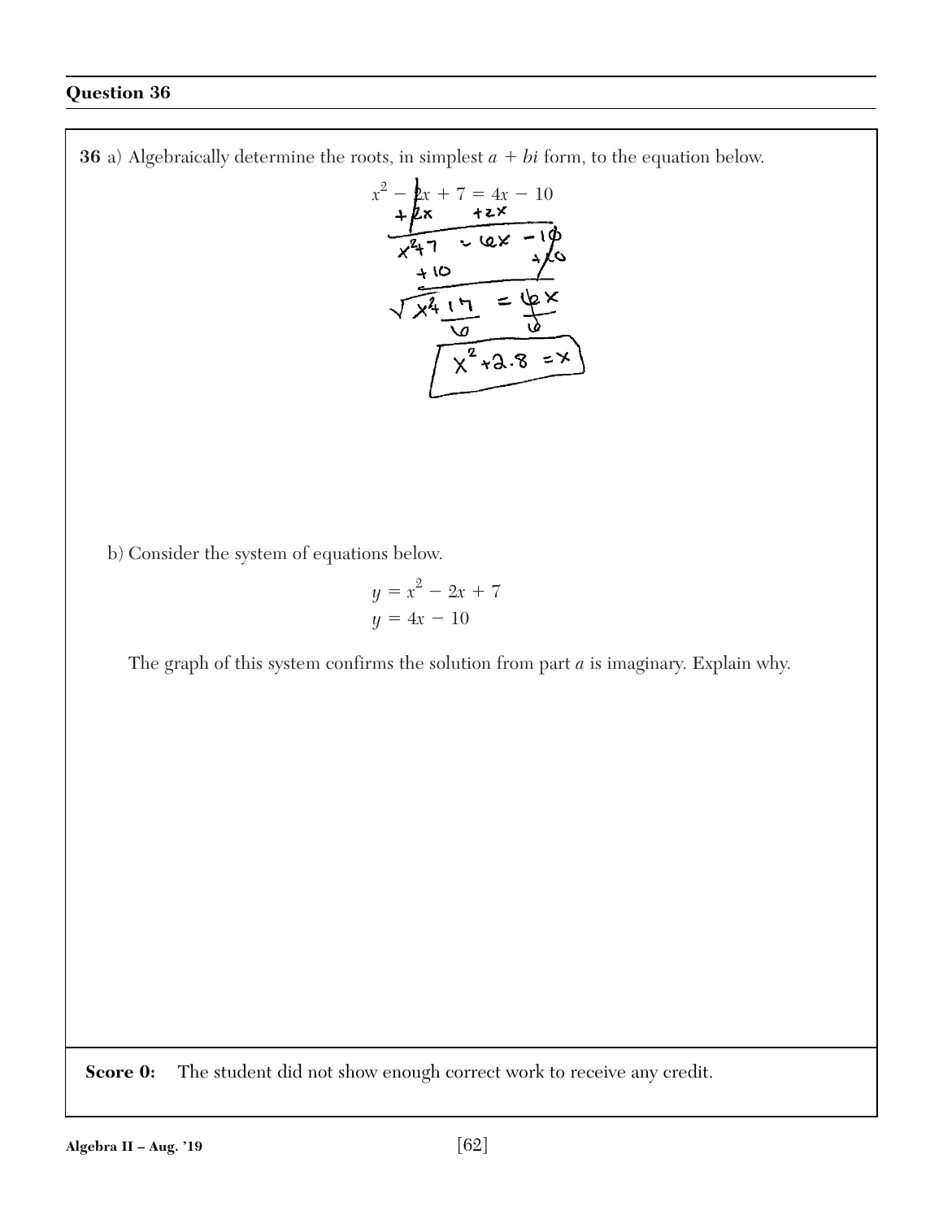## Question 36

**36** a) Algebraically determine the roots, in simplest $a + bi$ form, to the equation below.

$$x^2 - 2x + 7 = 4x - 10$$

$$+2x \qquad +2x$$

$$x^2 + 7 = 6x - 10$$

$$+10 \qquad +10$$

$$\sqrt{x^2 + 17} = 6x$$

$$\frac{17}{6} \qquad \frac{6}{6}$$

$$\boxed{x^2 + 2.8 = x}$$

b) Consider the system of equations below.

$$y = x^2 - 2x + 7$$
$$y = 4x - 10$$

The graph of this system confirms the solution from part *a* is imaginary. Explain why.

**Score 0:** The student did not show enough correct work to receive any credit.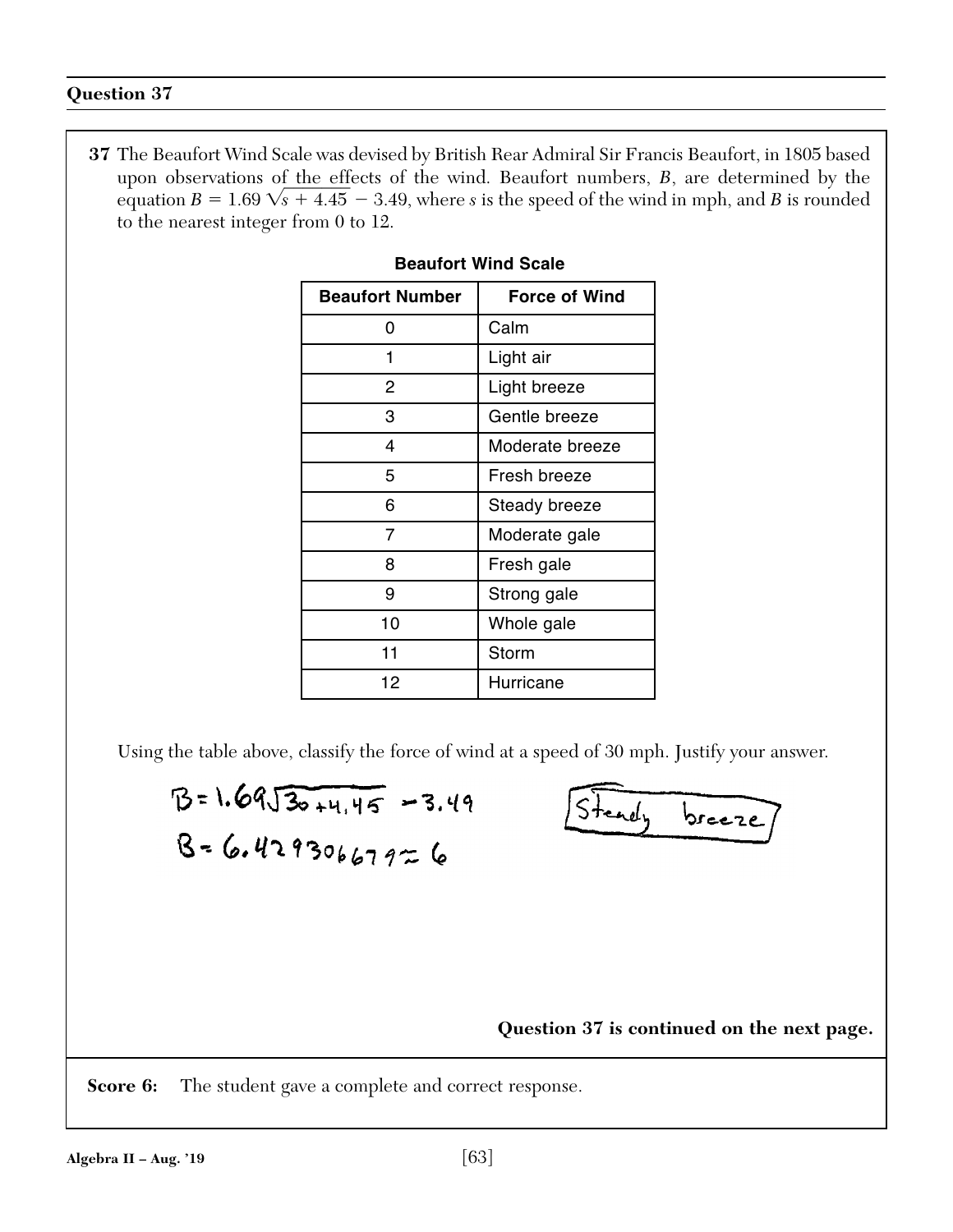## Question 37

**37** The Beaufort Wind Scale was devised by British Rear Admiral Sir Francis Beaufort, in 1805 based upon observations of the effects of the wind. Beaufort numbers, $B$, are determined by the equation $B = 1.69\sqrt{s + 4.45} - 3.49$, where $s$ is the speed of the wind in mph, and $B$ is rounded to the nearest integer from 0 to 12.

**Beaufort Wind Scale**

| Beaufort Number | Force of Wind |
|---|---|
| 0 | Calm |
| 1 | Light air |
| 2 | Light breeze |
| 3 | Gentle breeze |
| 4 | Moderate breeze |
| 5 | Fresh breeze |
| 6 | Steady breeze |
| 7 | Moderate gale |
| 8 | Fresh gale |
| 9 | Strong gale |
| 10 | Whole gale |
| 11 | Storm |
| 12 | Hurricane |

Using the table above, classify the force of wind at a speed of 30 mph. Justify your answer.

$B = 1.69\sqrt{30 + 4.45} - 3.49$

$B = 6.429306679 \approx 6$

Steady breeze

**Question 37 is continued on the next page.**

**Score 6:** The student gave a complete and correct response.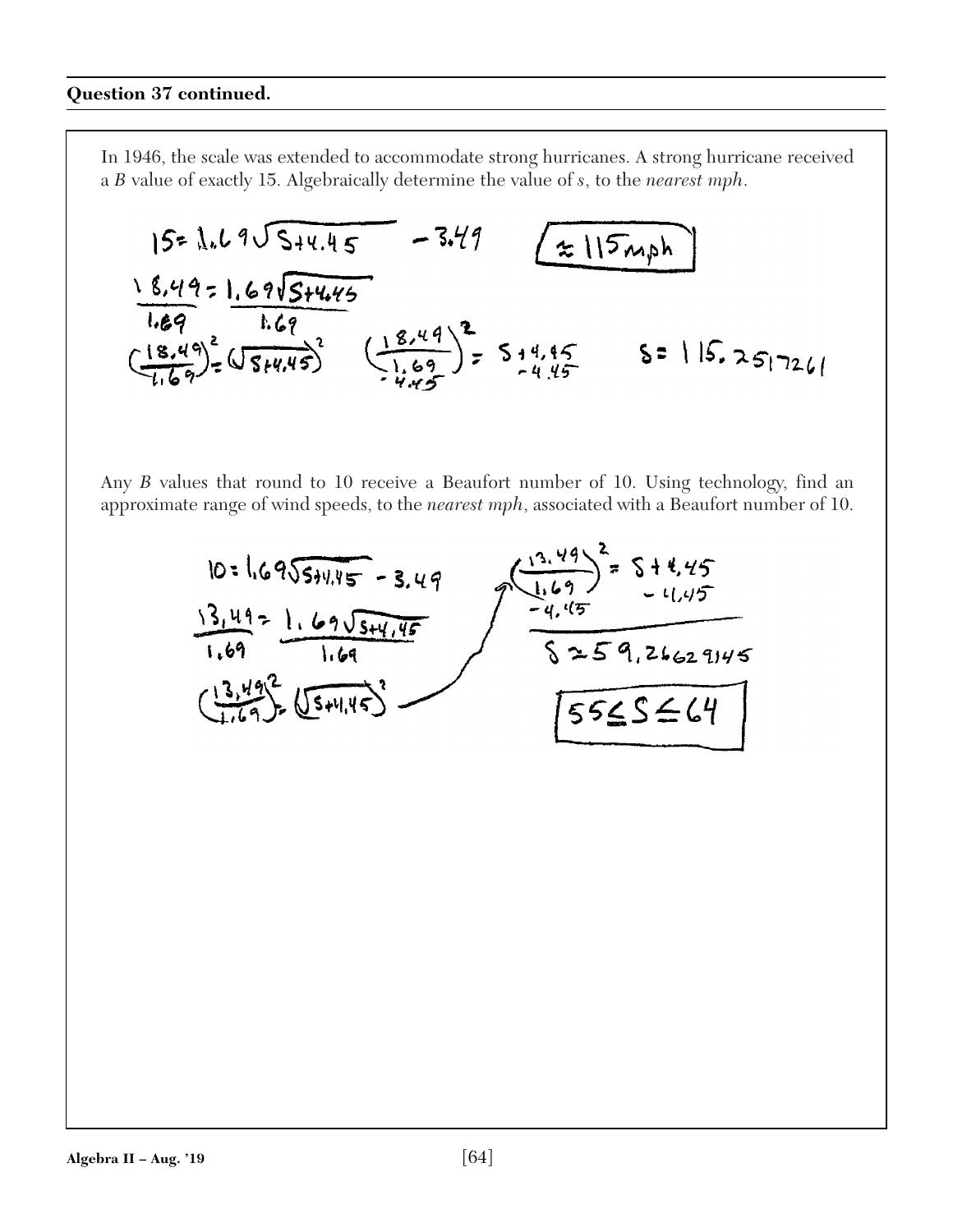**Question 37 continued.**

In 1946, the scale was extended to accommodate strong hurricanes. A strong hurricane received a *B* value of exactly 15. Algebraically determine the value of *s*, to the *nearest mph*.

$$15 = 1.69\sqrt{s+4.45} - 3.49$$

$$\frac{18.49}{1.69} = \frac{1.69\sqrt{s+4.45}}{1.69}$$

$$\left(\frac{18.49}{1.69}\right)^2 = \left(\sqrt{s+4.45}\right)^2 \qquad \left(\frac{18.49}{1.69}\right)^2 - 4.45 = s + 4.45 - 4.45 \qquad s = 115.2517261$$

$$\boxed{\approx 115 \text{ mph}}$$

Any *B* values that round to 10 receive a Beaufort number of 10. Using technology, find an approximate range of wind speeds, to the *nearest mph*, associated with a Beaufort number of 10.

$$10 = 1.69\sqrt{s+4.45} - 3.49$$

$$\frac{13.49}{1.69} = \frac{1.69\sqrt{s+4.45}}{1.69}$$

$$\left(\frac{13.49}{1.69}\right)^2 = \left(\sqrt{s+4.45}\right)^2$$

$$\left(\frac{13.49}{1.69}\right)^2 - 4.45 = s + 4.45 - 4.45$$

$$s \approx 59.26629145$$

$$\boxed{55 \leq s \leq 64}$$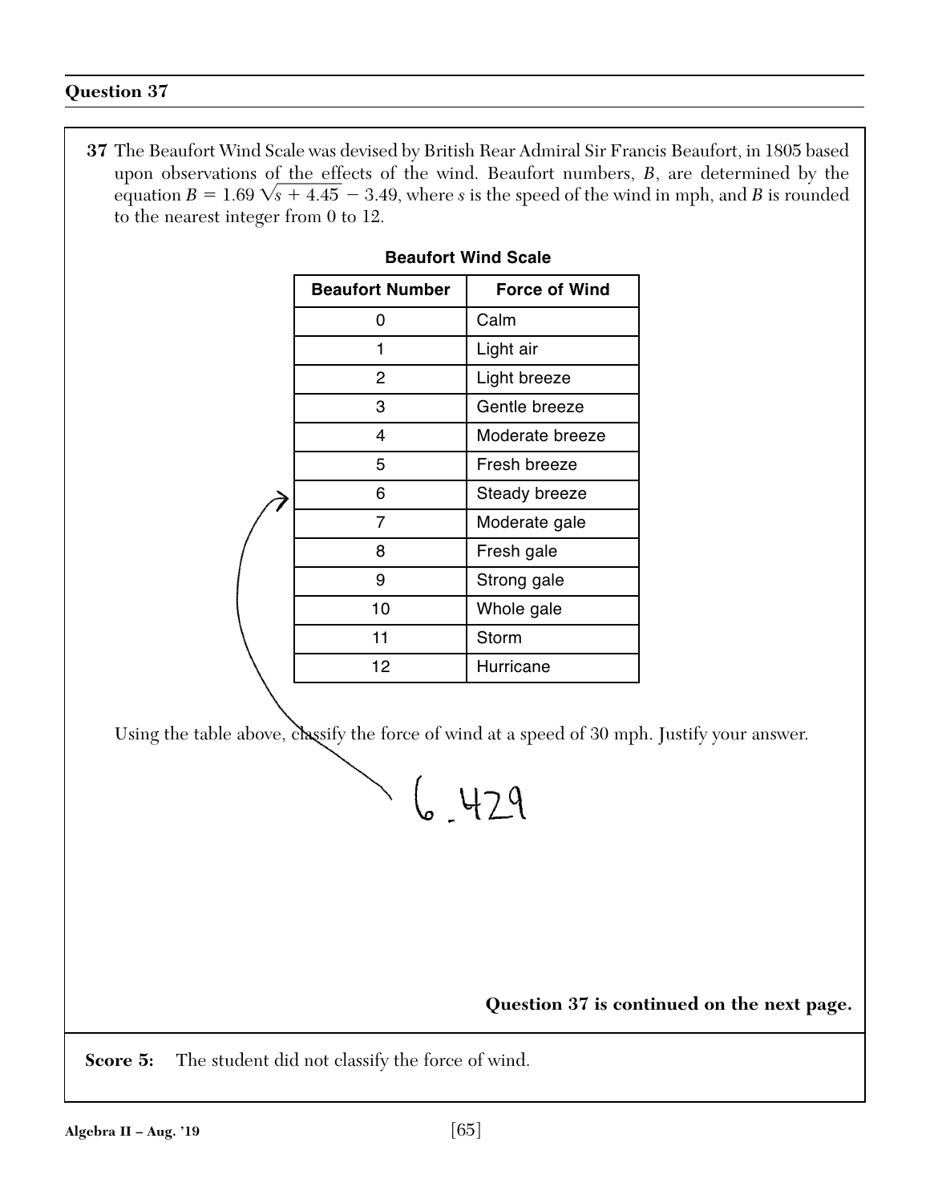## Question 37

**37** The Beaufort Wind Scale was devised by British Rear Admiral Sir Francis Beaufort, in 1805 based upon observations of the effects of the wind. Beaufort numbers, $B$, are determined by the equation $B = 1.69\sqrt{s + 4.45} - 3.49$, where $s$ is the speed of the wind in mph, and $B$ is rounded to the nearest integer from 0 to 12.

**Beaufort Wind Scale**

| Beaufort Number | Force of Wind |
|---|---|
| 0 | Calm |
| 1 | Light air |
| 2 | Light breeze |
| 3 | Gentle breeze |
| 4 | Moderate breeze |
| 5 | Fresh breeze |
| 6 | Steady breeze |
| 7 | Moderate gale |
| 8 | Fresh gale |
| 9 | Strong gale |
| 10 | Whole gale |
| 11 | Storm |
| 12 | Hurricane |

Using the table above, classify the force of wind at a speed of 30 mph. Justify your answer.

6.429

**Question 37 is continued on the next page.**

**Score 5:** The student did not classify the force of wind.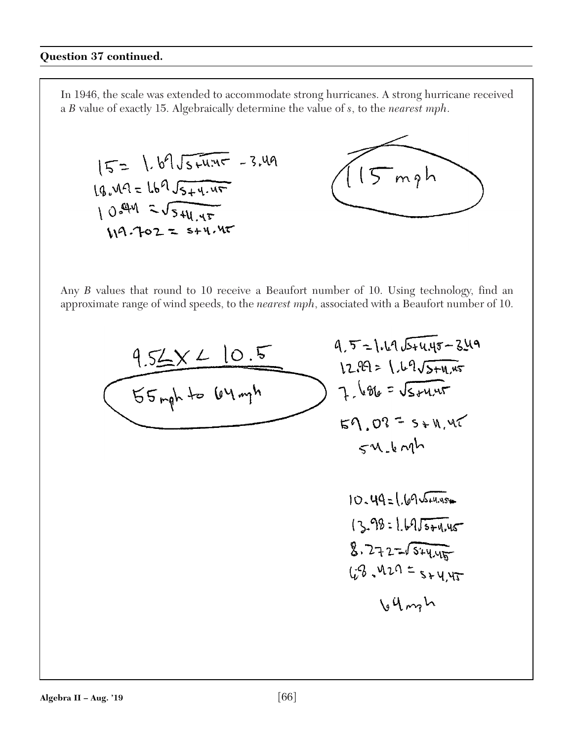**Question 37 continued.**

In 1946, the scale was extended to accommodate strong hurricanes. A strong hurricane received a $B$ value of exactly 15. Algebraically determine the value of $s$, to the *nearest mph*.

$15 = 1.69\sqrt{s+4.45} - 3.49$

$18.49 = 1.69\sqrt{s+4.45}$

$10.94 = \sqrt{s+4.45}$

$119.702 = s+4.45$

~~115 mph~~

Any $B$ values that round to 10 receive a Beaufort number of 10. Using technology, find an approximate range of wind speeds, to the *nearest mph*, associated with a Beaufort number of 10.

$9.5 \leq x < 10.5$

55 mph to 64 mph

$9.5 = 1.69\sqrt{s+4.45} - 3.49$

$12.99 = 1.69\sqrt{s+4.45}$

$7.686 = \sqrt{s+4.45}$

$59.08 = s+4.45$

$54.6$ mph

$10.49 = 1.69\sqrt{s+4.45}$

$13.98 = 1.69\sqrt{s+4.45}$

$8.272 = \sqrt{s+4.45}$

$68.429 = s+4.45$

64 mph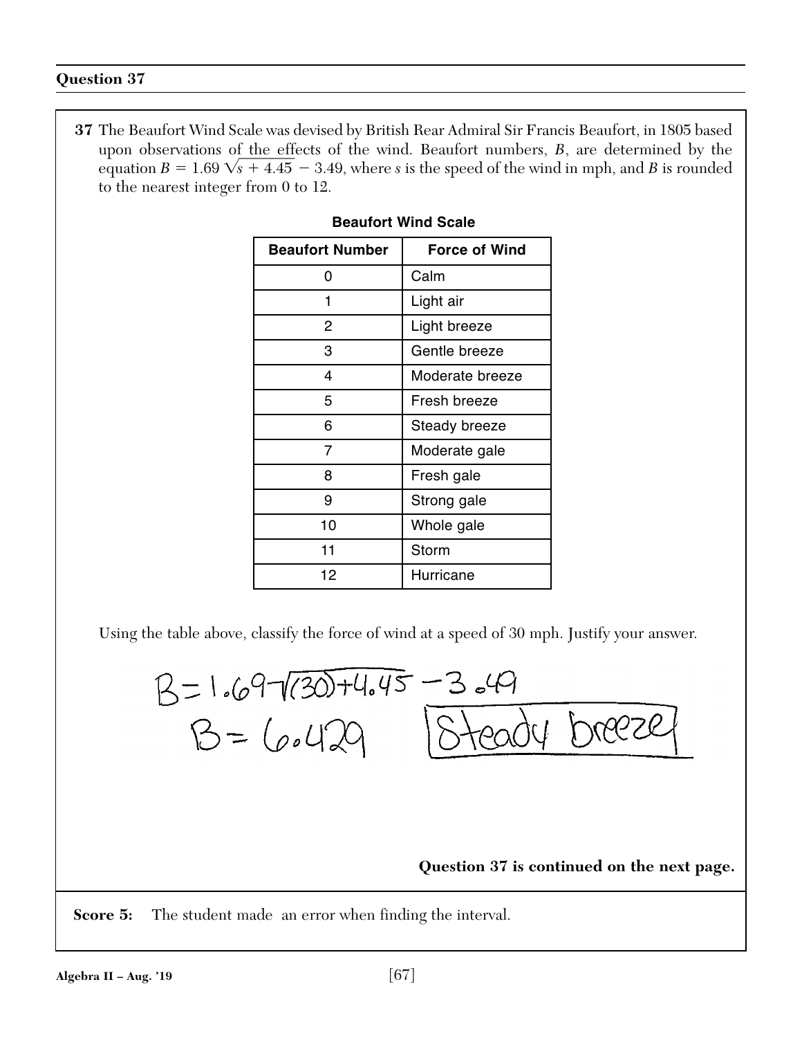## Question 37

**37** The Beaufort Wind Scale was devised by British Rear Admiral Sir Francis Beaufort, in 1805 based upon observations of the effects of the wind. Beaufort numbers, $B$, are determined by the equation $B = 1.69\sqrt{s + 4.45} - 3.49$, where $s$ is the speed of the wind in mph, and $B$ is rounded to the nearest integer from 0 to 12.

**Beaufort Wind Scale**

| Beaufort Number | Force of Wind |
|---|---|
| 0 | Calm |
| 1 | Light air |
| 2 | Light breeze |
| 3 | Gentle breeze |
| 4 | Moderate breeze |
| 5 | Fresh breeze |
| 6 | Steady breeze |
| 7 | Moderate gale |
| 8 | Fresh gale |
| 9 | Strong gale |
| 10 | Whole gale |
| 11 | Storm |
| 12 | Hurricane |

Using the table above, classify the force of wind at a speed of 30 mph. Justify your answer.

$B = 1.69\sqrt{(30)+4.45} - 3.49$

$B = 6.429$ **Steady breeze**

**Question 37 is continued on the next page.**

**Score 5:** The student made an error when finding the interval.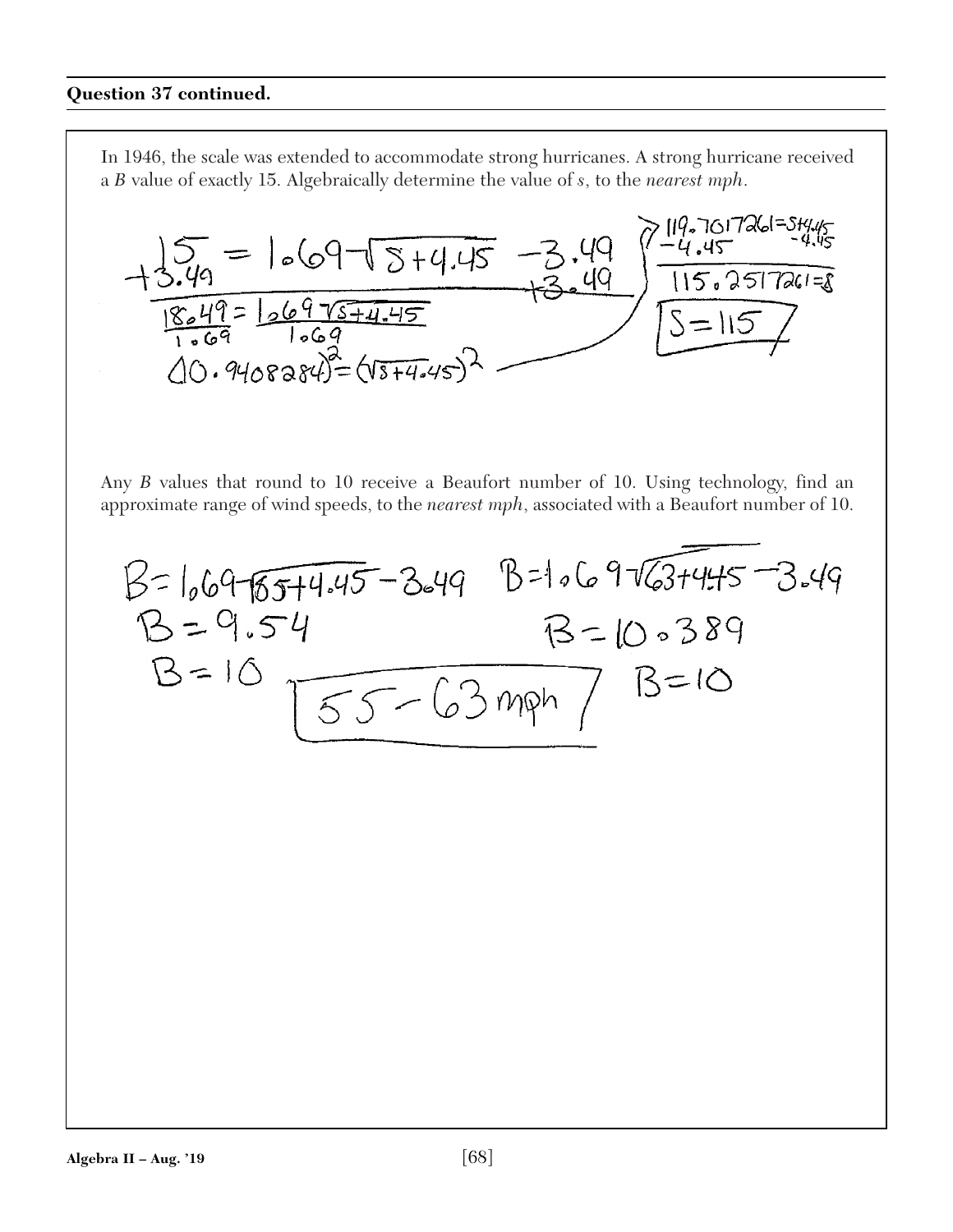**Question 37 continued.**

In 1946, the scale was extended to accommodate strong hurricanes. A strong hurricane received a $B$ value of exactly 15. Algebraically determine the value of $s$, to the *nearest mph*.

$$15 = 1.69\sqrt{s+4.45} - 3.49$$
$$+3.49 \qquad\qquad\qquad +3.49$$
$$\frac{18.49}{1.69} = \frac{1.69\sqrt{s+4.45}}{1.69}$$
$$(10.9408284)^2 = (\sqrt{s+4.45})^2$$
$$119.7017261 = s+4.45$$
$$-4.45 \qquad -4.45$$
$$115.2517261 = s$$
$$s = 115$$

Any $B$ values that round to 10 receive a Beaufort number of 10. Using technology, find an approximate range of wind speeds, to the *nearest mph*, associated with a Beaufort number of 10.

$B = 1.69\sqrt{55+4.45} - 3.49 \qquad B = 1.69\sqrt{63+4.45} - 3.49$

$B = 9.54 \qquad\qquad B = 10.389$

$B = 10 \qquad\qquad B = 10$

55 – 63 mph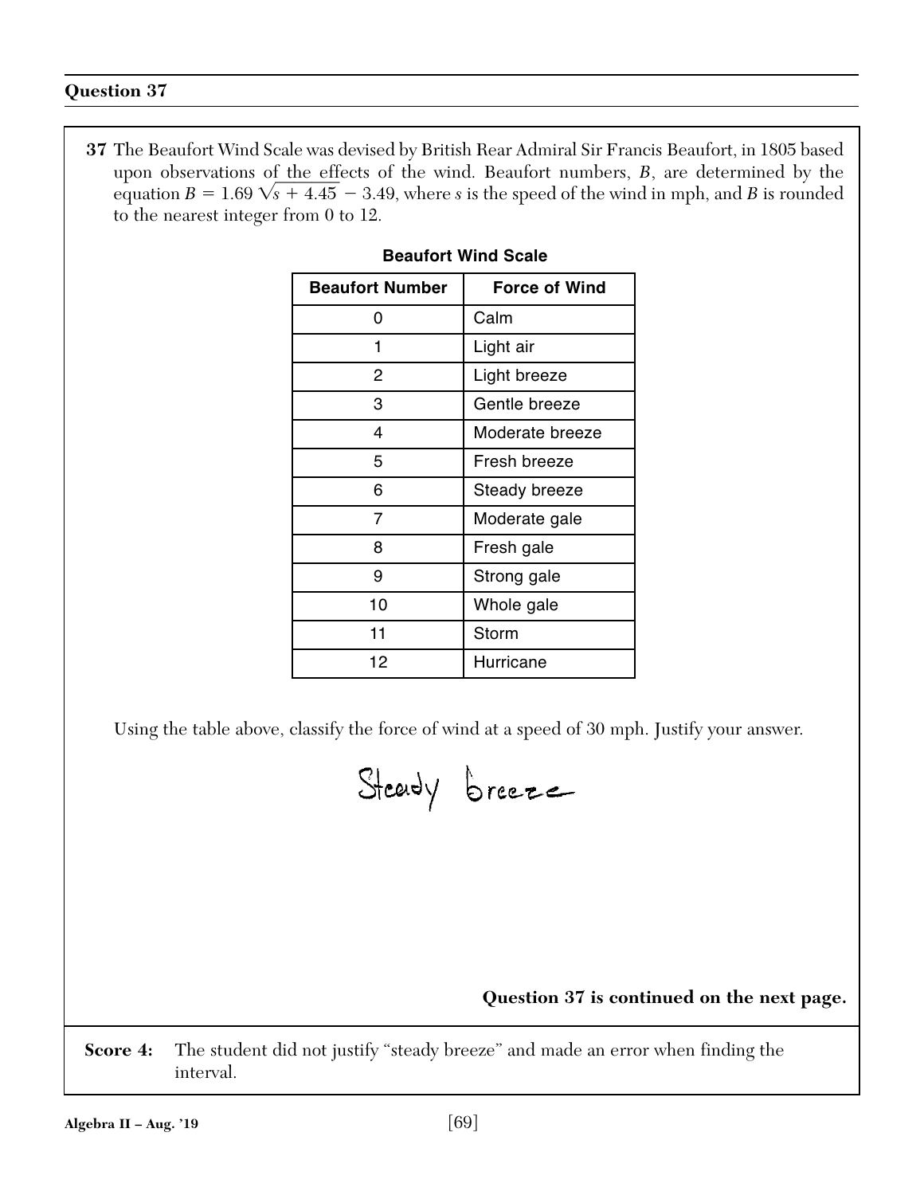## Question 37

**37** The Beaufort Wind Scale was devised by British Rear Admiral Sir Francis Beaufort, in 1805 based upon observations of the effects of the wind. Beaufort numbers, $B$, are determined by the equation $B = 1.69\sqrt{s + 4.45} - 3.49$, where $s$ is the speed of the wind in mph, and $B$ is rounded to the nearest integer from 0 to 12.

**Beaufort Wind Scale**

| Beaufort Number | Force of Wind |
|---|---|
| 0 | Calm |
| 1 | Light air |
| 2 | Light breeze |
| 3 | Gentle breeze |
| 4 | Moderate breeze |
| 5 | Fresh breeze |
| 6 | Steady breeze |
| 7 | Moderate gale |
| 8 | Fresh gale |
| 9 | Strong gale |
| 10 | Whole gale |
| 11 | Storm |
| 12 | Hurricane |

Using the table above, classify the force of wind at a speed of 30 mph. Justify your answer.

Steady breeze

**Question 37 is continued on the next page.**

**Score 4:** The student did not justify "steady breeze" and made an error when finding the interval.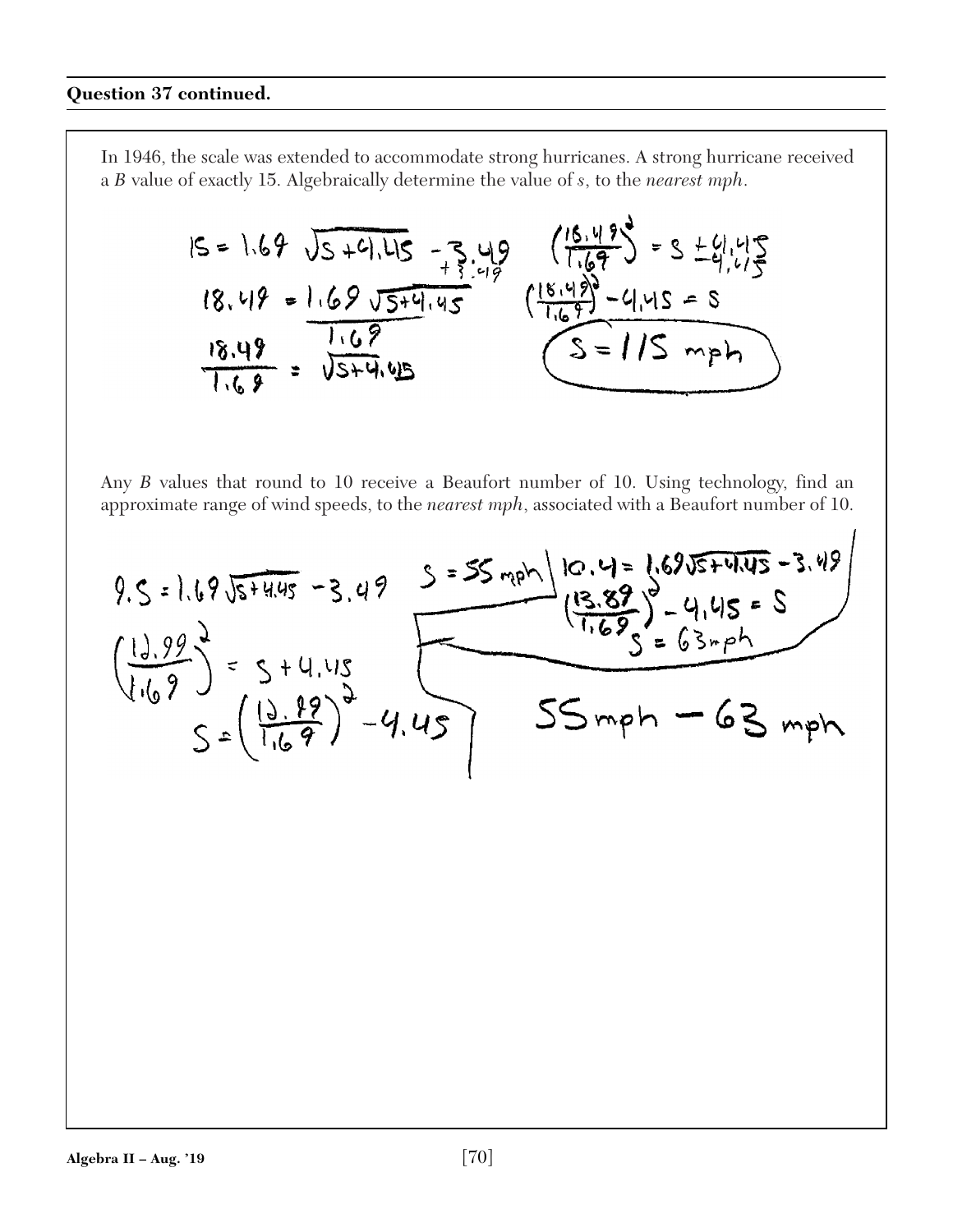**Question 37 continued.**

In 1946, the scale was extended to accommodate strong hurricanes. A strong hurricane received a $B$ value of exactly 15. Algebraically determine the value of $s$, to the *nearest mph*.

$$15 = 1.69\sqrt{s+4.45} - 3.49$$
$$+3.49$$
$$18.49 = 1.69\sqrt{s+4.45}$$
$$\frac{18.49}{1.69} = \sqrt{s+4.45}$$

$$\left(\frac{18.49}{1.69}\right)^2 = s + 4.45$$
$$-4.45$$
$$\left(\frac{18.49}{1.69}\right)^2 - 4.45 = s$$

$$s = 115 \text{ mph}$$

Any $B$ values that round to 10 receive a Beaufort number of 10. Using technology, find an approximate range of wind speeds, to the *nearest mph*, associated with a Beaufort number of 10.

$$9.5 = 1.69\sqrt{s+4.45} - 3.49$$
$$\left(\frac{12.99}{1.69}\right)^2 = s + 4.45$$
$$s = \left(\frac{12.99}{1.69}\right)^2 - 4.45$$

$s = 55$ mph

$$10.4 = 1.69\sqrt{s+4.45} - 3.49$$
$$\left(\frac{13.89}{1.69}\right)^2 - 4.45 = s$$
$$s = 63 \text{ mph}$$

55 mph – 63 mph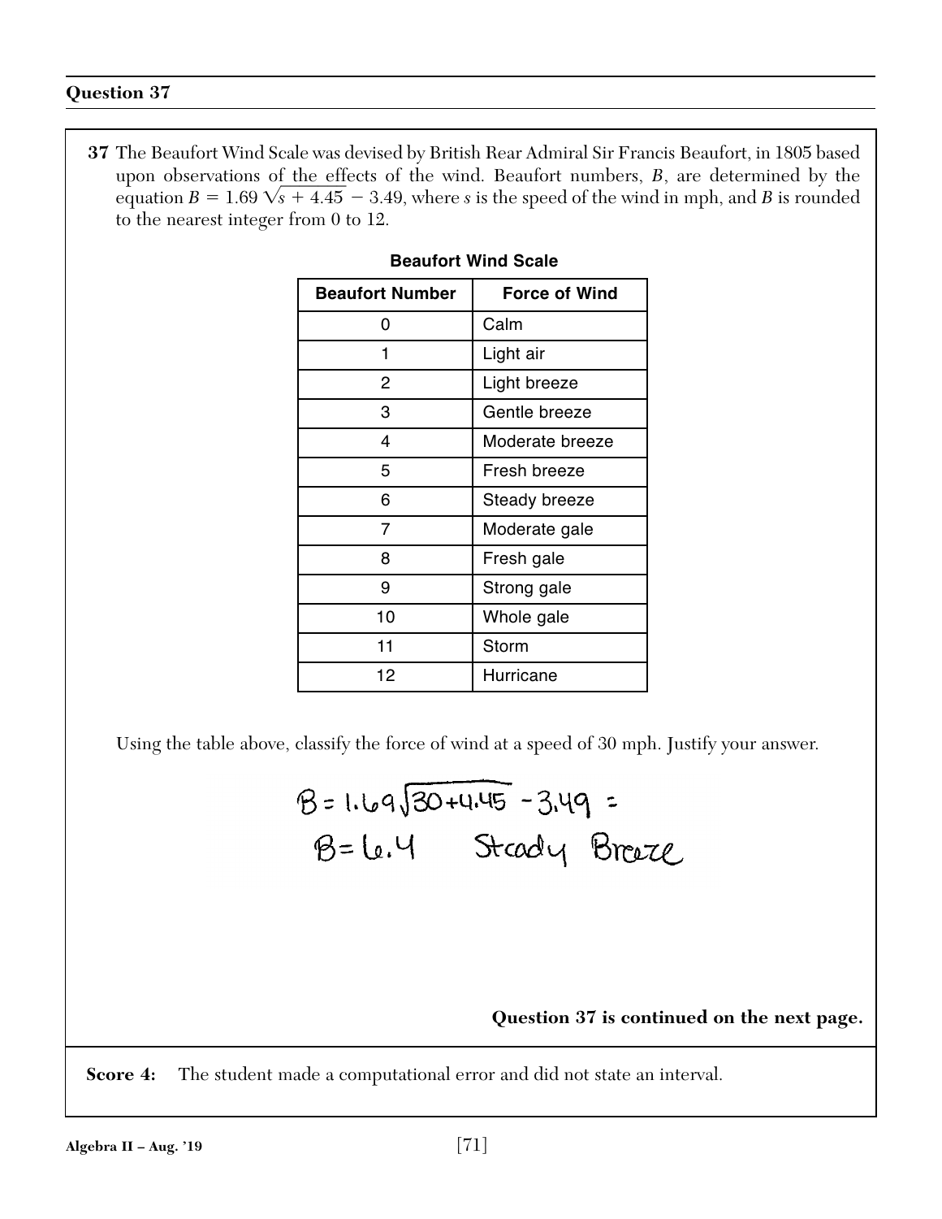## Question 37

**37** The Beaufort Wind Scale was devised by British Rear Admiral Sir Francis Beaufort, in 1805 based upon observations of the effects of the wind. Beaufort numbers, $B$, are determined by the equation $B = 1.69\sqrt{s + 4.45} - 3.49$, where $s$ is the speed of the wind in mph, and $B$ is rounded to the nearest integer from 0 to 12.

**Beaufort Wind Scale**

| Beaufort Number | Force of Wind |
|---|---|
| 0 | Calm |
| 1 | Light air |
| 2 | Light breeze |
| 3 | Gentle breeze |
| 4 | Moderate breeze |
| 5 | Fresh breeze |
| 6 | Steady breeze |
| 7 | Moderate gale |
| 8 | Fresh gale |
| 9 | Strong gale |
| 10 | Whole gale |
| 11 | Storm |
| 12 | Hurricane |

Using the table above, classify the force of wind at a speed of 30 mph. Justify your answer.

$B = 1.69\sqrt{30+4.45} - 3.49 =$

$B = 6.4$   Steady Breeze

**Question 37 is continued on the next page.**

**Score 4:** The student made a computational error and did not state an interval.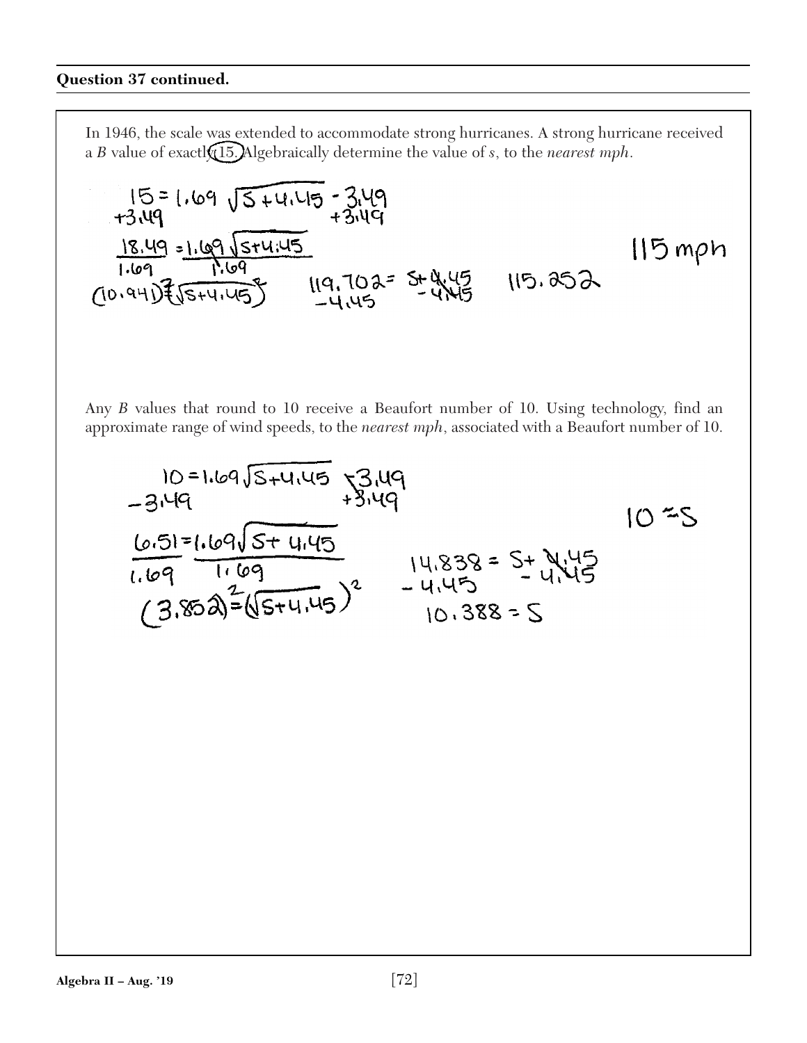**Question 37 continued.**

In 1946, the scale was extended to accommodate strong hurricanes. A strong hurricane received a $B$ value of exactly 15. Algebraically determine the value of $s$, to the *nearest mph*.

$15 = 1.69\sqrt{s + 4.45} - 3.49$
$+3.49 \qquad\qquad\qquad +3.49$

$\frac{18.49}{1.69} = \frac{1.69\sqrt{s+4.45}}{1.69}$

$(10.941)^2 = (\sqrt{s+4.45})^2$

$119.702 = s + 4.45$
$-4.45 \qquad -4.45$

$115.252$

115 mph

Any $B$ values that round to 10 receive a Beaufort number of 10. Using technology, find an approximate range of wind speeds, to the *nearest mph*, associated with a Beaufort number of 10.

$10 = 1.69\sqrt{s+4.45} - 3.49$
$-3.49 \qquad\qquad\qquad +3.49$

$\frac{6.51}{1.69} = \frac{1.69\sqrt{s+4.45}}{1.69}$

$(3.852)^2 = (\sqrt{s+4.45})^2$

$14.838 = s + 4.45$
$-4.45 \qquad -4.45$

$10.388 = s$

$10 \approx s$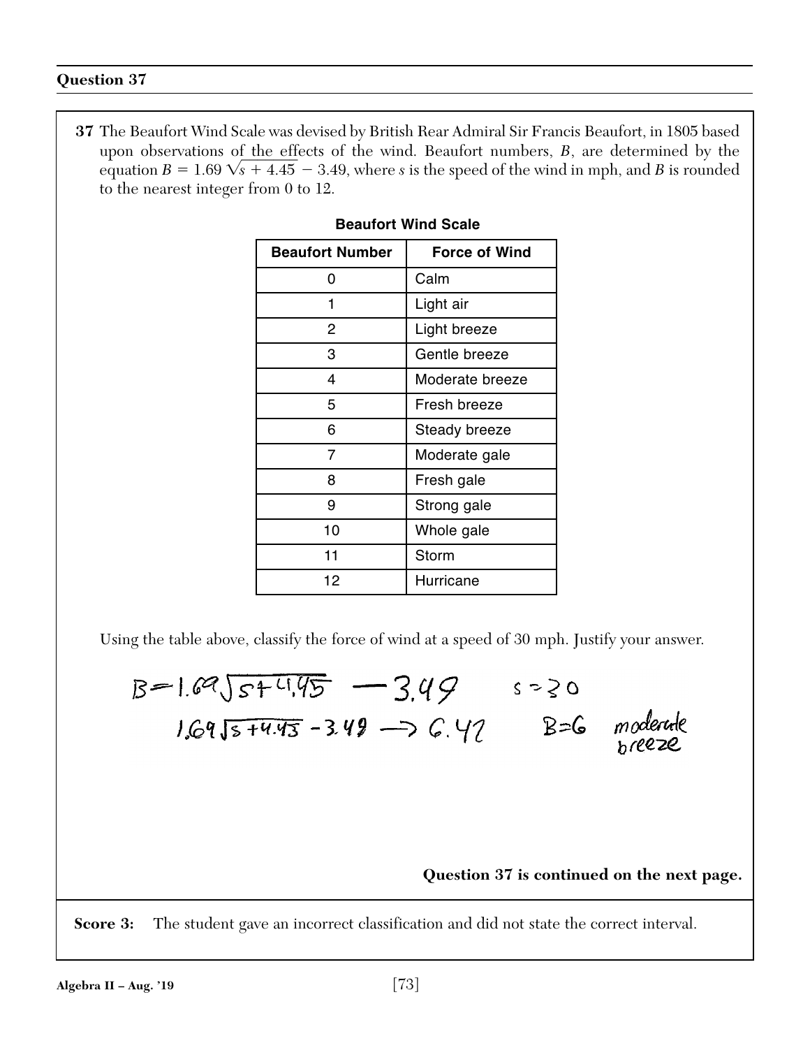## Question 37

**37** The Beaufort Wind Scale was devised by British Rear Admiral Sir Francis Beaufort, in 1805 based upon observations of the effects of the wind. Beaufort numbers, $B$, are determined by the equation $B = 1.69\sqrt{s + 4.45} - 3.49$, where $s$ is the speed of the wind in mph, and $B$ is rounded to the nearest integer from 0 to 12.

**Beaufort Wind Scale**

| Beaufort Number | Force of Wind |
|---|---|
| 0 | Calm |
| 1 | Light air |
| 2 | Light breeze |
| 3 | Gentle breeze |
| 4 | Moderate breeze |
| 5 | Fresh breeze |
| 6 | Steady breeze |
| 7 | Moderate gale |
| 8 | Fresh gale |
| 9 | Strong gale |
| 10 | Whole gale |
| 11 | Storm |
| 12 | Hurricane |

Using the table above, classify the force of wind at a speed of 30 mph. Justify your answer.

$B = 1.69\sqrt{s+4.45} - 3.49 \qquad s = 30$

$1.69\sqrt{s+4.45} - 3.49 \rightarrow 6.42 \qquad B = 6 \quad$ moderate breeze

**Question 37 is continued on the next page.**

**Score 3:** The student gave an incorrect classification and did not state the correct interval.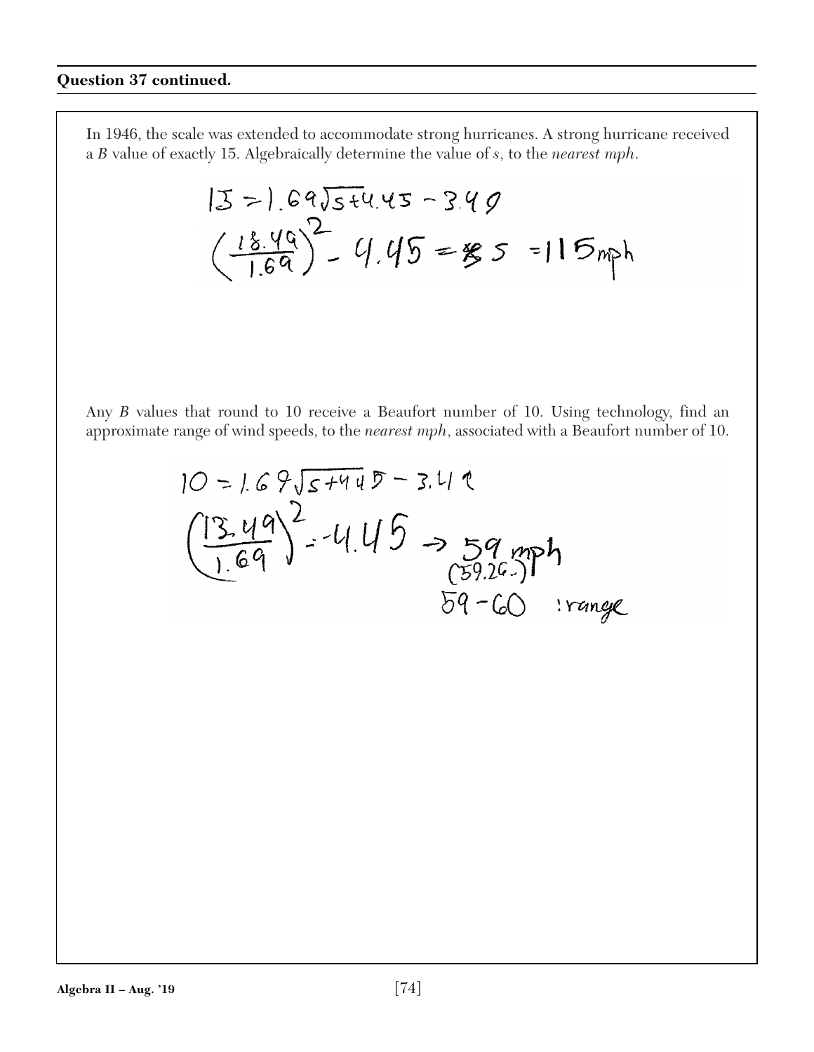**Question 37 continued.**

In 1946, the scale was extended to accommodate strong hurricanes. A strong hurricane received a $B$ value of exactly 15. Algebraically determine the value of $s$, to the *nearest mph*.

$$15 = 1.69\sqrt{s+4.45} - 3.49$$

$$\left(\frac{18.49}{1.69}\right)^2 - 4.45 = s = 115\text{mph}$$

Any $B$ values that round to 10 receive a Beaufort number of 10. Using technology, find an approximate range of wind speeds, to the *nearest mph*, associated with a Beaufort number of 10.

$$10 = 1.69\sqrt{s+4.45} - 3.49$$

$$\left(\frac{13.49}{1.69}\right)^2 - 4.45 \rightarrow 59\text{ mph}$$

(59.26)

59 – 60 : range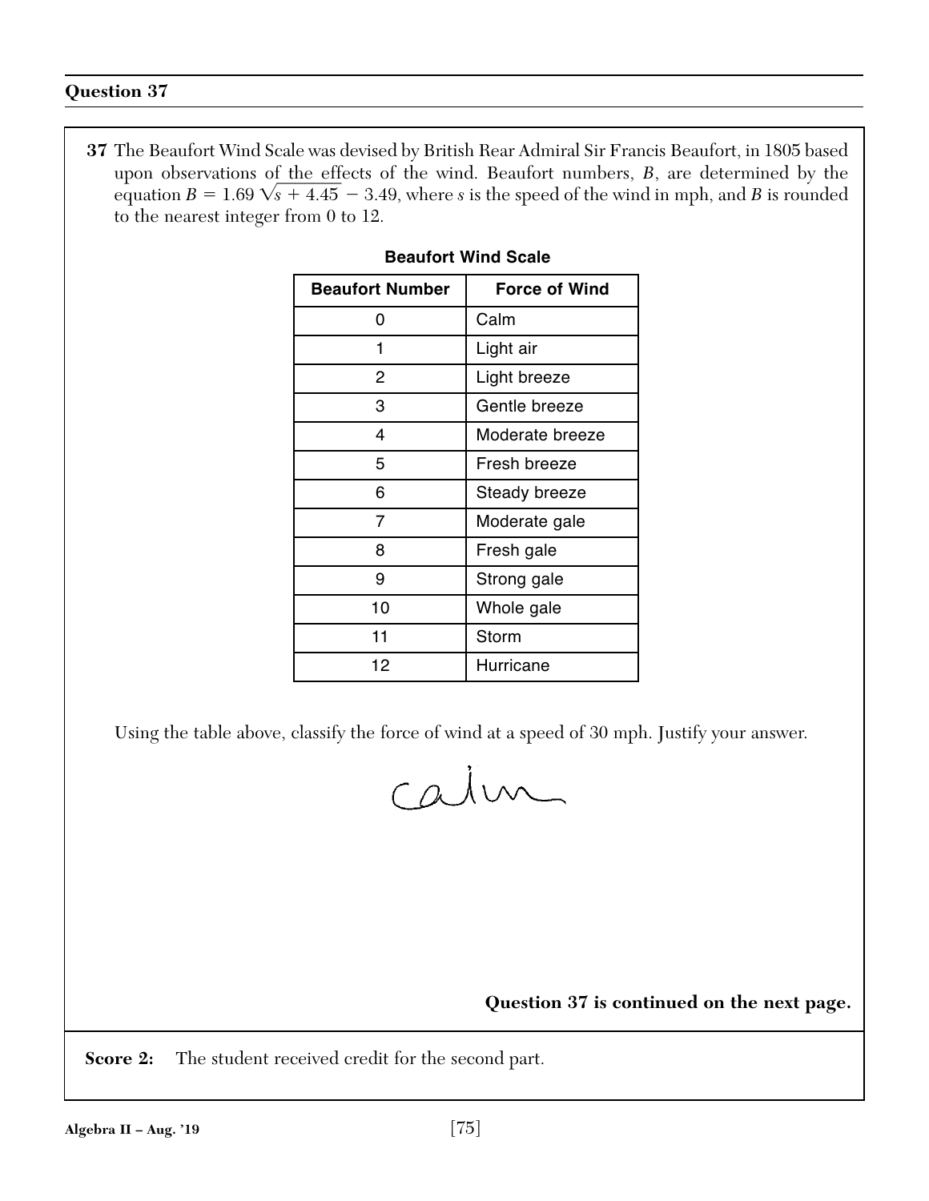## Question 37

**37** The Beaufort Wind Scale was devised by British Rear Admiral Sir Francis Beaufort, in 1805 based upon observations of the effects of the wind. Beaufort numbers, $B$, are determined by the equation $B = 1.69\sqrt{s + 4.45} - 3.49$, where $s$ is the speed of the wind in mph, and $B$ is rounded to the nearest integer from 0 to 12.

**Beaufort Wind Scale**

| Beaufort Number | Force of Wind |
|---|---|
| 0 | Calm |
| 1 | Light air |
| 2 | Light breeze |
| 3 | Gentle breeze |
| 4 | Moderate breeze |
| 5 | Fresh breeze |
| 6 | Steady breeze |
| 7 | Moderate gale |
| 8 | Fresh gale |
| 9 | Strong gale |
| 10 | Whole gale |
| 11 | Storm |
| 12 | Hurricane |

Using the table above, classify the force of wind at a speed of 30 mph. Justify your answer.

calm

**Question 37 is continued on the next page.**

**Score 2:** The student received credit for the second part.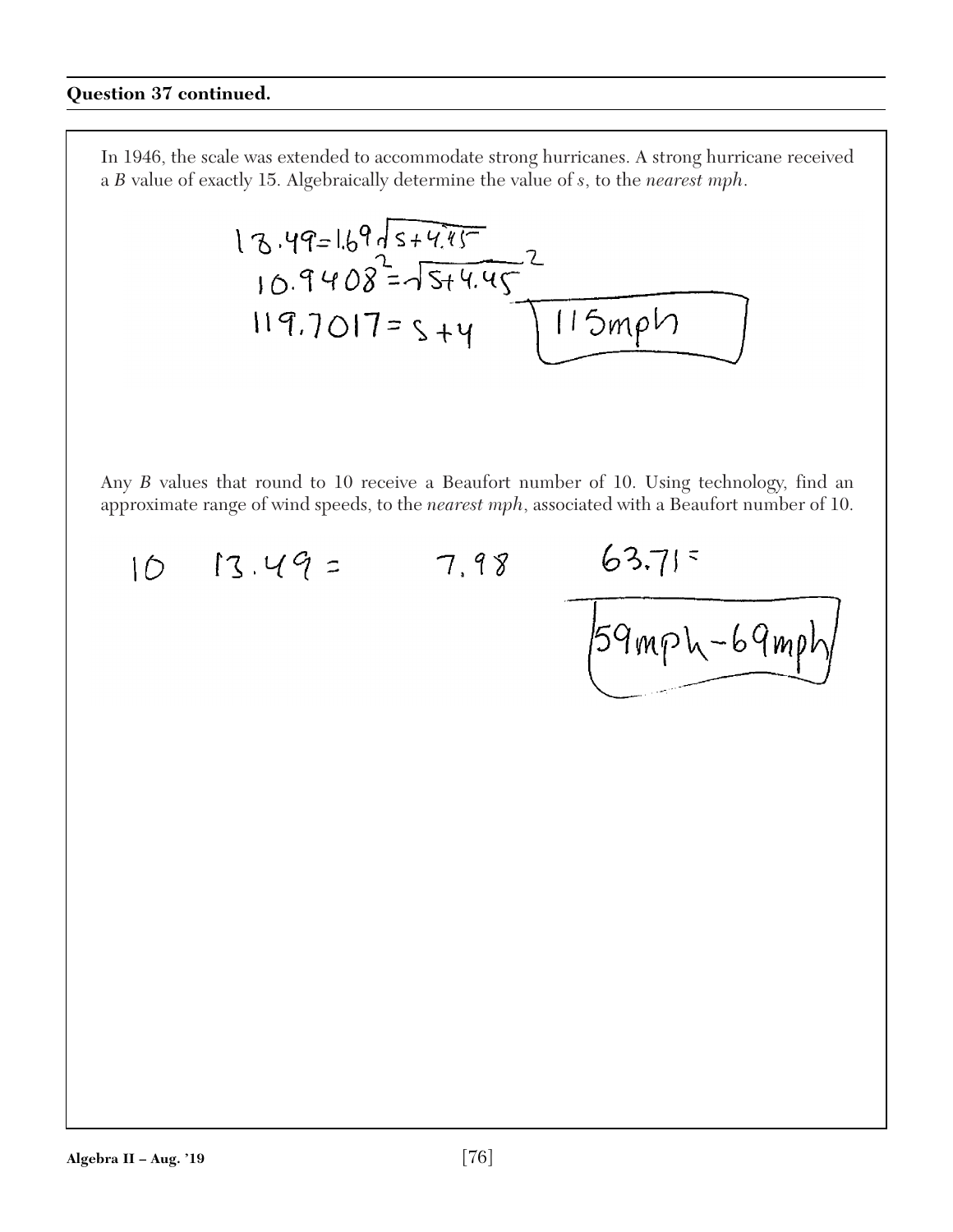**Question 37 continued.**

In 1946, the scale was extended to accommodate strong hurricanes. A strong hurricane received a *B* value of exactly 15. Algebraically determine the value of *s*, to the *nearest mph*.

$$13.49 = 1.69\sqrt{s+4.45}$$

$$10.9408^2 = \sqrt{s+4.45}^{\,2}$$

$$119.7017 = s+4$$

115mph

Any *B* values that round to 10 receive a Beaufort number of 10. Using technology, find an approximate range of wind speeds, to the *nearest mph*, associated with a Beaufort number of 10.

10 &nbsp;&nbsp; 13.49 = &nbsp;&nbsp;&nbsp;&nbsp; 7.98 &nbsp;&nbsp;&nbsp;&nbsp; 63.71 =

59mph – 69mph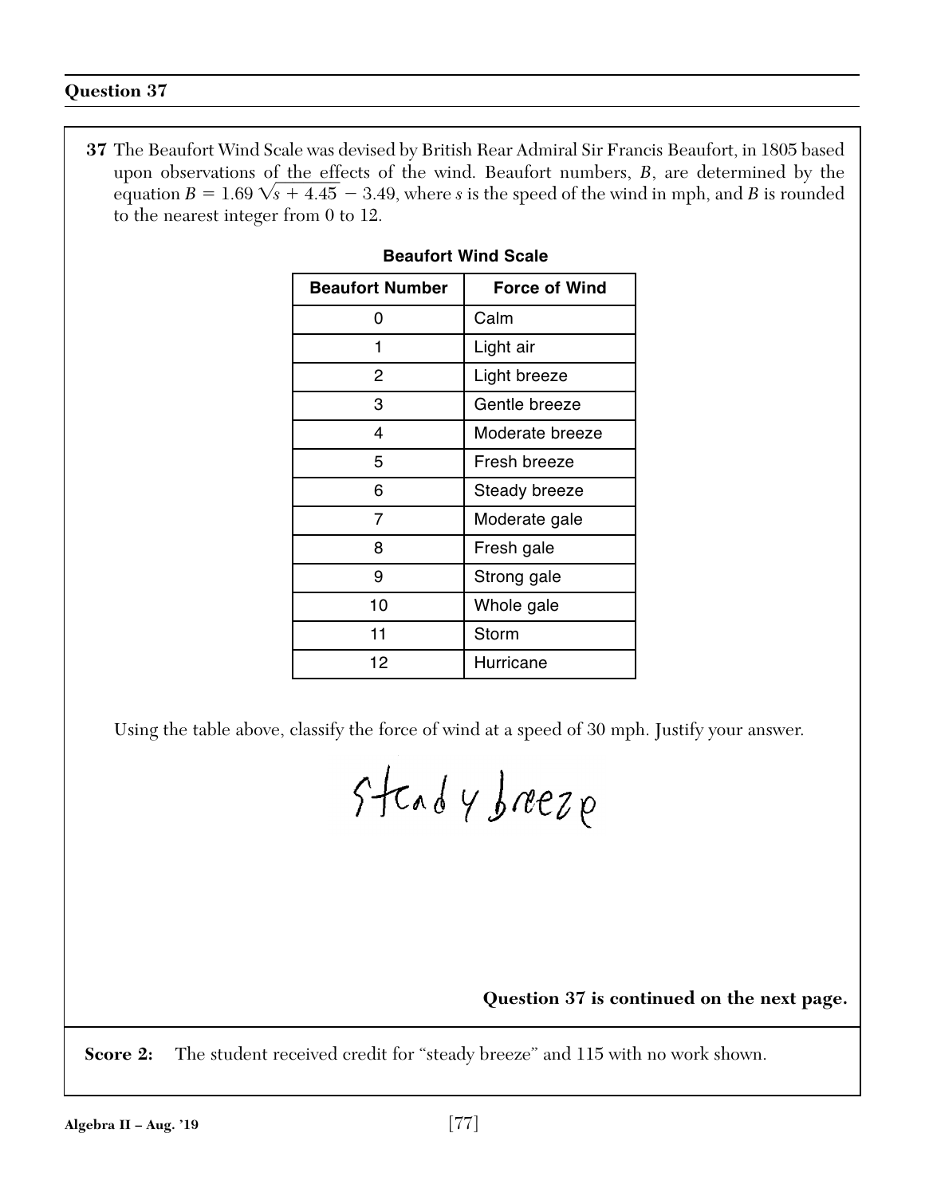## Question 37

**37** The Beaufort Wind Scale was devised by British Rear Admiral Sir Francis Beaufort, in 1805 based upon observations of the effects of the wind. Beaufort numbers, $B$, are determined by the equation $B = 1.69\sqrt{s + 4.45} - 3.49$, where $s$ is the speed of the wind in mph, and $B$ is rounded to the nearest integer from 0 to 12.

**Beaufort Wind Scale**

| Beaufort Number | Force of Wind |
|---|---|
| 0 | Calm |
| 1 | Light air |
| 2 | Light breeze |
| 3 | Gentle breeze |
| 4 | Moderate breeze |
| 5 | Fresh breeze |
| 6 | Steady breeze |
| 7 | Moderate gale |
| 8 | Fresh gale |
| 9 | Strong gale |
| 10 | Whole gale |
| 11 | Storm |
| 12 | Hurricane |

Using the table above, classify the force of wind at a speed of 30 mph. Justify your answer.

steady breeze

**Question 37 is continued on the next page.**

**Score 2:** The student received credit for "steady breeze" and 115 with no work shown.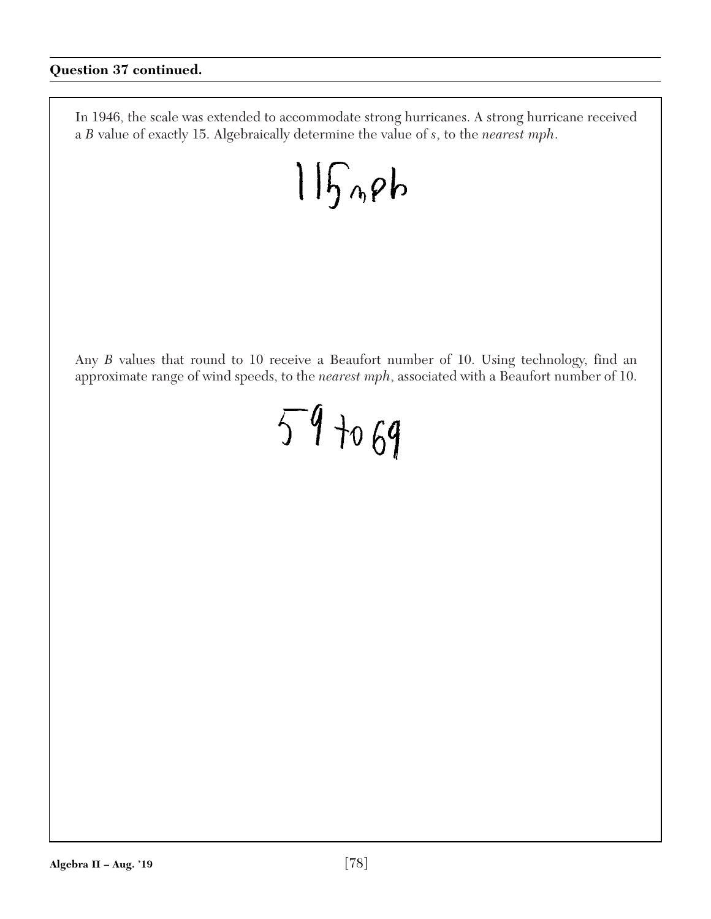**Question 37 continued.**

In 1946, the scale was extended to accommodate strong hurricanes. A strong hurricane received a $B$ value of exactly 15. Algebraically determine the value of $s$, to the *nearest mph*.

115 mph

Any $B$ values that round to 10 receive a Beaufort number of 10. Using technology, find an approximate range of wind speeds, to the *nearest mph*, associated with a Beaufort number of 10.

59 to 69

Algebra II – Aug. '19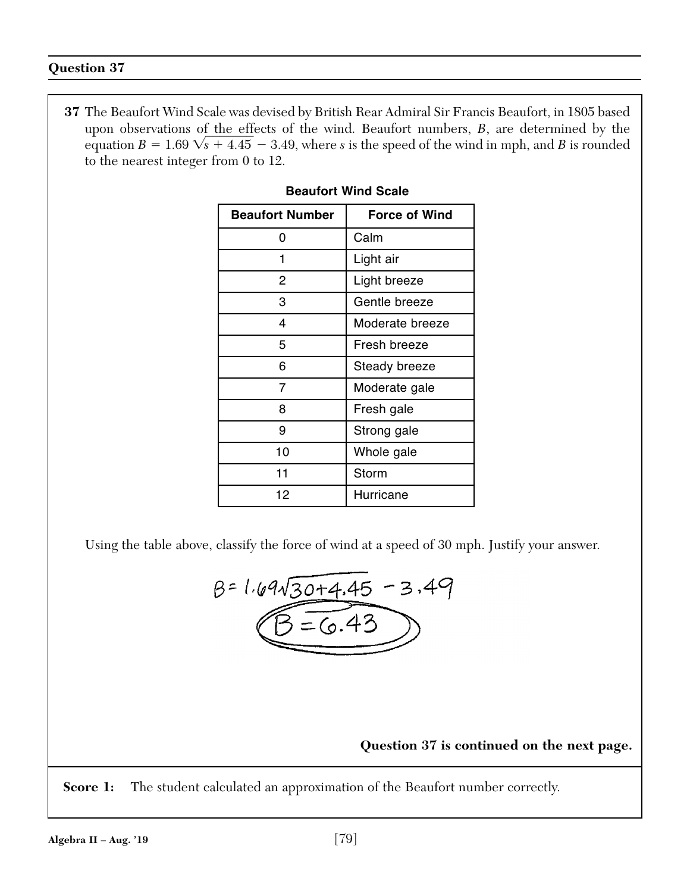## Question 37

**37** The Beaufort Wind Scale was devised by British Rear Admiral Sir Francis Beaufort, in 1805 based upon observations of the effects of the wind. Beaufort numbers, $B$, are determined by the equation $B = 1.69\sqrt{s + 4.45} - 3.49$, where $s$ is the speed of the wind in mph, and $B$ is rounded to the nearest integer from 0 to 12.

**Beaufort Wind Scale**

| Beaufort Number | Force of Wind |
|---|---|
| 0 | Calm |
| 1 | Light air |
| 2 | Light breeze |
| 3 | Gentle breeze |
| 4 | Moderate breeze |
| 5 | Fresh breeze |
| 6 | Steady breeze |
| 7 | Moderate gale |
| 8 | Fresh gale |
| 9 | Strong gale |
| 10 | Whole gale |
| 11 | Storm |
| 12 | Hurricane |

Using the table above, classify the force of wind at a speed of 30 mph. Justify your answer.

$$B = 1.69\sqrt{30 + 4.45} - 3.49$$

$$B = 6.43$$

**Question 37 is continued on the next page.**

**Score 1:** The student calculated an approximation of the Beaufort number correctly.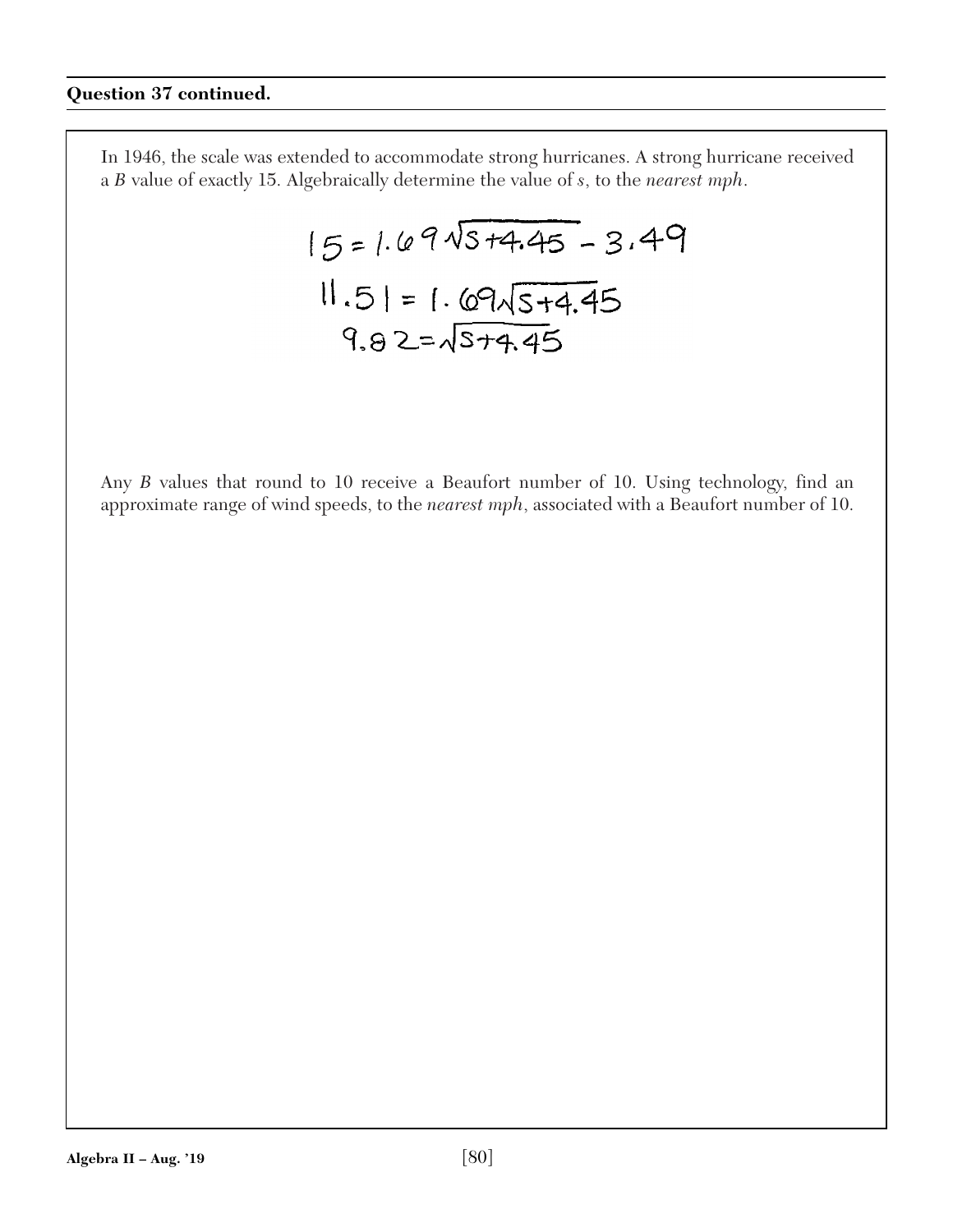**Question 37 continued.**

In 1946, the scale was extended to accommodate strong hurricanes. A strong hurricane received a *B* value of exactly 15. Algebraically determine the value of *s*, to the *nearest mph*.

$$15 = 1.69\sqrt{s+4.45} - 3.49$$

$$11.51 = 1.69\sqrt{s+4.45}$$

$$9.82 = \sqrt{s+4.45}$$

Any *B* values that round to 10 receive a Beaufort number of 10. Using technology, find an approximate range of wind speeds, to the *nearest mph*, associated with a Beaufort number of 10.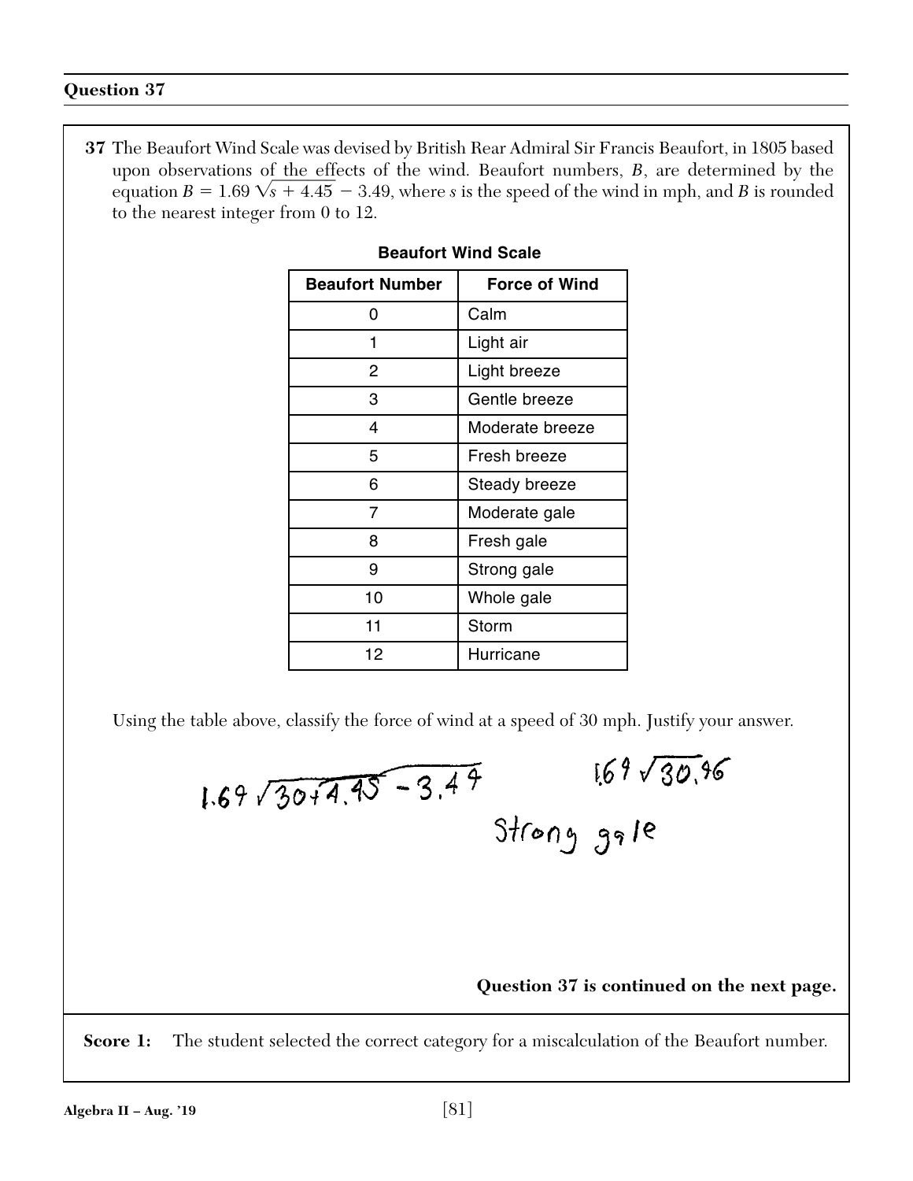## Question 37

**37** The Beaufort Wind Scale was devised by British Rear Admiral Sir Francis Beaufort, in 1805 based upon observations of the effects of the wind. Beaufort numbers, $B$, are determined by the equation $B = 1.69\sqrt{s + 4.45} - 3.49$, where $s$ is the speed of the wind in mph, and $B$ is rounded to the nearest integer from 0 to 12.

**Beaufort Wind Scale**

| Beaufort Number | Force of Wind |
|---|---|
| 0 | Calm |
| 1 | Light air |
| 2 | Light breeze |
| 3 | Gentle breeze |
| 4 | Moderate breeze |
| 5 | Fresh breeze |
| 6 | Steady breeze |
| 7 | Moderate gale |
| 8 | Fresh gale |
| 9 | Strong gale |
| 10 | Whole gale |
| 11 | Storm |
| 12 | Hurricane |

Using the table above, classify the force of wind at a speed of 30 mph. Justify your answer.

$1.69\sqrt{30+4.45 - 3.49}$ $\quad$ $1.69\sqrt{30.96}$

Strong gale

**Question 37 is continued on the next page.**

**Score 1:** The student selected the correct category for a miscalculation of the Beaufort number.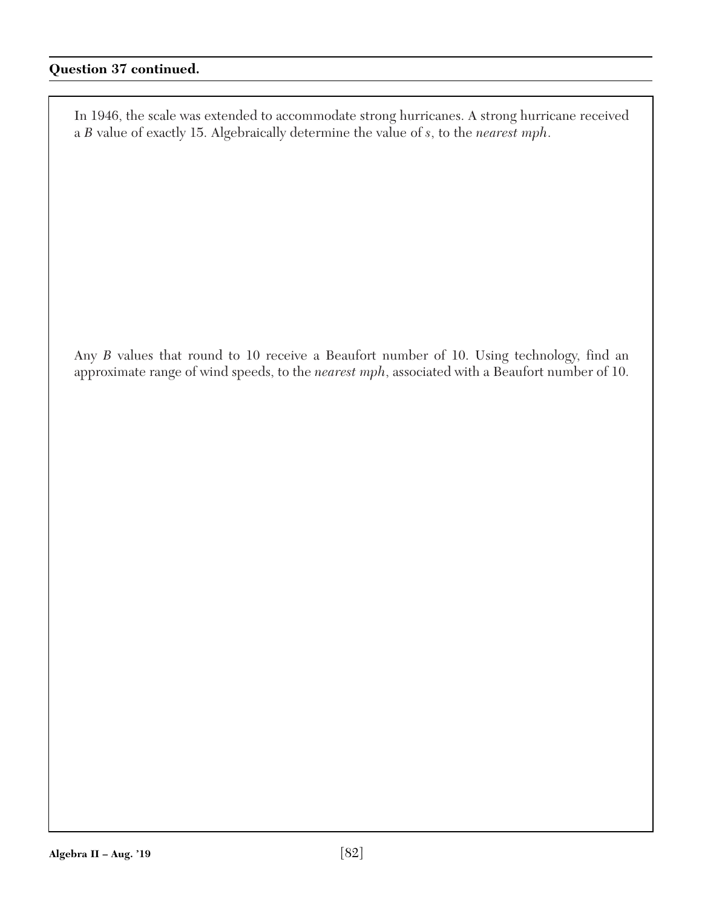**Question 37 continued.**

In 1946, the scale was extended to accommodate strong hurricanes. A strong hurricane received a $B$ value of exactly 15. Algebraically determine the value of $s$, to the *nearest mph*.

Any $B$ values that round to 10 receive a Beaufort number of 10. Using technology, find an approximate range of wind speeds, to the *nearest mph*, associated with a Beaufort number of 10.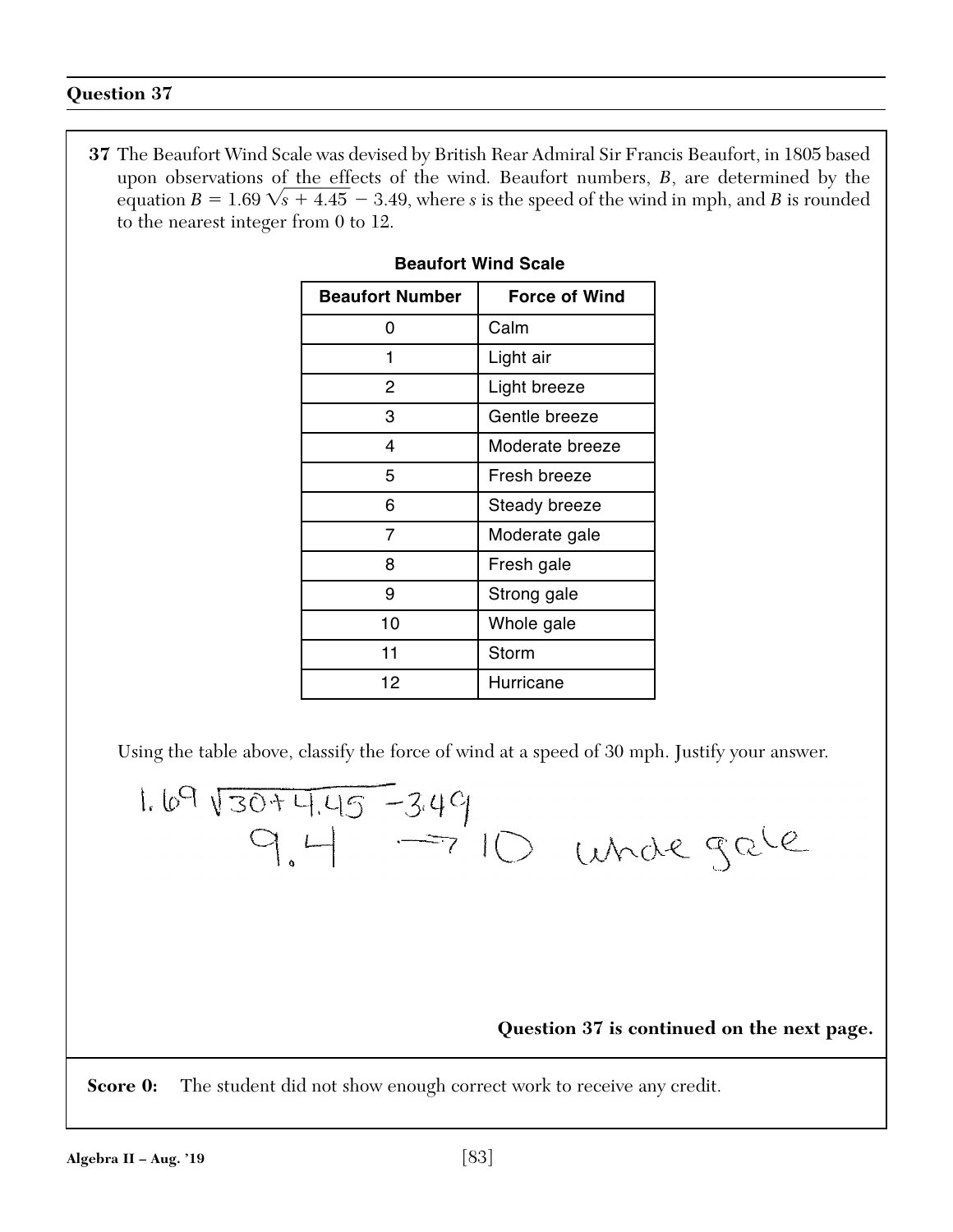## Question 37

**37** The Beaufort Wind Scale was devised by British Rear Admiral Sir Francis Beaufort, in 1805 based upon observations of the effects of the wind. Beaufort numbers, $B$, are determined by the equation $B = 1.69\sqrt{s + 4.45} - 3.49$, where $s$ is the speed of the wind in mph, and $B$ is rounded to the nearest integer from 0 to 12.

**Beaufort Wind Scale**

| Beaufort Number | Force of Wind |
|---|---|
| 0 | Calm |
| 1 | Light air |
| 2 | Light breeze |
| 3 | Gentle breeze |
| 4 | Moderate breeze |
| 5 | Fresh breeze |
| 6 | Steady breeze |
| 7 | Moderate gale |
| 8 | Fresh gale |
| 9 | Strong gale |
| 10 | Whole gale |
| 11 | Storm |
| 12 | Hurricane |

Using the table above, classify the force of wind at a speed of 30 mph. Justify your answer.

$1.69\sqrt{30+4.45 - 3.49}$

$9.4 \rightarrow 10$ whole gale

**Question 37 is continued on the next page.**

**Score 0:** The student did not show enough correct work to receive any credit.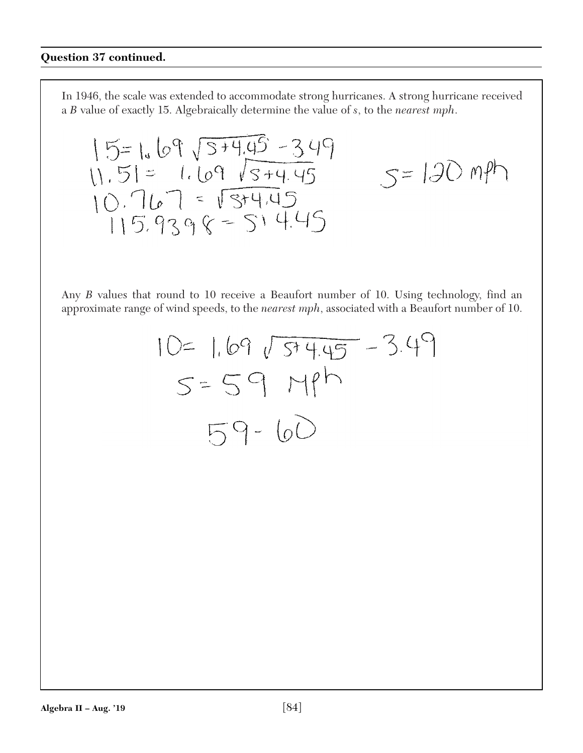**Question 37 continued.**

In 1946, the scale was extended to accommodate strong hurricanes. A strong hurricane received a $B$ value of exactly 15. Algebraically determine the value of $s$, to the *nearest mph*.

$$15 = 1.69\sqrt{s+4.45} - 3.49$$
$$11.51 = 1.69\sqrt{s+4.45}$$
$$10.767 = \sqrt{s+4.45}$$
$$115.9398 = s + 4.45$$

$s = 120$ mph

Any $B$ values that round to 10 receive a Beaufort number of 10. Using technology, find an approximate range of wind speeds, to the *nearest mph*, associated with a Beaufort number of 10.

$$10 = 1.69\sqrt{s+4.45} - 3.49$$
$$s = 59 \text{ Mph}$$
$$59 - 60$$